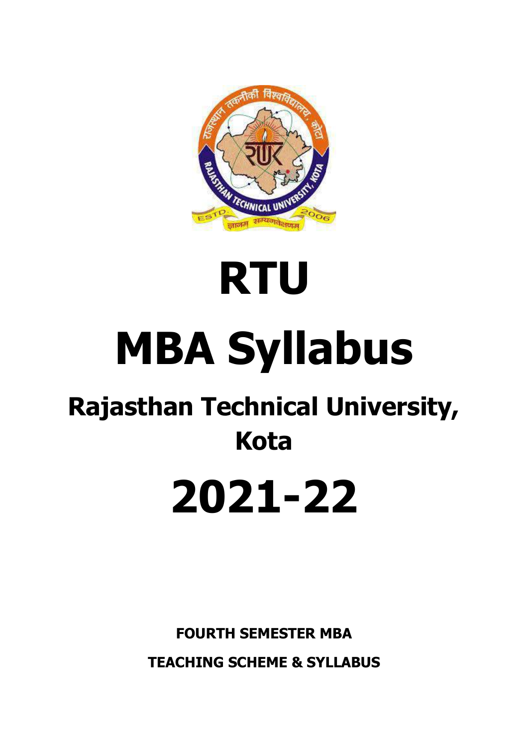# RTU

# MBA Syllabus

## Rajasthan Technical University, Kota

# 2021-22

**FOURTH SEMESTER MBA**

**TEACHING SCHEME & SYLLABUS**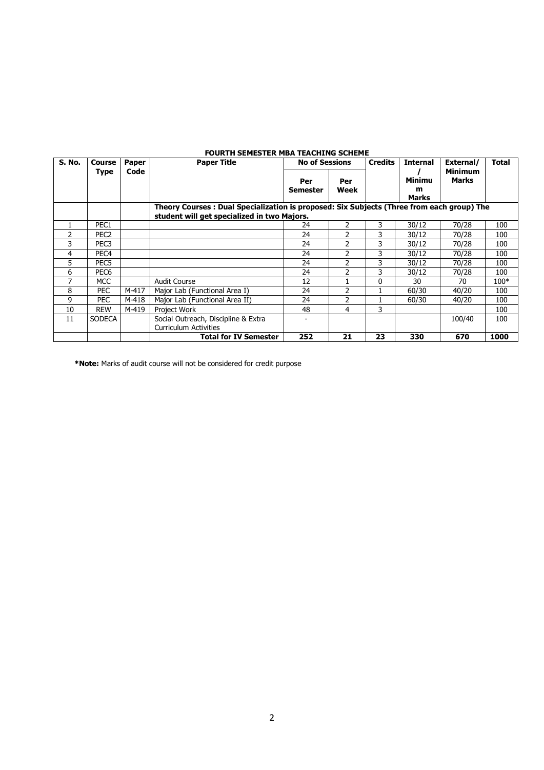**FOURTH SEMESTER MBA TEACHING SCHEME**

| S. No. | Course Type | Paper Code | Paper Title | No of Sessions | | Credits | Internal / Minimum Marks | External/ Minimum Marks | Total |
|---|---|---|---|---|---|---|---|---|---|
| | | | | Per Semester | Per Week | | | | |
| | | | **Theory Courses : Dual Specialization is proposed: Six Subjects (Three from each group) The student will get specialized in two Majors.** | | | | | | |
| 1 | PEC1 | | | 24 | 2 | 3 | 30/12 | 70/28 | 100 |
| 2 | PEC2 | | | 24 | 2 | 3 | 30/12 | 70/28 | 100 |
| 3 | PEC3 | | | 24 | 2 | 3 | 30/12 | 70/28 | 100 |
| 4 | PEC4 | | | 24 | 2 | 3 | 30/12 | 70/28 | 100 |
| 5 | PEC5 | | | 24 | 2 | 3 | 30/12 | 70/28 | 100 |
| 6 | PEC6 | | | 24 | 2 | 3 | 30/12 | 70/28 | 100 |
| 7 | MCC | | Audit Course | 12 | 1 | 0 | 30 | 70 | 100* |
| 8 | PEC | M-417 | Major Lab (Functional Area I) | 24 | 2 | 1 | 60/30 | 40/20 | 100 |
| 9 | PEC | M-418 | Major Lab (Functional Area II) | 24 | 2 | 1 | 60/30 | 40/20 | 100 |
| 10 | REW | M-419 | Project Work | 48 | 4 | 3 | | | 100 |
| 11 | SODECA | | Social Outreach, Discipline & Extra Curriculum Activities | - | | | | 100/40 | 100 |
| | | | **Total for IV Semester** | **252** | **21** | **23** | **330** | **670** | **1000** |

***Note:** Marks of audit course will not be considered for credit purpose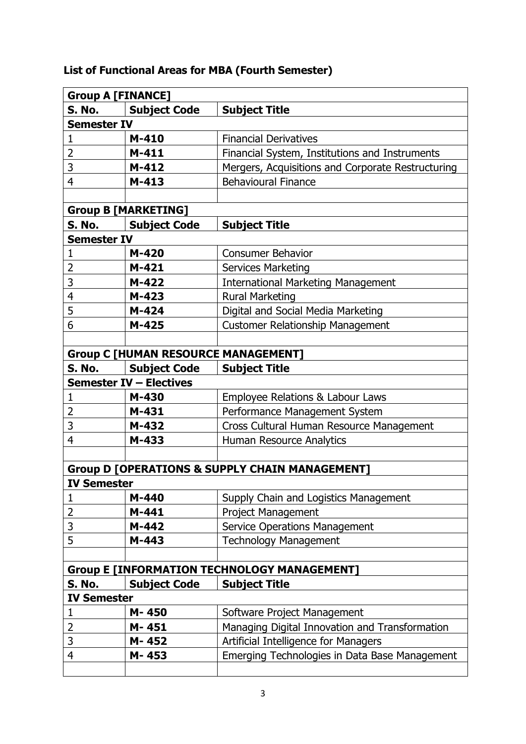**List of Functional Areas for MBA (Fourth Semester)**

| **Group A [FINANCE]** | | |
|---|---|---|
| **S. No.** | **Subject Code** | **Subject Title** |
| **Semester IV** | | |
| 1 | **M-410** | Financial Derivatives |
| 2 | **M-411** | Financial System, Institutions and Instruments |
| 3 | **M-412** | Mergers, Acquisitions and Corporate Restructuring |
| 4 | **M-413** | Behavioural Finance |
| | | |
| **Group B [MARKETING]** | | |
| **S. No.** | **Subject Code** | **Subject Title** |
| **Semester IV** | | |
| 1 | **M-420** | Consumer Behavior |
| 2 | **M-421** | Services Marketing |
| 3 | **M-422** | International Marketing Management |
| 4 | **M-423** | Rural Marketing |
| 5 | **M-424** | Digital and Social Media Marketing |
| 6 | **M-425** | Customer Relationship Management |
| | | |
| **Group C [HUMAN RESOURCE MANAGEMENT]** | | |
| **S. No.** | **Subject Code** | **Subject Title** |
| **Semester IV – Electives** | | |
| 1 | **M-430** | Employee Relations & Labour Laws |
| 2 | **M-431** | Performance Management System |
| 3 | **M-432** | Cross Cultural Human Resource Management |
| 4 | **M-433** | Human Resource Analytics |
| | | |
| **Group D [OPERATIONS & SUPPLY CHAIN MANAGEMENT]** | | |
| **IV Semester** | | |
| 1 | **M-440** | Supply Chain and Logistics Management |
| 2 | **M-441** | Project Management |
| 3 | **M-442** | Service Operations Management |
| 5 | **M-443** | Technology Management |
| | | |
| **Group E [INFORMATION TECHNOLOGY MANAGEMENT]** | | |
| **S. No.** | **Subject Code** | **Subject Title** |
| **IV Semester** | | |
| 1 | **M- 450** | Software Project Management |
| 2 | **M- 451** | Managing Digital Innovation and Transformation |
| 3 | **M- 452** | Artificial Intelligence for Managers |
| 4 | **M- 453** | Emerging Technologies in Data Base Management |
| | | |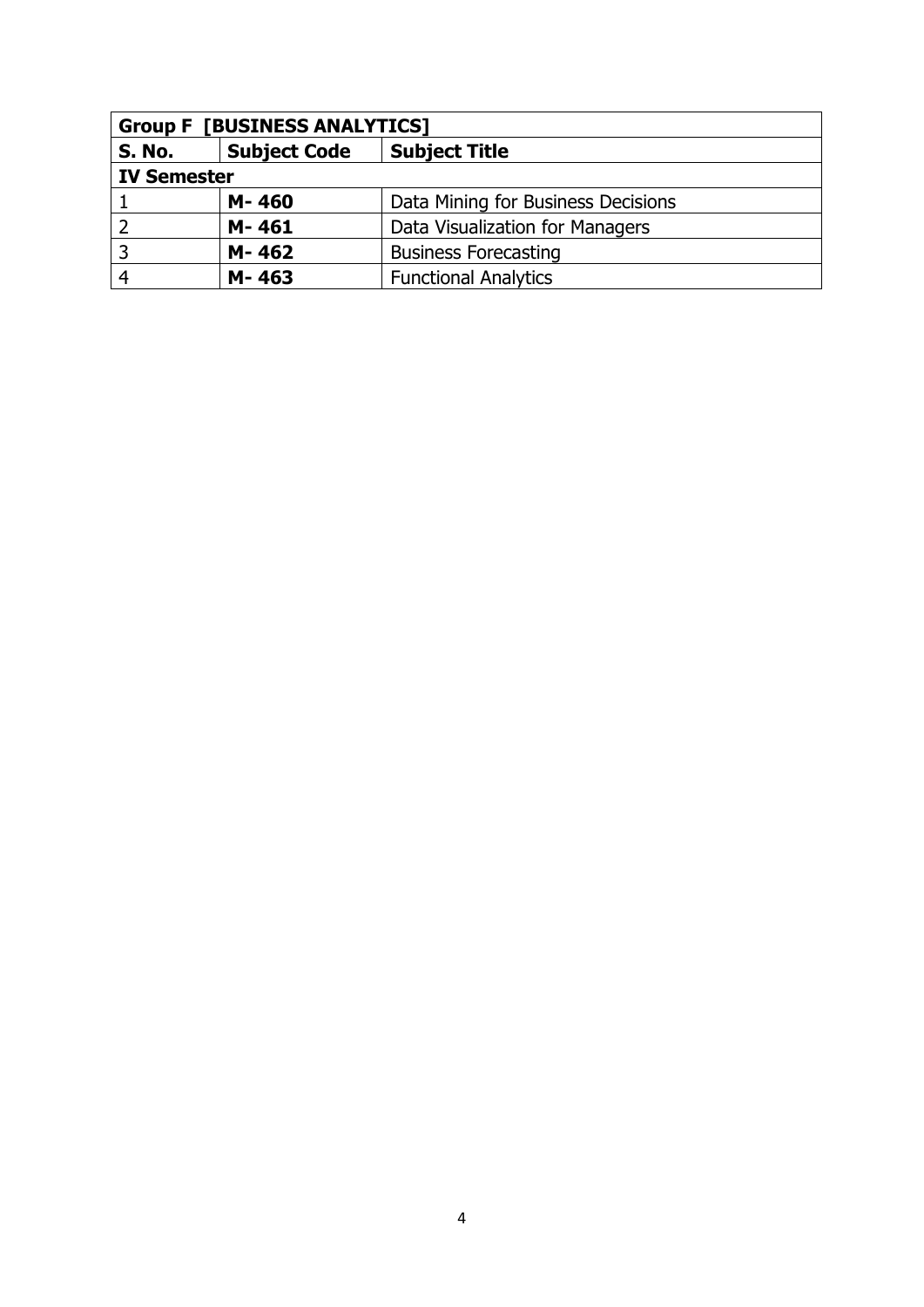| Group F [BUSINESS ANALYTICS] | | |
|---|---|---|
| **S. No.** | **Subject Code** | **Subject Title** |
| **IV Semester** | | |
| 1 | **M- 460** | Data Mining for Business Decisions |
| 2 | **M- 461** | Data Visualization for Managers |
| 3 | **M- 462** | Business Forecasting |
| 4 | **M- 463** | Functional Analytics |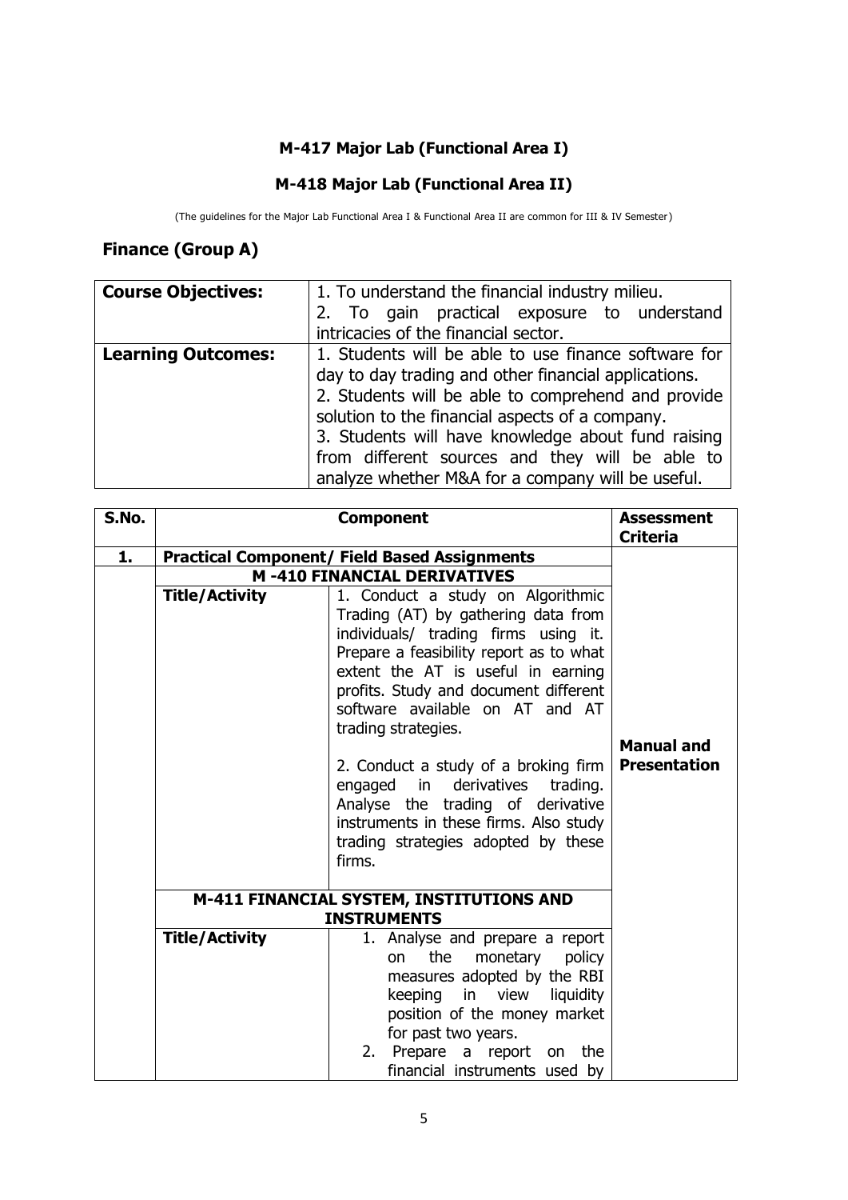## M-417 Major Lab (Functional Area I)

## M-418 Major Lab (Functional Area II)

(The guidelines for the Major Lab Functional Area I & Functional Area II are common for III & IV Semester)

## Finance (Group A)

| **Course Objectives:** | 1. To understand the financial industry milieu.<br>2. To gain practical exposure to understand intricacies of the financial sector. |
|---|---|
| **Learning Outcomes:** | 1. Students will be able to use finance software for day to day trading and other financial applications.<br>2. Students will be able to comprehend and provide solution to the financial aspects of a company.<br>3. Students will have knowledge about fund raising from different sources and they will be able to analyze whether M&A for a company will be useful. |

| S.No. | Component | | Assessment Criteria |
|---|---|---|---|
| **1.** | **Practical Component/ Field Based Assignments** | | **Manual and Presentation** |
| | **M -410 FINANCIAL DERIVATIVES** | | |
| | **Title/Activity** | 1. Conduct a study on Algorithmic Trading (AT) by gathering data from individuals/ trading firms using it. Prepare a feasibility report as to what extent the AT is useful in earning profits. Study and document different software available on AT and AT trading strategies.<br><br>2. Conduct a study of a broking firm engaged in derivatives trading. Analyse the trading of derivative instruments in these firms. Also study trading strategies adopted by these firms. | |
| | **M-411 FINANCIAL SYSTEM, INSTITUTIONS AND INSTRUMENTS** | | |
| | **Title/Activity** | 1. Analyse and prepare a report on the monetary policy measures adopted by the RBI keeping in view liquidity position of the money market for past two years.<br>2. Prepare a report on the financial instruments used by | |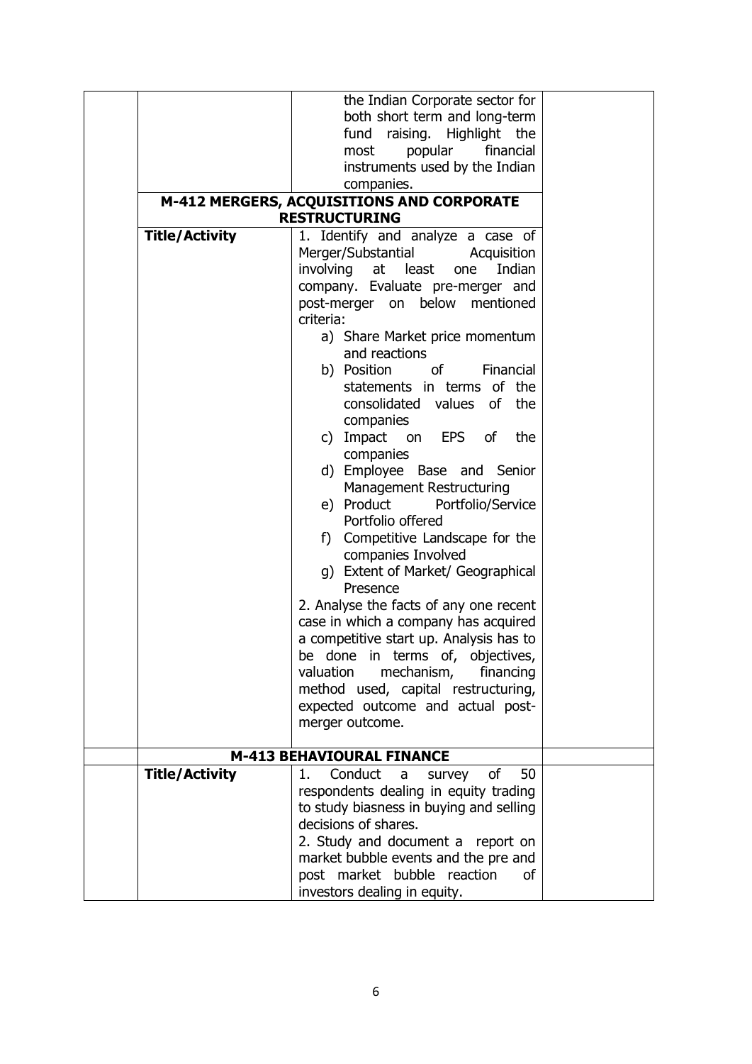| | | | |
|---|---|---|---|
| | | the Indian Corporate sector for both short term and long-term fund raising. Highlight the most popular financial instruments used by the Indian companies. | |
| | **M-412 MERGERS, ACQUISITIONS AND CORPORATE RESTRUCTURING** | | |
| | **Title/Activity** | 1. Identify and analyze a case of Merger/Substantial Acquisition involving at least one Indian company. Evaluate pre-merger and post-merger on below mentioned criteria:<br>a) Share Market price momentum and reactions<br>b) Position of Financial statements in terms of the consolidated values of the companies<br>c) Impact on EPS of the companies<br>d) Employee Base and Senior Management Restructuring<br>e) Product Portfolio/Service Portfolio offered<br>f) Competitive Landscape for the companies Involved<br>g) Extent of Market/ Geographical Presence<br>2. Analyse the facts of any one recent case in which a company has acquired a competitive start up. Analysis has to be done in terms of, objectives, valuation mechanism, financing method used, capital restructuring, expected outcome and actual post-merger outcome. | |
| | **M-413 BEHAVIOURAL FINANCE** | | |
| | **Title/Activity** | 1. Conduct a survey of 50 respondents dealing in equity trading to study biasness in buying and selling decisions of shares.<br>2. Study and document a report on market bubble events and the pre and post market bubble reaction of investors dealing in equity. | |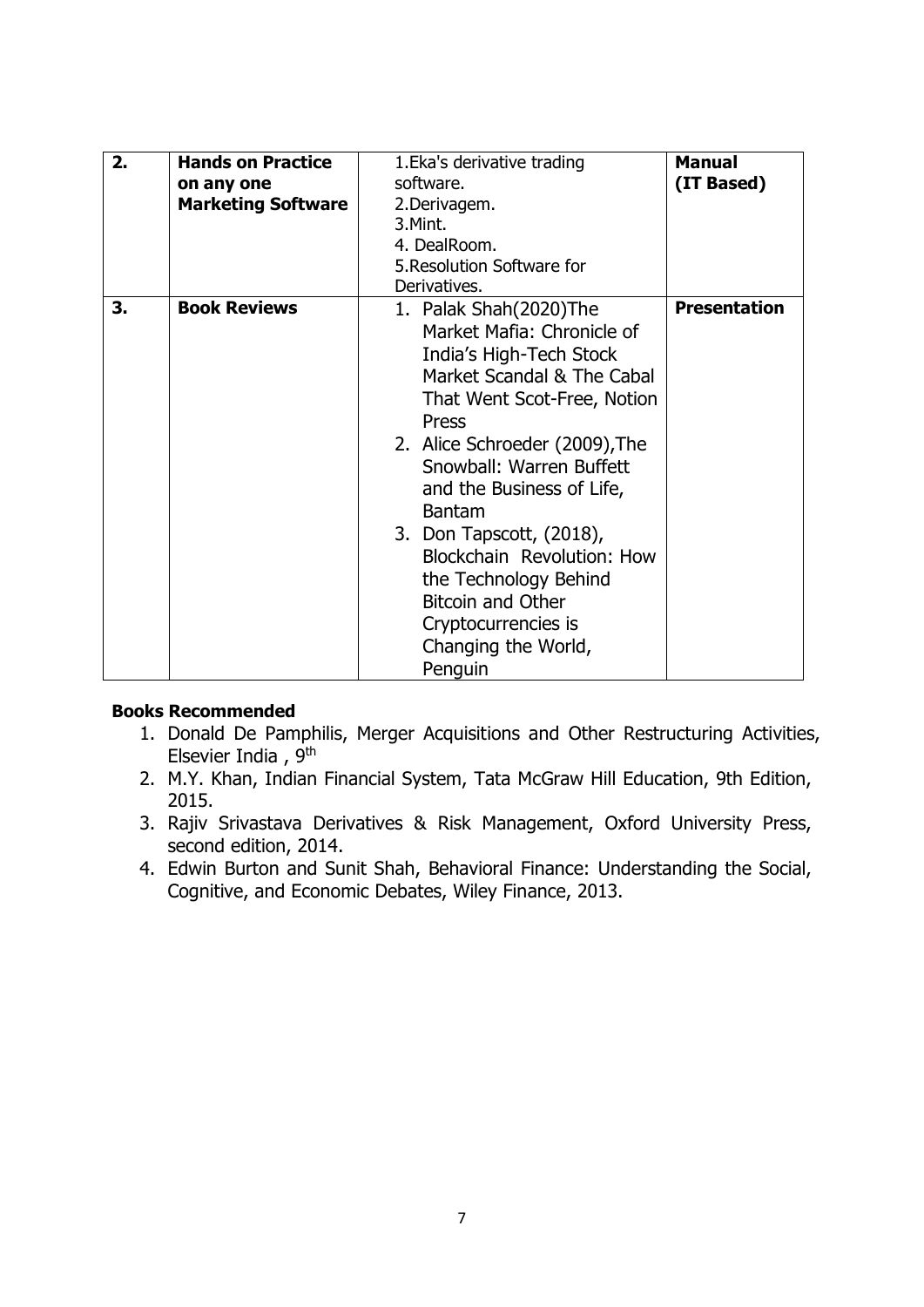| 2. | **Hands on Practice on any one Marketing Software** | 1.Eka's derivative trading software.<br>2.Derivagem.<br>3.Mint.<br>4. DealRoom.<br>5.Resolution Software for Derivatives. | **Manual (IT Based)** |
|---|---|---|---|
| 3. | **Book Reviews** | 1. Palak Shah(2020)The Market Mafia: Chronicle of India's High-Tech Stock Market Scandal & The Cabal That Went Scot-Free, Notion Press<br>2. Alice Schroeder (2009),The Snowball: Warren Buffett and the Business of Life, Bantam<br>3. Don Tapscott, (2018), Blockchain Revolution: How the Technology Behind Bitcoin and Other Cryptocurrencies is Changing the World, Penguin | **Presentation** |

**Books Recommended**

1. Donald De Pamphilis, Merger Acquisitions and Other Restructuring Activities, Elsevier India , 9th
2. M.Y. Khan, Indian Financial System, Tata McGraw Hill Education, 9th Edition, 2015.
3. Rajiv Srivastava Derivatives & Risk Management, Oxford University Press, second edition, 2014.
4. Edwin Burton and Sunit Shah, Behavioral Finance: Understanding the Social, Cognitive, and Economic Debates, Wiley Finance, 2013.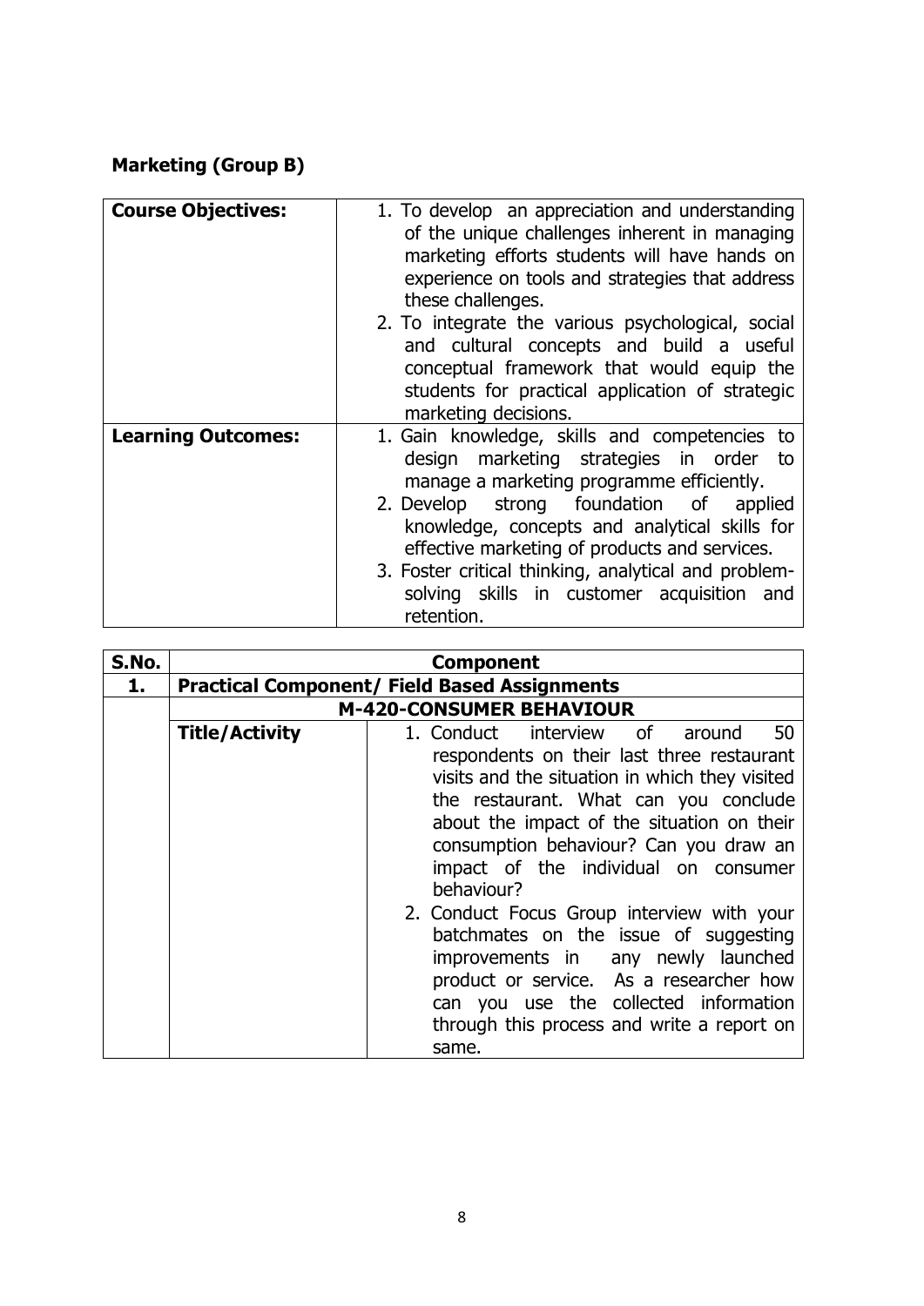**Marketing (Group B)**

| **Course Objectives:** | 1. To develop an appreciation and understanding of the unique challenges inherent in managing marketing efforts students will have hands on experience on tools and strategies that address these challenges.<br>2. To integrate the various psychological, social and cultural concepts and build a useful conceptual framework that would equip the students for practical application of strategic marketing decisions. |
|---|---|
| **Learning Outcomes:** | 1. Gain knowledge, skills and competencies to design marketing strategies in order to manage a marketing programme efficiently.<br>2. Develop strong foundation of applied knowledge, concepts and analytical skills for effective marketing of products and services.<br>3. Foster critical thinking, analytical and problem-solving skills in customer acquisition and retention. |

| **S.No.** | **Component** | |
|---|---|---|
| **1.** | **Practical Component/ Field Based Assignments** | |
| | **M-420-CONSUMER BEHAVIOUR** | |
| | **Title/Activity** | 1. Conduct interview of around 50 respondents on their last three restaurant visits and the situation in which they visited the restaurant. What can you conclude about the impact of the situation on their consumption behaviour? Can you draw an impact of the individual on consumer behaviour?<br>2. Conduct Focus Group interview with your batchmates on the issue of suggesting improvements in any newly launched product or service. As a researcher how can you use the collected information through this process and write a report on same. |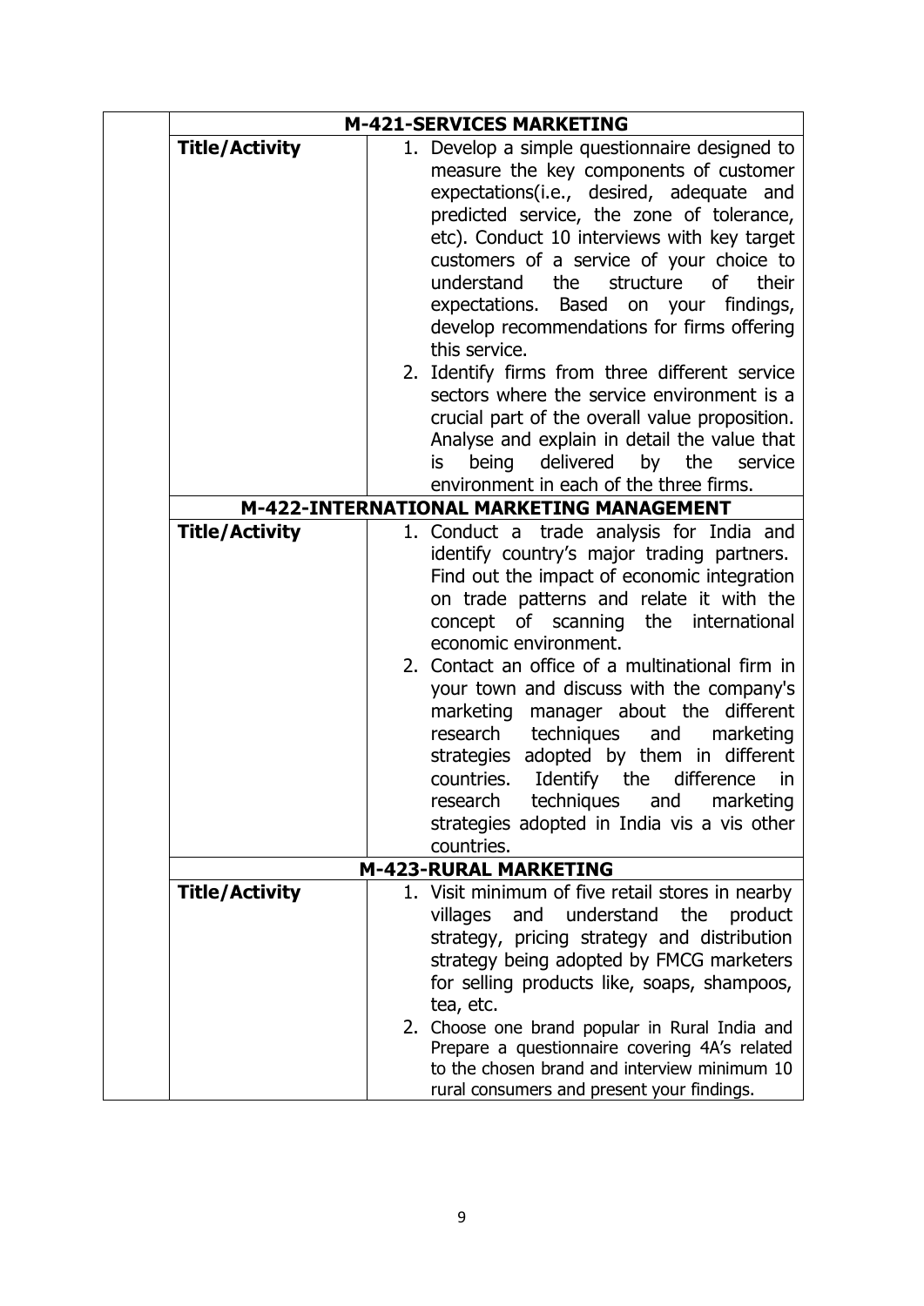| | M-421-SERVICES MARKETING | |
|---|---|---|
| | **Title/Activity** | 1. Develop a simple questionnaire designed to measure the key components of customer expectations(i.e., desired, adequate and predicted service, the zone of tolerance, etc). Conduct 10 interviews with key target customers of a service of your choice to understand the structure of their expectations. Based on your findings, develop recommendations for firms offering this service.<br>2. Identify firms from three different service sectors where the service environment is a crucial part of the overall value proposition. Analyse and explain in detail the value that is being delivered by the service environment in each of the three firms. |
| | **M-422-INTERNATIONAL MARKETING MANAGEMENT** | |
| | **Title/Activity** | 1. Conduct a trade analysis for India and identify country's major trading partners. Find out the impact of economic integration on trade patterns and relate it with the concept of scanning the international economic environment.<br>2. Contact an office of a multinational firm in your town and discuss with the company's marketing manager about the different research techniques and marketing strategies adopted by them in different countries. Identify the difference in research techniques and marketing strategies adopted in India vis a vis other countries. |
| | **M-423-RURAL MARKETING** | |
| | **Title/Activity** | 1. Visit minimum of five retail stores in nearby villages and understand the product strategy, pricing strategy and distribution strategy being adopted by FMCG marketers for selling products like, soaps, shampoos, tea, etc.<br>2. Choose one brand popular in Rural India and Prepare a questionnaire covering 4A's related to the chosen brand and interview minimum 10 rural consumers and present your findings. |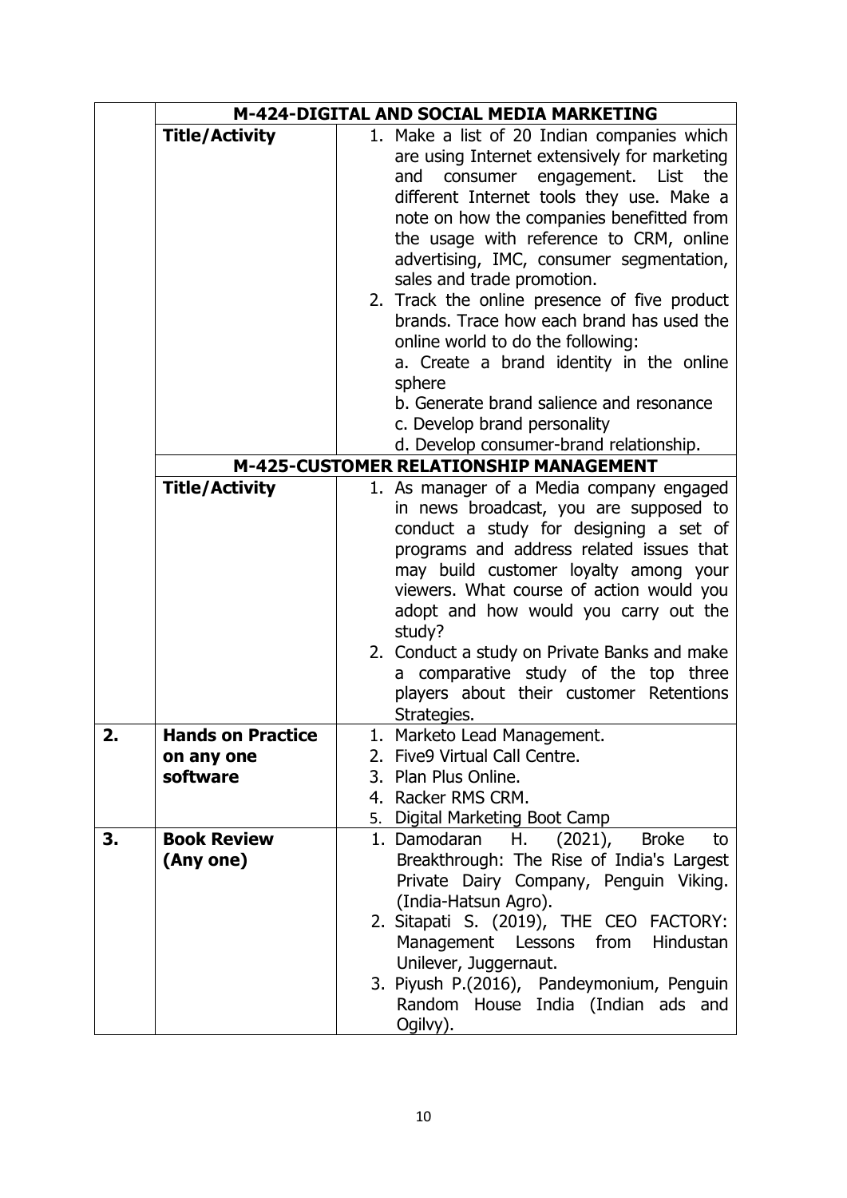| | | |
|---|---|---|
| | **M-424-DIGITAL AND SOCIAL MEDIA MARKETING** | |
| | **Title/Activity** | 1. Make a list of 20 Indian companies which are using Internet extensively for marketing and consumer engagement. List the different Internet tools they use. Make a note on how the companies benefitted from the usage with reference to CRM, online advertising, IMC, consumer segmentation, sales and trade promotion.<br>2. Track the online presence of five product brands. Trace how each brand has used the online world to do the following:<br>a. Create a brand identity in the online sphere<br>b. Generate brand salience and resonance<br>c. Develop brand personality<br>d. Develop consumer-brand relationship. |
| | **M-425-CUSTOMER RELATIONSHIP MANAGEMENT** | |
| | **Title/Activity** | 1. As manager of a Media company engaged in news broadcast, you are supposed to conduct a study for designing a set of programs and address related issues that may build customer loyalty among your viewers. What course of action would you adopt and how would you carry out the study?<br>2. Conduct a study on Private Banks and make a comparative study of the top three players about their customer Retentions Strategies. |
| **2.** | **Hands on Practice on any one software** | 1. Marketo Lead Management.<br>2. Five9 Virtual Call Centre.<br>3. Plan Plus Online.<br>4. Racker RMS CRM.<br>5. Digital Marketing Boot Camp |
| **3.** | **Book Review (Any one)** | 1. Damodaran H. (2021), Broke to Breakthrough: The Rise of India's Largest Private Dairy Company, Penguin Viking. (India-Hatsun Agro).<br>2. Sitapati S. (2019), THE CEO FACTORY: Management Lessons from Hindustan Unilever, Juggernaut.<br>3. Piyush P.(2016), Pandeymonium, Penguin Random House India (Indian ads and Ogilvy). |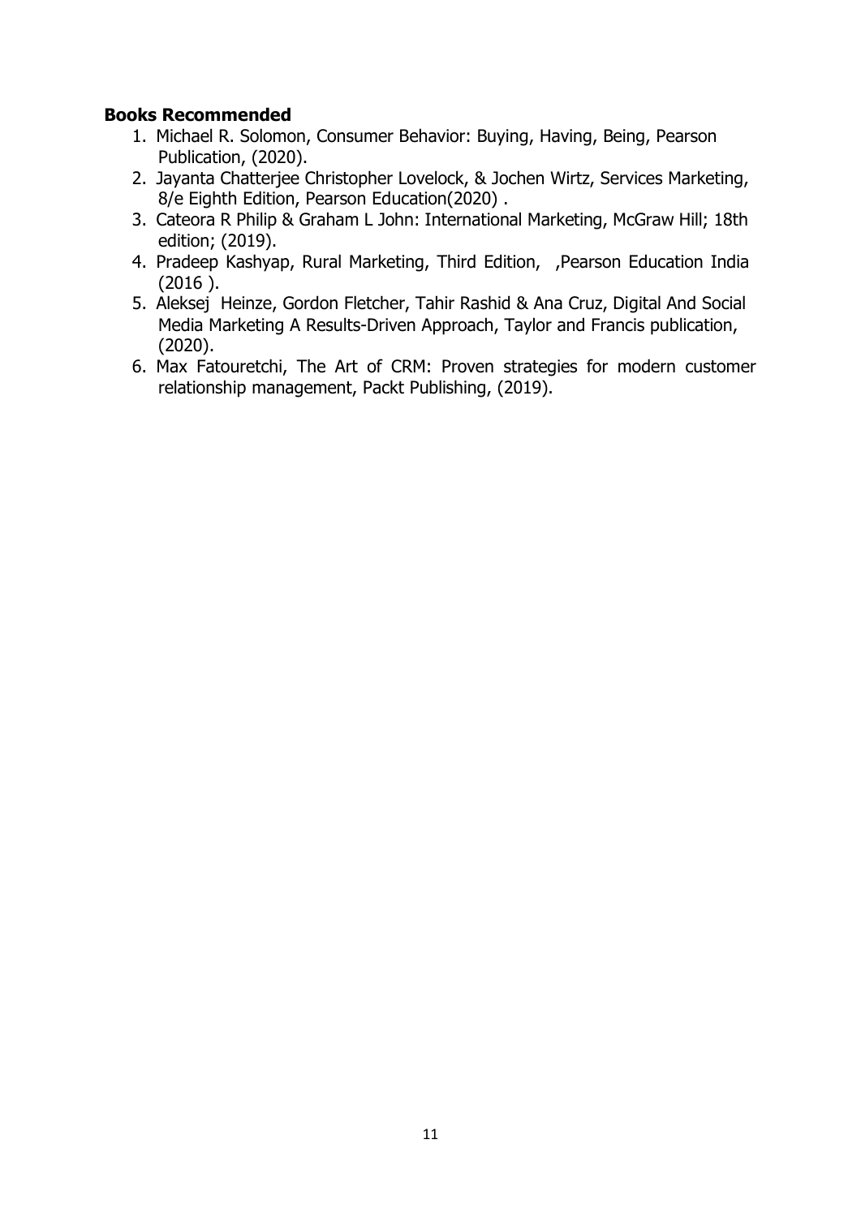**Books Recommended**

1. Michael R. Solomon, Consumer Behavior: Buying, Having, Being, Pearson Publication, (2020).
2. Jayanta Chatterjee Christopher Lovelock, & Jochen Wirtz, Services Marketing, 8/e Eighth Edition, Pearson Education(2020) .
3. Cateora R Philip & Graham L John: International Marketing, McGraw Hill; 18th edition; (2019).
4. Pradeep Kashyap, Rural Marketing, Third Edition, ,Pearson Education India (2016 ).
5. Aleksej Heinze, Gordon Fletcher, Tahir Rashid & Ana Cruz, Digital And Social Media Marketing A Results-Driven Approach, Taylor and Francis publication, (2020).
6. Max Fatouretchi, The Art of CRM: Proven strategies for modern customer relationship management, Packt Publishing, (2019).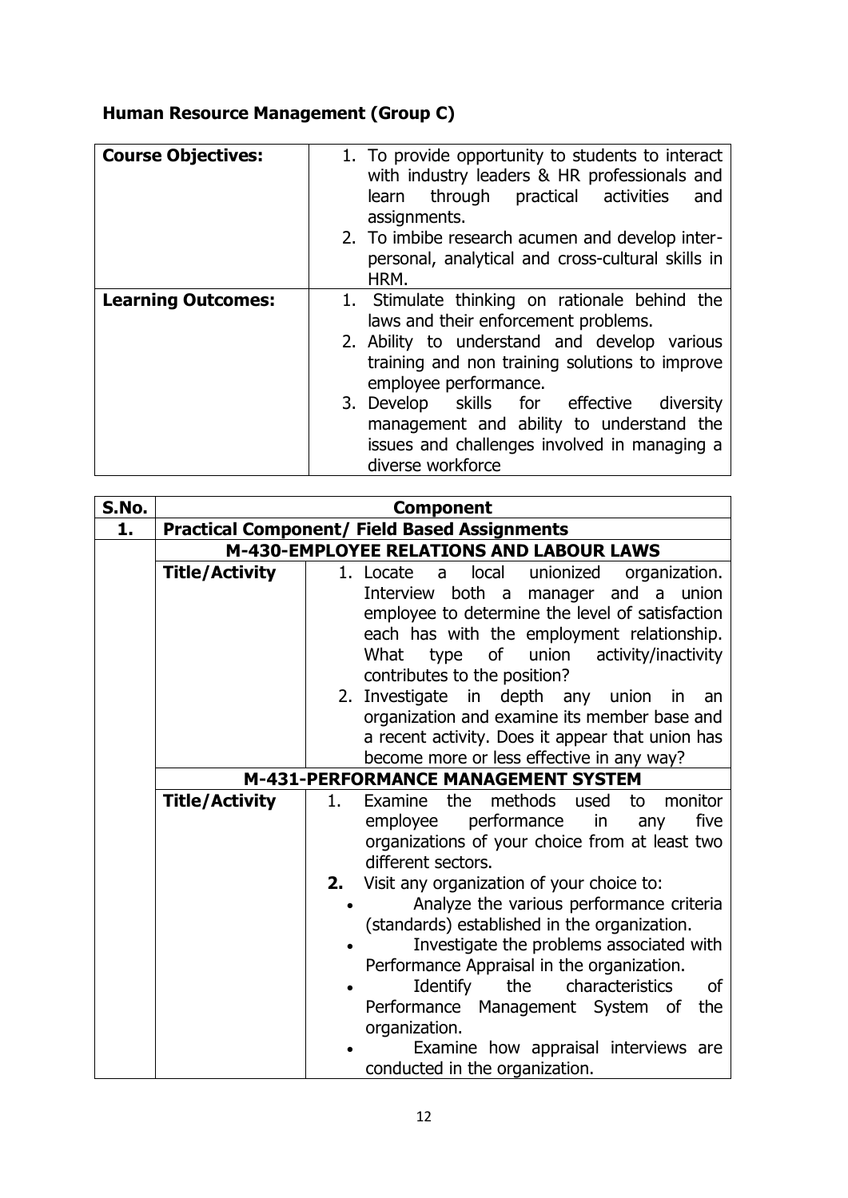## Human Resource Management (Group C)

| **Course Objectives:** | 1. To provide opportunity to students to interact with industry leaders & HR professionals and learn through practical activities and assignments.<br>2. To imbibe research acumen and develop inter-personal, analytical and cross-cultural skills in HRM. |
|---|---|
| **Learning Outcomes:** | 1. Stimulate thinking on rationale behind the laws and their enforcement problems.<br>2. Ability to understand and develop various training and non training solutions to improve employee performance.<br>3. Develop skills for effective diversity management and ability to understand the issues and challenges involved in managing a diverse workforce |

| **S.No.** | **Component** | |
|---|---|---|
| **1.** | **Practical Component/ Field Based Assignments** | |
| | **M-430-EMPLOYEE RELATIONS AND LABOUR LAWS** | |
| | **Title/Activity** | 1. Locate a local unionized organization. Interview both a manager and a union employee to determine the level of satisfaction each has with the employment relationship. What type of union activity/inactivity contributes to the position?<br>2. Investigate in depth any union in an organization and examine its member base and a recent activity. Does it appear that union has become more or less effective in any way? |
| | **M-431-PERFORMANCE MANAGEMENT SYSTEM** | |
| | **Title/Activity** | 1. Examine the methods used to monitor employee performance in any five organizations of your choice from at least two different sectors.<br>**2.** Visit any organization of your choice to:<br>• Analyze the various performance criteria (standards) established in the organization.<br>• Investigate the problems associated with Performance Appraisal in the organization.<br>• Identify the characteristics of Performance Management System of the organization.<br>• Examine how appraisal interviews are conducted in the organization. |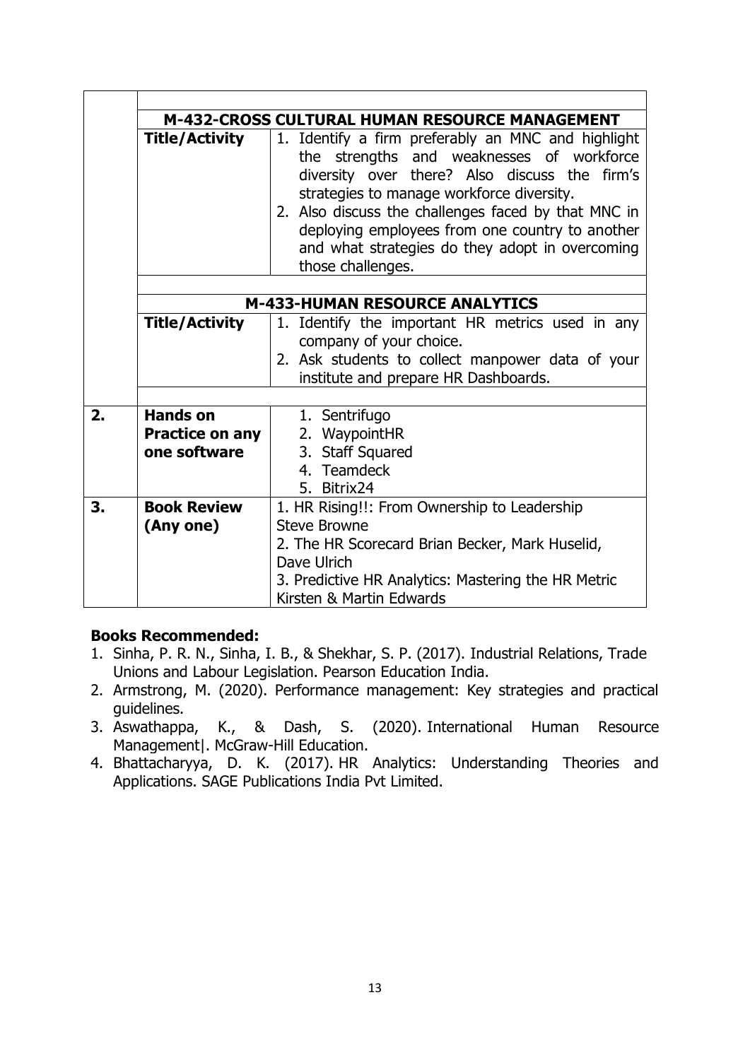| | | |
|---|---|---|
| | **M-432-CROSS CULTURAL HUMAN RESOURCE MANAGEMENT** | |
| | **Title/Activity** | 1. Identify a firm preferably an MNC and highlight the strengths and weaknesses of workforce diversity over there? Also discuss the firm's strategies to manage workforce diversity.<br>2. Also discuss the challenges faced by that MNC in deploying employees from one country to another and what strategies do they adopt in overcoming those challenges. |
| | | |
| | **M-433-HUMAN RESOURCE ANALYTICS** | |
| | **Title/Activity** | 1. Identify the important HR metrics used in any company of your choice.<br>2. Ask students to collect manpower data of your institute and prepare HR Dashboards. |
| | | |
| **2.** | **Hands on Practice on any one software** | 1. Sentrifugo<br>2. WaypointHR<br>3. Staff Squared<br>4. Teamdeck<br>5. Bitrix24 |
| **3.** | **Book Review (Any one)** | 1. HR Rising!!: From Ownership to Leadership Steve Browne<br>2. The HR Scorecard Brian Becker, Mark Huselid, Dave Ulrich<br>3. Predictive HR Analytics: Mastering the HR Metric Kirsten & Martin Edwards |

**Books Recommended:**

1. Sinha, P. R. N., Sinha, I. B., & Shekhar, S. P. (2017). Industrial Relations, Trade Unions and Labour Legislation. Pearson Education India.
2. Armstrong, M. (2020). Performance management: Key strategies and practical guidelines.
3. Aswathappa, K., & Dash, S. (2020). International Human Resource Management|. McGraw-Hill Education.
4. Bhattacharyya, D. K. (2017). HR Analytics: Understanding Theories and Applications. SAGE Publications India Pvt Limited.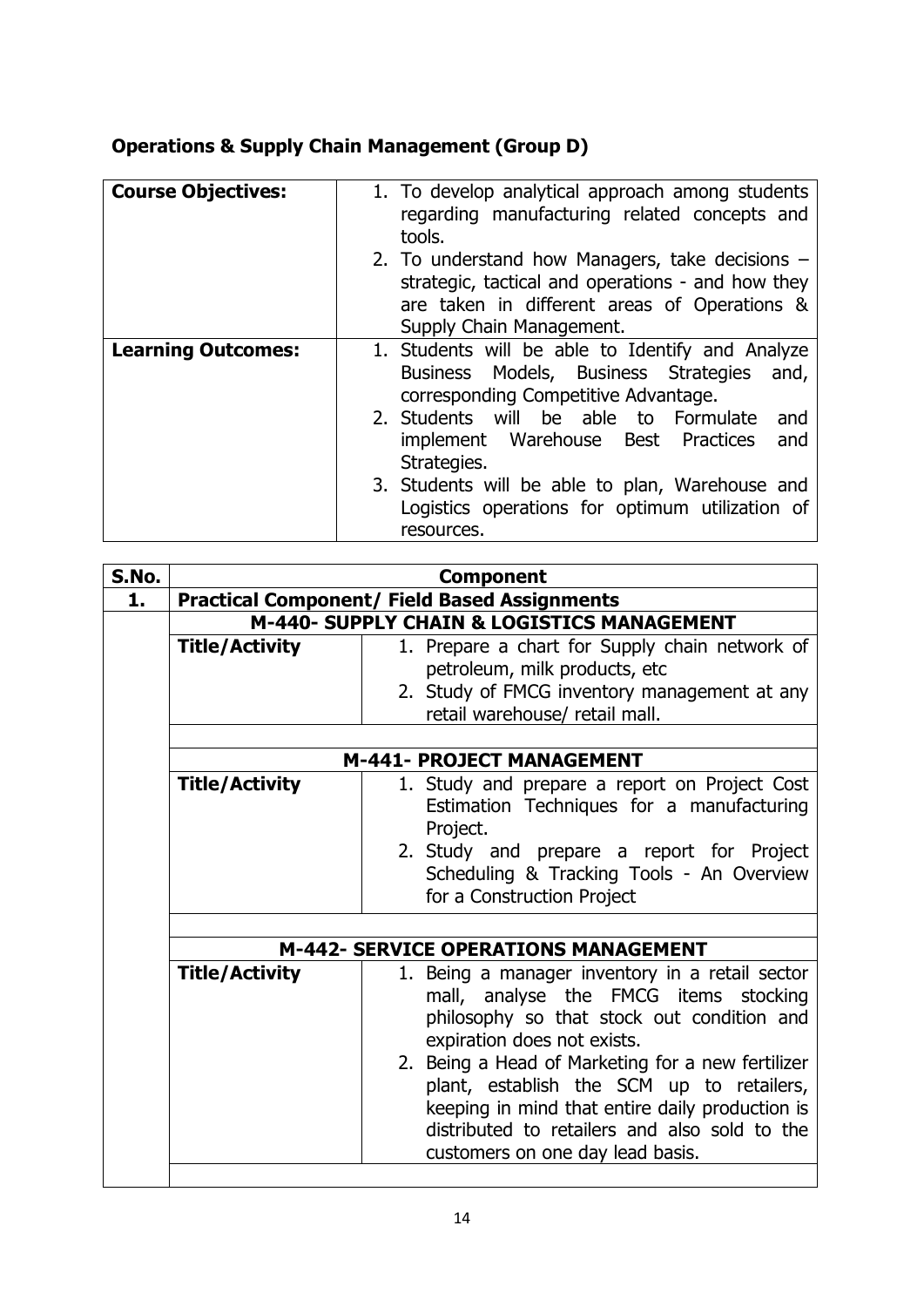**Operations & Supply Chain Management (Group D)**

| **Course Objectives:** | 1. To develop analytical approach among students regarding manufacturing related concepts and tools.<br>2. To understand how Managers, take decisions – strategic, tactical and operations - and how they are taken in different areas of Operations & Supply Chain Management. |
|---|---|
| **Learning Outcomes:** | 1. Students will be able to Identify and Analyze Business Models, Business Strategies and, corresponding Competitive Advantage.<br>2. Students will be able to Formulate and implement Warehouse Best Practices and Strategies.<br>3. Students will be able to plan, Warehouse and Logistics operations for optimum utilization of resources. |

| **S.No.** | **Component** | |
|---|---|---|
| **1.** | **Practical Component/ Field Based Assignments** | |
| | **M-440- SUPPLY CHAIN & LOGISTICS MANAGEMENT** | |
| | **Title/Activity** | 1. Prepare a chart for Supply chain network of petroleum, milk products, etc<br>2. Study of FMCG inventory management at any retail warehouse/ retail mall. |
| | | |
| | **M-441- PROJECT MANAGEMENT** | |
| | **Title/Activity** | 1. Study and prepare a report on Project Cost Estimation Techniques for a manufacturing Project.<br>2. Study and prepare a report for Project Scheduling & Tracking Tools - An Overview for a Construction Project |
| | | |
| | **M-442- SERVICE OPERATIONS MANAGEMENT** | |
| | **Title/Activity** | 1. Being a manager inventory in a retail sector mall, analyse the FMCG items stocking philosophy so that stock out condition and expiration does not exists.<br>2. Being a Head of Marketing for a new fertilizer plant, establish the SCM up to retailers, keeping in mind that entire daily production is distributed to retailers and also sold to the customers on one day lead basis. |
| | | |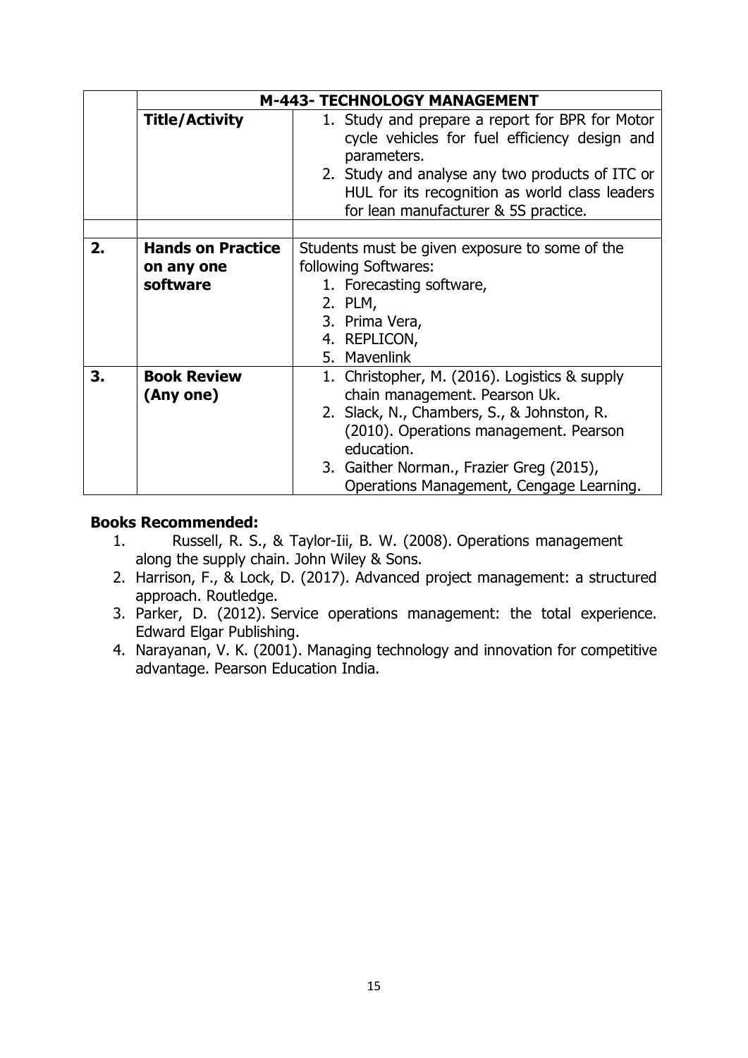| | M-443- TECHNOLOGY MANAGEMENT | |
|---|---|---|
| | **Title/Activity** | 1. Study and prepare a report for BPR for Motor cycle vehicles for fuel efficiency design and parameters.<br>2. Study and analyse any two products of ITC or HUL for its recognition as world class leaders for lean manufacturer & 5S practice. |
| | | |
| **2.** | **Hands on Practice on any one software** | Students must be given exposure to some of the following Softwares:<br>1. Forecasting software,<br>2. PLM,<br>3. Prima Vera,<br>4. REPLICON,<br>5. Mavenlink |
| **3.** | **Book Review (Any one)** | 1. Christopher, M. (2016). Logistics & supply chain management. Pearson Uk.<br>2. Slack, N., Chambers, S., & Johnston, R. (2010). Operations management. Pearson education.<br>3. Gaither Norman., Frazier Greg (2015), Operations Management, Cengage Learning. |

**Books Recommended:**

1. Russell, R. S., & Taylor-Iii, B. W. (2008). Operations management along the supply chain. John Wiley & Sons.
2. Harrison, F., & Lock, D. (2017). Advanced project management: a structured approach. Routledge.
3. Parker, D. (2012). Service operations management: the total experience. Edward Elgar Publishing.
4. Narayanan, V. K. (2001). Managing technology and innovation for competitive advantage. Pearson Education India.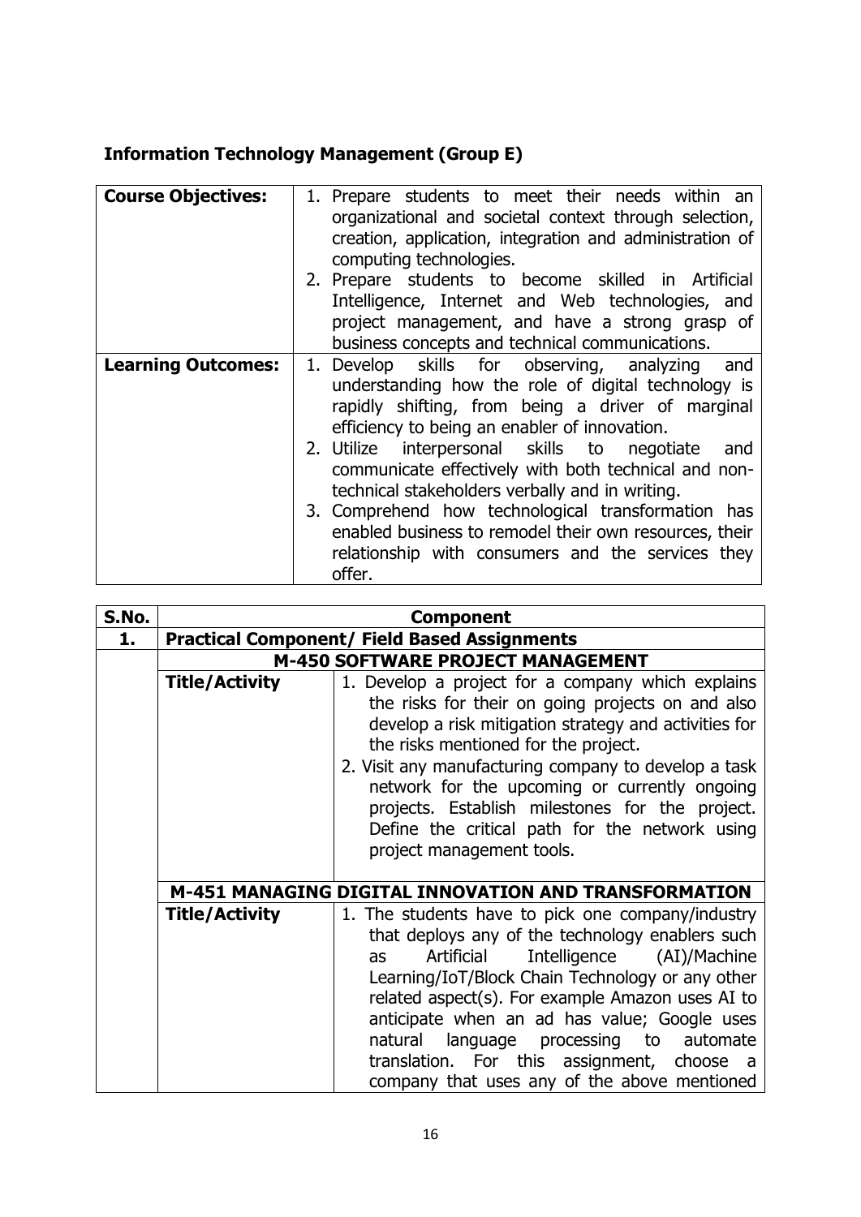### Information Technology Management (Group E)

| | |
|---|---|
| **Course Objectives:** | 1. Prepare students to meet their needs within an organizational and societal context through selection, creation, application, integration and administration of computing technologies.<br>2. Prepare students to become skilled in Artificial Intelligence, Internet and Web technologies, and project management, and have a strong grasp of business concepts and technical communications. |
| **Learning Outcomes:** | 1. Develop skills for observing, analyzing and understanding how the role of digital technology is rapidly shifting, from being a driver of marginal efficiency to being an enabler of innovation.<br>2. Utilize interpersonal skills to negotiate and communicate effectively with both technical and non-technical stakeholders verbally and in writing.<br>3. Comprehend how technological transformation has enabled business to remodel their own resources, their relationship with consumers and the services they offer. |

| S.No. | Component | |
|---|---|---|
| **1.** | **Practical Component/ Field Based Assignments** | |
| | **M-450 SOFTWARE PROJECT MANAGEMENT** | |
| | **Title/Activity** | 1. Develop a project for a company which explains the risks for their on going projects on and also develop a risk mitigation strategy and activities for the risks mentioned for the project.<br>2. Visit any manufacturing company to develop a task network for the upcoming or currently ongoing projects. Establish milestones for the project. Define the critical path for the network using project management tools. |
| | **M-451 MANAGING DIGITAL INNOVATION AND TRANSFORMATION** | |
| | **Title/Activity** | 1. The students have to pick one company/industry that deploys any of the technology enablers such as Artificial Intelligence (AI)/Machine Learning/IoT/Block Chain Technology or any other related aspect(s). For example Amazon uses AI to anticipate when an ad has value; Google uses natural language processing to automate translation. For this assignment, choose a company that uses any of the above mentioned |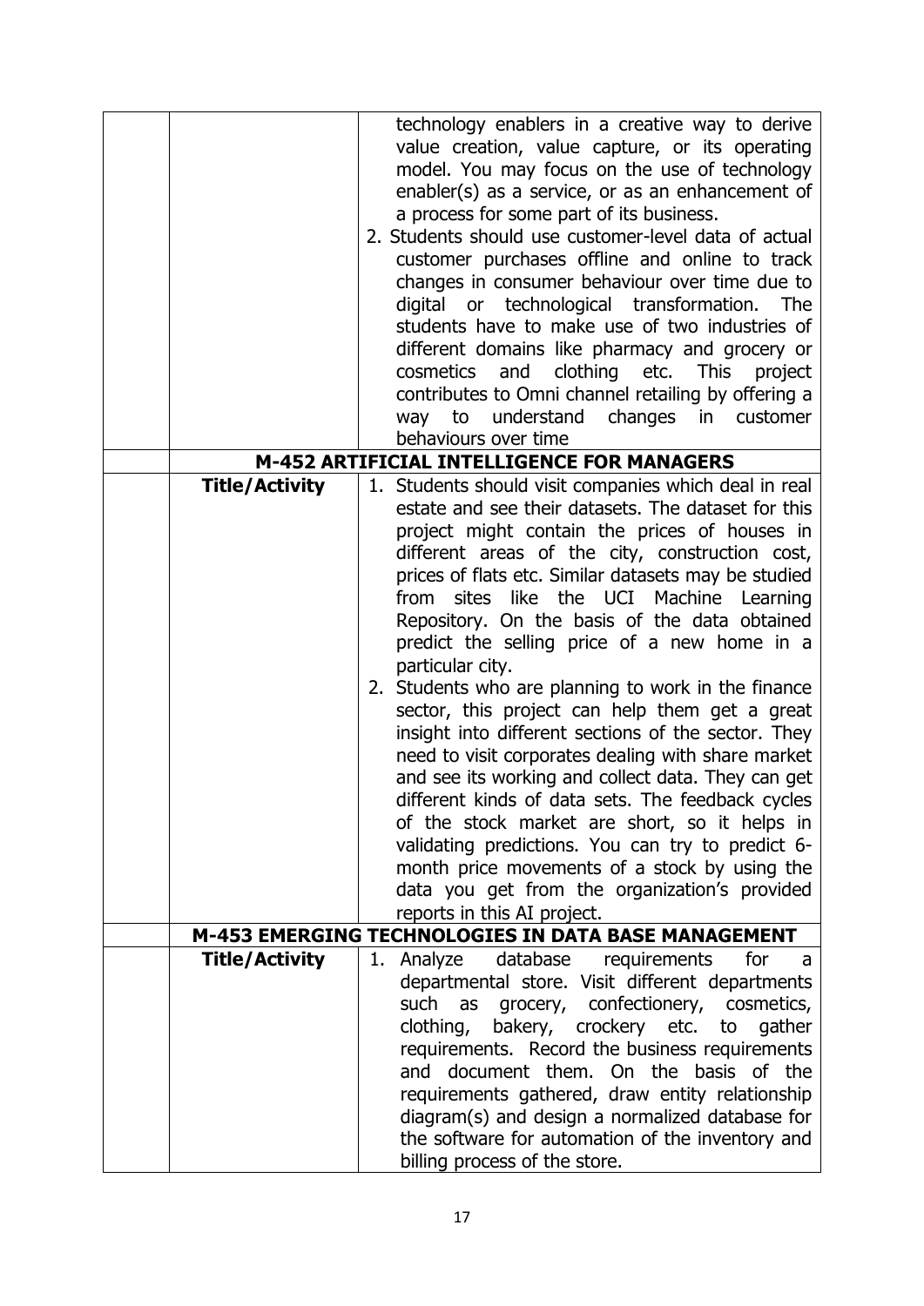| | | |
|---|---|---|
| | | technology enablers in a creative way to derive value creation, value capture, or its operating model. You may focus on the use of technology enabler(s) as a service, or as an enhancement of a process for some part of its business.<br>2. Students should use customer-level data of actual customer purchases offline and online to track changes in consumer behaviour over time due to digital or technological transformation. The students have to make use of two industries of different domains like pharmacy and grocery or cosmetics and clothing etc. This project contributes to Omni channel retailing by offering a way to understand changes in customer behaviours over time |
| | **M-452 ARTIFICIAL INTELLIGENCE FOR MANAGERS** | |
| | **Title/Activity** | 1. Students should visit companies which deal in real estate and see their datasets. The dataset for this project might contain the prices of houses in different areas of the city, construction cost, prices of flats etc. Similar datasets may be studied from sites like the UCI Machine Learning Repository. On the basis of the data obtained predict the selling price of a new home in a particular city.<br>2. Students who are planning to work in the finance sector, this project can help them get a great insight into different sections of the sector. They need to visit corporates dealing with share market and see its working and collect data. They can get different kinds of data sets. The feedback cycles of the stock market are short, so it helps in validating predictions. You can try to predict 6-month price movements of a stock by using the data you get from the organization's provided reports in this AI project. |
| | **M-453 EMERGING TECHNOLOGIES IN DATA BASE MANAGEMENT** | |
| | **Title/Activity** | 1. Analyze database requirements for a departmental store. Visit different departments such as grocery, confectionery, cosmetics, clothing, bakery, crockery etc. to gather requirements. Record the business requirements and document them. On the basis of the requirements gathered, draw entity relationship diagram(s) and design a normalized database for the software for automation of the inventory and billing process of the store. |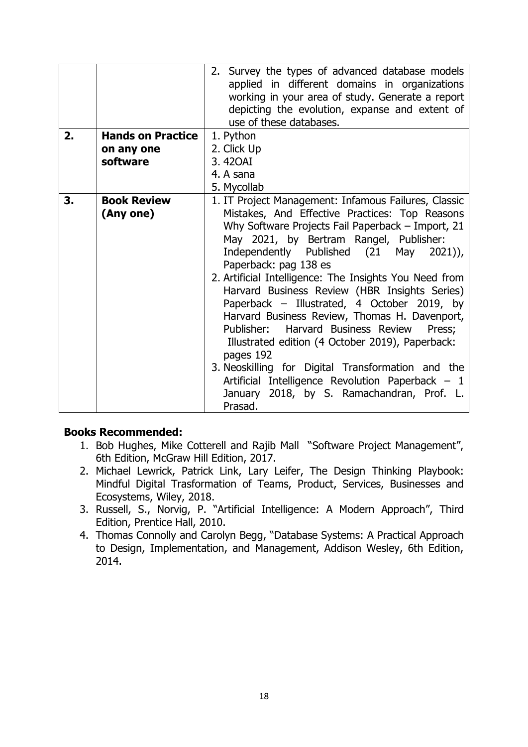|  |  |  |
|---|---|---|
|  |  | 2. Survey the types of advanced database models applied in different domains in organizations working in your area of study. Generate a report depicting the evolution, expanse and extent of use of these databases. |
| **2.** | **Hands on Practice on any one software** | 1. Python<br>2. Click Up<br>3. 42OAI<br>4. A sana<br>5. Mycollab |
| **3.** | **Book Review (Any one)** | 1. IT Project Management: Infamous Failures, Classic Mistakes, And Effective Practices: Top Reasons Why Software Projects Fail Paperback – Import, 21 May 2021, by Bertram Rangel, Publisher: Independently Published (21 May 2021)), Paperback: pag 138 es<br>2. Artificial Intelligence: The Insights You Need from Harvard Business Review (HBR Insights Series) Paperback – Illustrated, 4 October 2019, by Harvard Business Review, Thomas H. Davenport, Publisher: Harvard Business Review Press; Illustrated edition (4 October 2019), Paperback: pages 192<br>3. Neoskilling for Digital Transformation and the Artificial Intelligence Revolution Paperback – 1 January 2018, by S. Ramachandran, Prof. L. Prasad. |

**Books Recommended:**

1. Bob Hughes, Mike Cotterell and Rajib Mall "Software Project Management", 6th Edition, McGraw Hill Edition, 2017.
2. Michael Lewrick, Patrick Link, Lary Leifer, The Design Thinking Playbook: Mindful Digital Trasformation of Teams, Product, Services, Businesses and Ecosystems, Wiley, 2018.
3. Russell, S., Norvig, P. "Artificial Intelligence: A Modern Approach", Third Edition, Prentice Hall, 2010.
4. Thomas Connolly and Carolyn Begg, "Database Systems: A Practical Approach to Design, Implementation, and Management, Addison Wesley, 6th Edition, 2014.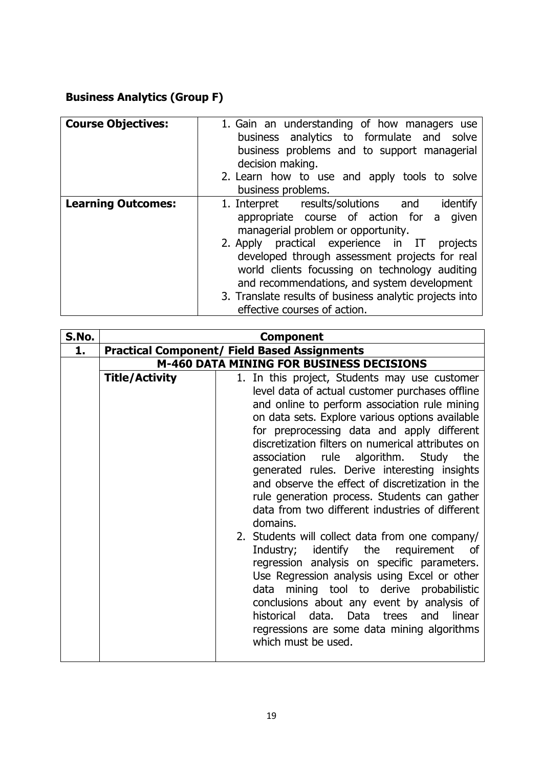**Business Analytics (Group F)**

| **Course Objectives:** | 1. Gain an understanding of how managers use business analytics to formulate and solve business problems and to support managerial decision making.<br>2. Learn how to use and apply tools to solve business problems. |
|---|---|
| **Learning Outcomes:** | 1. Interpret results/solutions and identify appropriate course of action for a given managerial problem or opportunity.<br>2. Apply practical experience in IT projects developed through assessment projects for real world clients focussing on technology auditing and recommendations, and system development<br>3. Translate results of business analytic projects into effective courses of action. |

| **S.No.** | **Component** | |
|---|---|---|
| **1.** | **Practical Component/ Field Based Assignments** | |
| | **M-460 DATA MINING FOR BUSINESS DECISIONS** | |
| | **Title/Activity** | 1. In this project, Students may use customer level data of actual customer purchases offline and online to perform association rule mining on data sets. Explore various options available for preprocessing data and apply different discretization filters on numerical attributes on association rule algorithm. Study the generated rules. Derive interesting insights and observe the effect of discretization in the rule generation process. Students can gather data from two different industries of different domains.<br>2. Students will collect data from one company/ Industry; identify the requirement of regression analysis on specific parameters. Use Regression analysis using Excel or other data mining tool to derive probabilistic conclusions about any event by analysis of historical data. Data trees and linear regressions are some data mining algorithms which must be used. |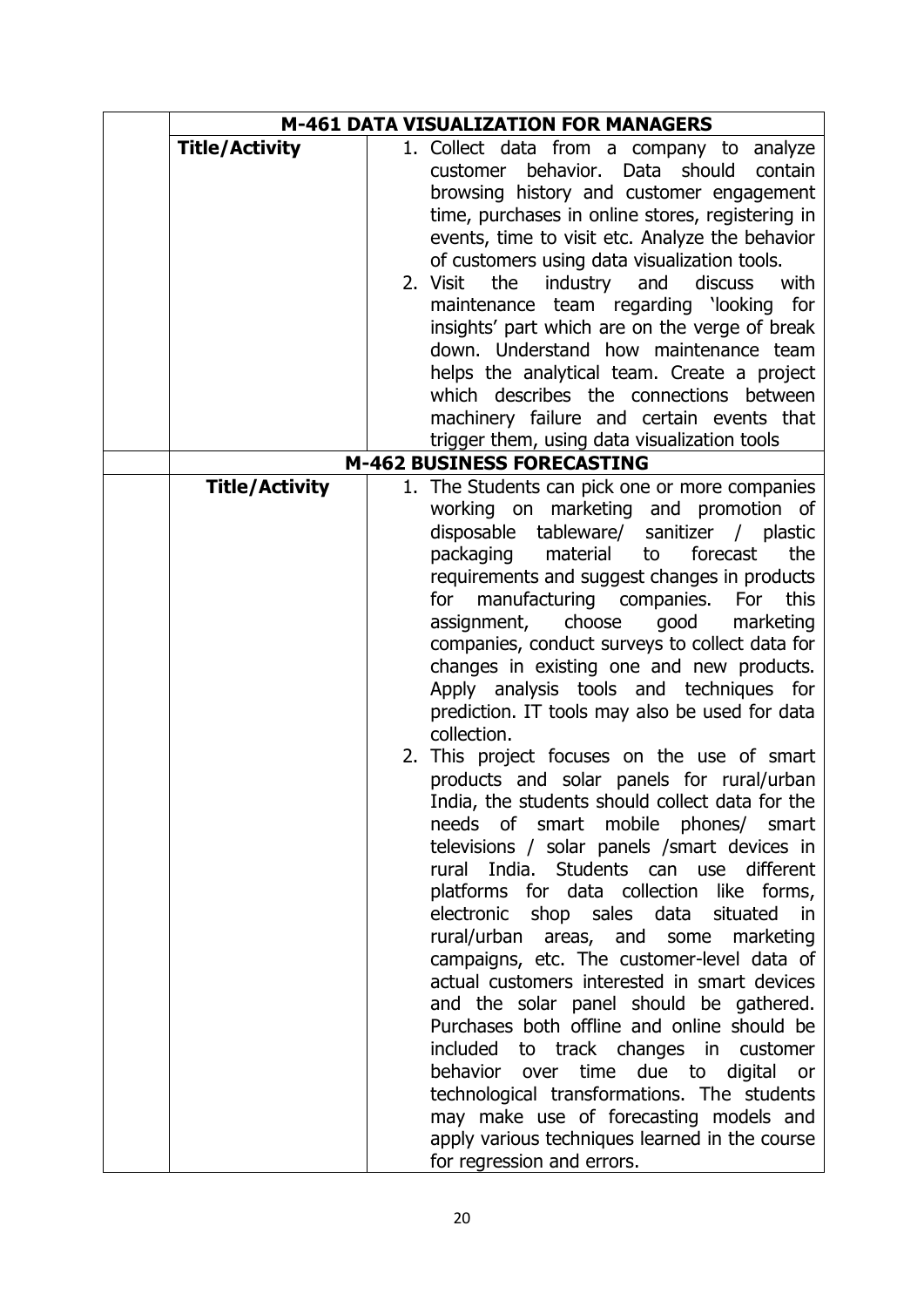| | M-461 DATA VISUALIZATION FOR MANAGERS | |
|---|---|---|
| | **Title/Activity** | 1. Collect data from a company to analyze customer behavior. Data should contain browsing history and customer engagement time, purchases in online stores, registering in events, time to visit etc. Analyze the behavior of customers using data visualization tools.<br>2. Visit the industry and discuss with maintenance team regarding 'looking for insights' part which are on the verge of break down. Understand how maintenance team helps the analytical team. Create a project which describes the connections between machinery failure and certain events that trigger them, using data visualization tools |
| | **M-462 BUSINESS FORECASTING** | |
| | **Title/Activity** | 1. The Students can pick one or more companies working on marketing and promotion of disposable tableware/ sanitizer / plastic packaging material to forecast the requirements and suggest changes in products for manufacturing companies. For this assignment, choose good marketing companies, conduct surveys to collect data for changes in existing one and new products. Apply analysis tools and techniques for prediction. IT tools may also be used for data collection.<br>2. This project focuses on the use of smart products and solar panels for rural/urban India, the students should collect data for the needs of smart mobile phones/ smart televisions / solar panels /smart devices in rural India. Students can use different platforms for data collection like forms, electronic shop sales data situated in rural/urban areas, and some marketing campaigns, etc. The customer-level data of actual customers interested in smart devices and the solar panel should be gathered. Purchases both offline and online should be included to track changes in customer behavior over time due to digital or technological transformations. The students may make use of forecasting models and apply various techniques learned in the course for regression and errors. |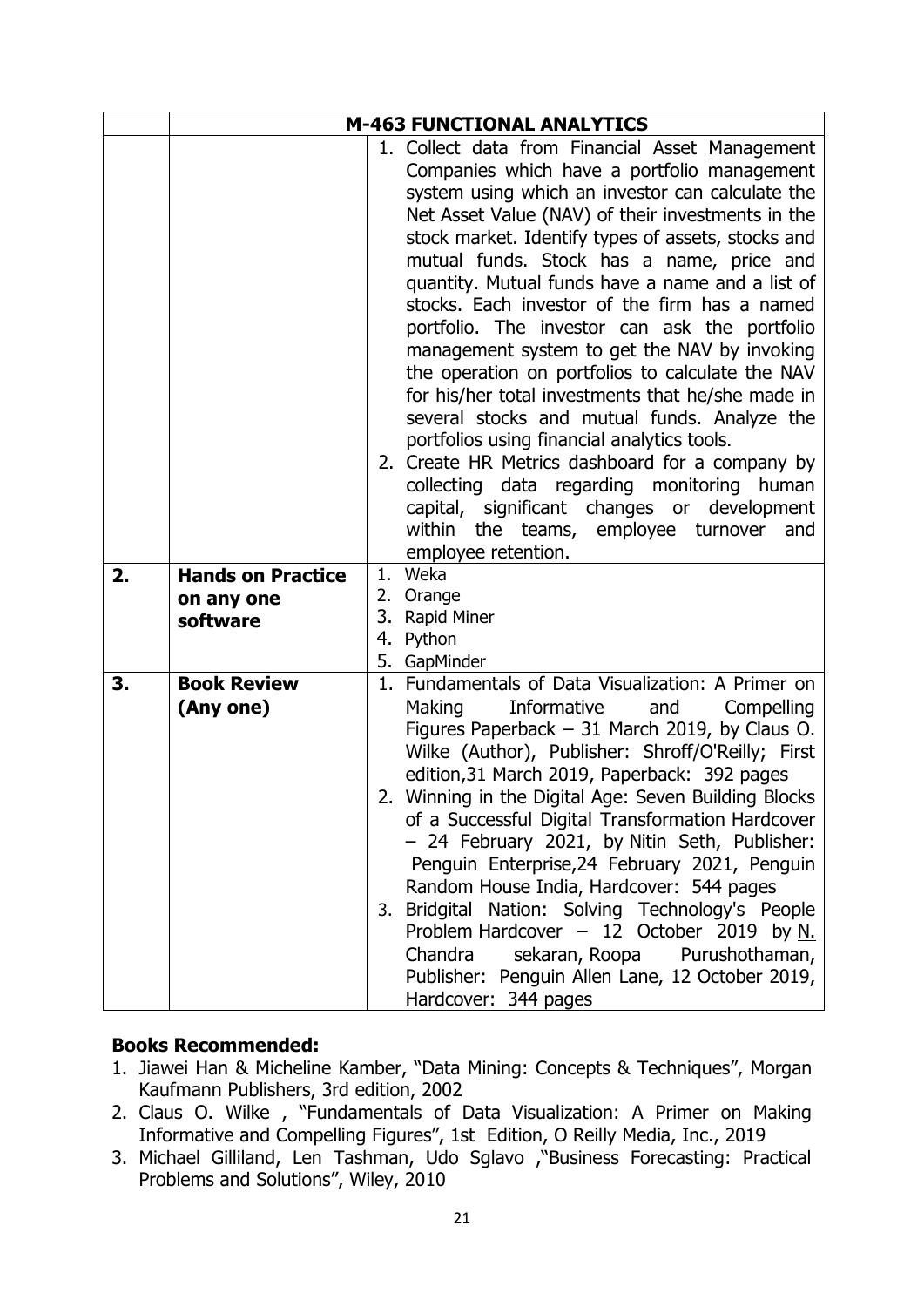| | | **M-463 FUNCTIONAL ANALYTICS** |
|---|---|---|
| | | 1. Collect data from Financial Asset Management Companies which have a portfolio management system using which an investor can calculate the Net Asset Value (NAV) of their investments in the stock market. Identify types of assets, stocks and mutual funds. Stock has a name, price and quantity. Mutual funds have a name and a list of stocks. Each investor of the firm has a named portfolio. The investor can ask the portfolio management system to get the NAV by invoking the operation on portfolios to calculate the NAV for his/her total investments that he/she made in several stocks and mutual funds. Analyze the portfolios using financial analytics tools.<br>2. Create HR Metrics dashboard for a company by collecting data regarding monitoring human capital, significant changes or development within the teams, employee turnover and employee retention. |
| **2.** | **Hands on Practice on any one software** | 1. Weka<br>2. Orange<br>3. Rapid Miner<br>4. Python<br>5. GapMinder |
| **3.** | **Book Review (Any one)** | 1. Fundamentals of Data Visualization: A Primer on Making Informative and Compelling Figures Paperback – 31 March 2019, by Claus O. Wilke (Author), Publisher: Shroff/O'Reilly; First edition,31 March 2019, Paperback: 392 pages<br>2. Winning in the Digital Age: Seven Building Blocks of a Successful Digital Transformation Hardcover – 24 February 2021, by Nitin Seth, Publisher: Penguin Enterprise,24 February 2021, Penguin Random House India, Hardcover: 544 pages<br>3. Bridgital Nation: Solving Technology's People Problem Hardcover – 12 October 2019 by N. Chandra sekaran, Roopa Purushothaman, Publisher: Penguin Allen Lane, 12 October 2019, Hardcover: 344 pages |

**Books Recommended:**

1. Jiawei Han & Micheline Kamber, "Data Mining: Concepts & Techniques", Morgan Kaufmann Publishers, 3rd edition, 2002
2. Claus O. Wilke , "Fundamentals of Data Visualization: A Primer on Making Informative and Compelling Figures", 1st Edition, O Reilly Media, Inc., 2019
3. Michael Gilliland, Len Tashman, Udo Sglavo ,"Business Forecasting: Practical Problems and Solutions", Wiley, 2010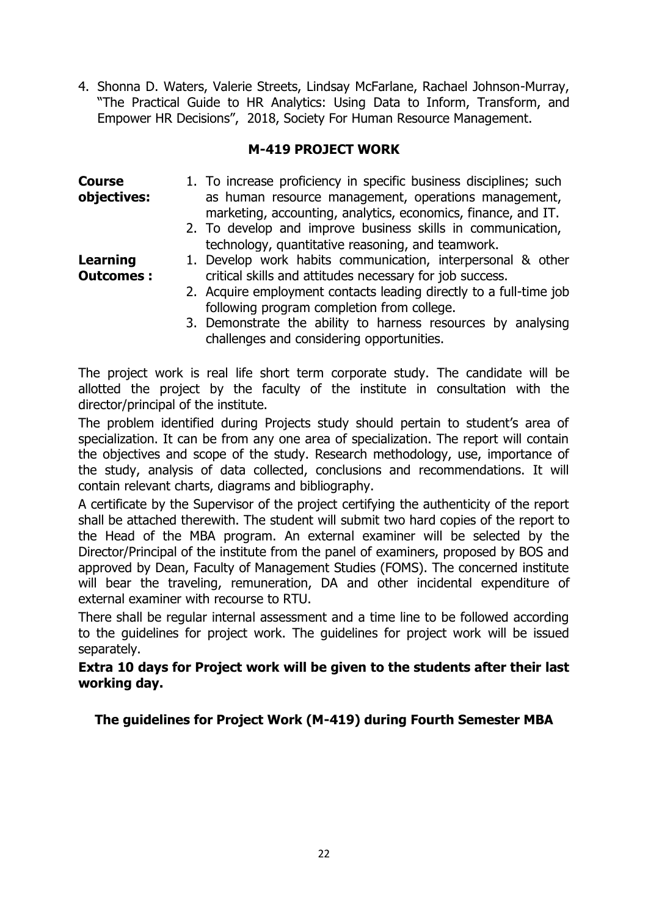4. Shonna D. Waters, Valerie Streets, Lindsay McFarlane, Rachael Johnson-Murray, "The Practical Guide to HR Analytics: Using Data to Inform, Transform, and Empower HR Decisions", 2018, Society For Human Resource Management.

## M-419 PROJECT WORK

**Course objectives:**

1. To increase proficiency in specific business disciplines; such as human resource management, operations management, marketing, accounting, analytics, economics, finance, and IT.
2. To develop and improve business skills in communication, technology, quantitative reasoning, and teamwork.

**Learning Outcomes :**

1. Develop work habits communication, interpersonal & other critical skills and attitudes necessary for job success.
2. Acquire employment contacts leading directly to a full-time job following program completion from college.
3. Demonstrate the ability to harness resources by analysing challenges and considering opportunities.

The project work is real life short term corporate study. The candidate will be allotted the project by the faculty of the institute in consultation with the director/principal of the institute.

The problem identified during Projects study should pertain to student's area of specialization. It can be from any one area of specialization. The report will contain the objectives and scope of the study. Research methodology, use, importance of the study, analysis of data collected, conclusions and recommendations. It will contain relevant charts, diagrams and bibliography.

A certificate by the Supervisor of the project certifying the authenticity of the report shall be attached therewith. The student will submit two hard copies of the report to the Head of the MBA program. An external examiner will be selected by the Director/Principal of the institute from the panel of examiners, proposed by BOS and approved by Dean, Faculty of Management Studies (FOMS). The concerned institute will bear the traveling, remuneration, DA and other incidental expenditure of external examiner with recourse to RTU.

There shall be regular internal assessment and a time line to be followed according to the guidelines for project work. The guidelines for project work will be issued separately.

**Extra 10 days for Project work will be given to the students after their last working day.**

**The guidelines for Project Work (M-419) during Fourth Semester MBA**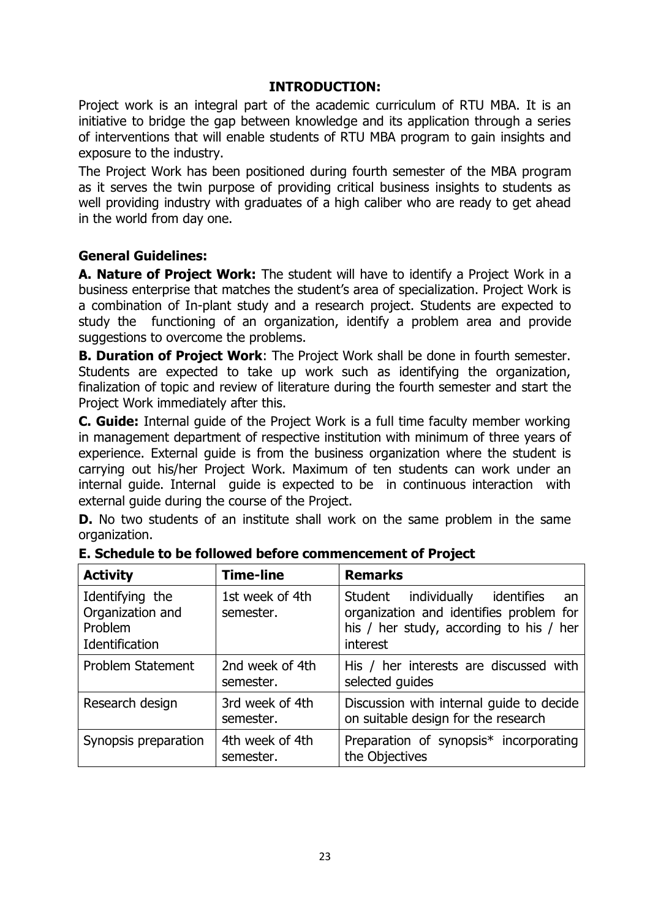## INTRODUCTION:

Project work is an integral part of the academic curriculum of RTU MBA. It is an initiative to bridge the gap between knowledge and its application through a series of interventions that will enable students of RTU MBA program to gain insights and exposure to the industry.

The Project Work has been positioned during fourth semester of the MBA program as it serves the twin purpose of providing critical business insights to students as well providing industry with graduates of a high caliber who are ready to get ahead in the world from day one.

### General Guidelines:

**A. Nature of Project Work:** The student will have to identify a Project Work in a business enterprise that matches the student's area of specialization. Project Work is a combination of In-plant study and a research project. Students are expected to study the functioning of an organization, identify a problem area and provide suggestions to overcome the problems.

**B. Duration of Project Work**: The Project Work shall be done in fourth semester. Students are expected to take up work such as identifying the organization, finalization of topic and review of literature during the fourth semester and start the Project Work immediately after this.

**C. Guide:** Internal guide of the Project Work is a full time faculty member working in management department of respective institution with minimum of three years of experience. External guide is from the business organization where the student is carrying out his/her Project Work. Maximum of ten students can work under an internal guide. Internal guide is expected to be in continuous interaction with external guide during the course of the Project.

**D.** No two students of an institute shall work on the same problem in the same organization.

**E. Schedule to be followed before commencement of Project**

| Activity | Time-line | Remarks |
|---|---|---|
| Identifying the Organization and Problem Identification | 1st week of 4th semester. | Student individually identifies an organization and identifies problem for his / her study, according to his / her interest |
| Problem Statement | 2nd week of 4th semester. | His / her interests are discussed with selected guides |
| Research design | 3rd week of 4th semester. | Discussion with internal guide to decide on suitable design for the research |
| Synopsis preparation | 4th week of 4th semester. | Preparation of synopsis* incorporating the Objectives |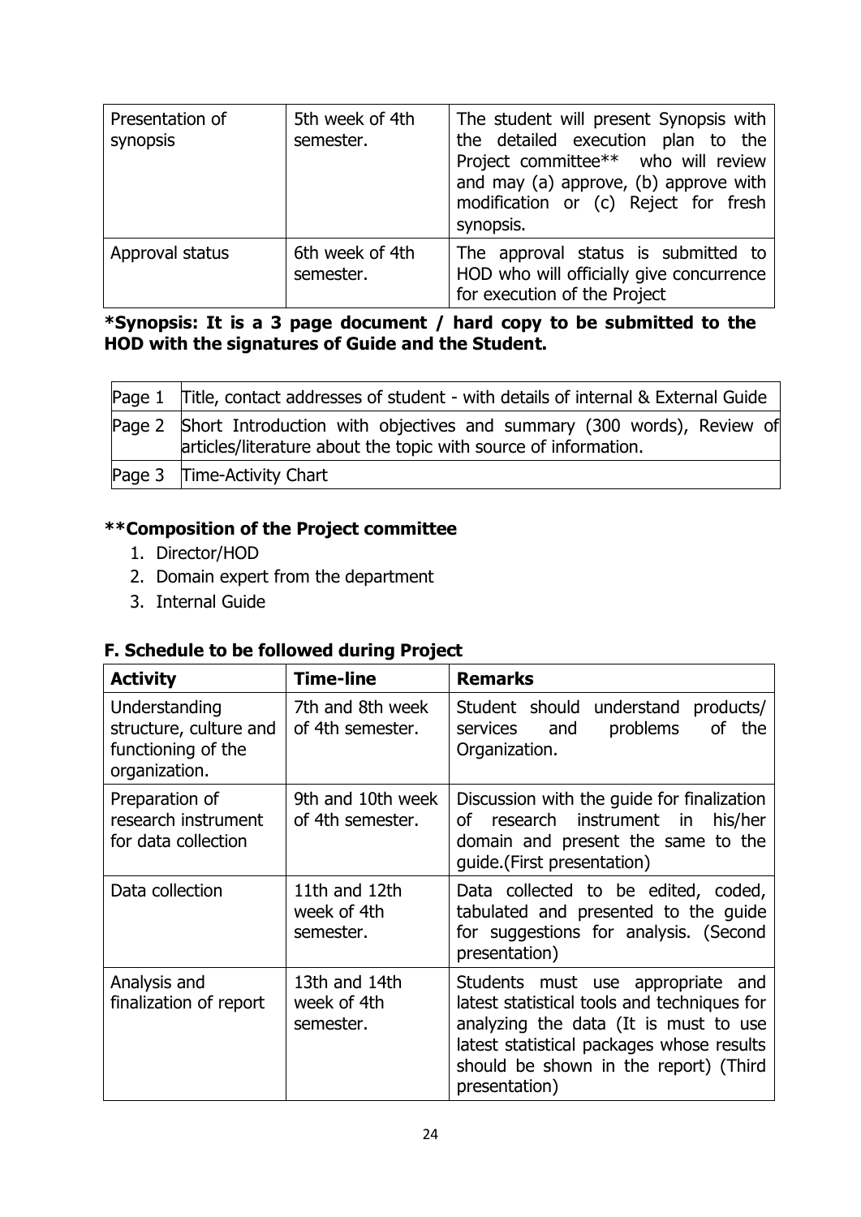| Presentation of synopsis | 5th week of 4th semester. | The student will present Synopsis with the detailed execution plan to the Project committee** who will review and may (a) approve, (b) approve with modification or (c) Reject for fresh synopsis. |
|---|---|---|
| Approval status | 6th week of 4th semester. | The approval status is submitted to HOD who will officially give concurrence for execution of the Project |

**\*Synopsis: It is a 3 page document / hard copy to be submitted to the HOD with the signatures of Guide and the Student.**

| Page 1 | Title, contact addresses of student - with details of internal & External Guide |
|---|---|
| Page 2 | Short Introduction with objectives and summary (300 words), Review of articles/literature about the topic with source of information. |
| Page 3 | Time-Activity Chart |

### **Composition of the Project committee

1. Director/HOD
2. Domain expert from the department
3. Internal Guide

### F. Schedule to be followed during Project

| Activity | Time-line | Remarks |
|---|---|---|
| Understanding structure, culture and functioning of the organization. | 7th and 8th week of 4th semester. | Student should understand products/ services and problems of the Organization. |
| Preparation of research instrument for data collection | 9th and 10th week of 4th semester. | Discussion with the guide for finalization of research instrument in his/her domain and present the same to the guide.(First presentation) |
| Data collection | 11th and 12th week of 4th semester. | Data collected to be edited, coded, tabulated and presented to the guide for suggestions for analysis. (Second presentation) |
| Analysis and finalization of report | 13th and 14th week of 4th semester. | Students must use appropriate and latest statistical tools and techniques for analyzing the data (It is must to use latest statistical packages whose results should be shown in the report) (Third presentation) |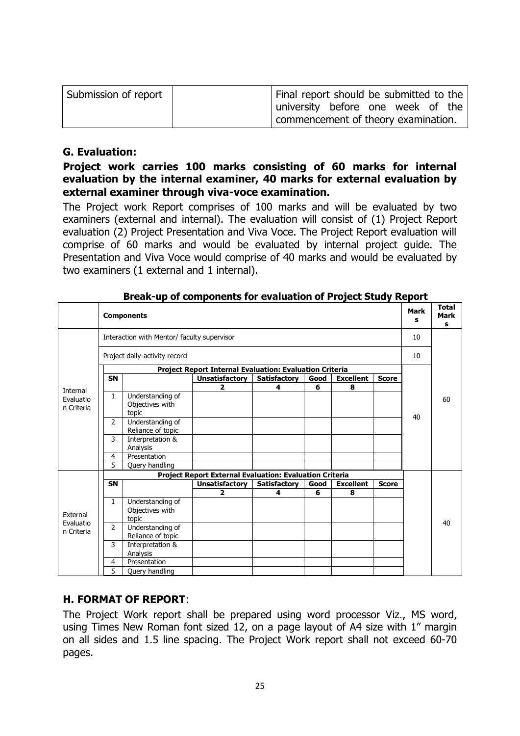| Submission of report | | Final report should be submitted to the university before one week of the commencement of theory examination. |
|---|---|---|

## G. Evaluation:

**Project work carries 100 marks consisting of 60 marks for internal evaluation by the internal examiner, 40 marks for external evaluation by external examiner through viva-voce examination.**

The Project work Report comprises of 100 marks and will be evaluated by two examiners (external and internal). The evaluation will consist of (1) Project Report evaluation (2) Project Presentation and Viva Voce. The Project Report evaluation will comprise of 60 marks and would be evaluated by internal project guide. The Presentation and Viva Voce would comprise of 40 marks and would be evaluated by two examiners (1 external and 1 internal).

**Break-up of components for evaluation of Project Study Report**

| | Components | | | | | | | Marks | Total Marks |
|---|---|---|---|---|---|---|---|---|---|
| Internal Evaluation Criteria | Interaction with Mentor/ faculty supervisor | | | | | | | 10 | 60 |
| | Project daily-activity record | | | | | | | 10 | |
| | **Project Report Internal Evaluation: Evaluation Criteria** | | | | | | | 40 | |
| | **SN** | | **Unsatisfactory** | **Satisfactory** | **Good** | **Excellent** | **Score** | | |
| | | | **2** | **4** | **6** | **8** | | | |
| | 1 | Understanding of Objectives with topic | | | | | | | |
| | 2 | Understanding of Reliance of topic | | | | | | | |
| | 3 | Interpretation & Analysis | | | | | | | |
| | 4 | Presentation | | | | | | | |
| | 5 | Query handling | | | | | | | |
| External Evaluation Criteria | **Project Report External Evaluation: Evaluation Criteria** | | | | | | | | 40 |
| | **SN** | | **Unsatisfactory** | **Satisfactory** | **Good** | **Excellent** | **Score** | | |
| | | | **2** | **4** | **6** | **8** | | | |
| | 1 | Understanding of Objectives with topic | | | | | | | |
| | 2 | Understanding of Reliance of topic | | | | | | | |
| | 3 | Interpretation & Analysis | | | | | | | |
| | 4 | Presentation | | | | | | | |
| | 5 | Query handling | | | | | | | |

## H. FORMAT OF REPORT:

The Project Work report shall be prepared using word processor Viz., MS word, using Times New Roman font sized 12, on a page layout of A4 size with 1" margin on all sides and 1.5 line spacing. The Project Work report shall not exceed 60-70 pages.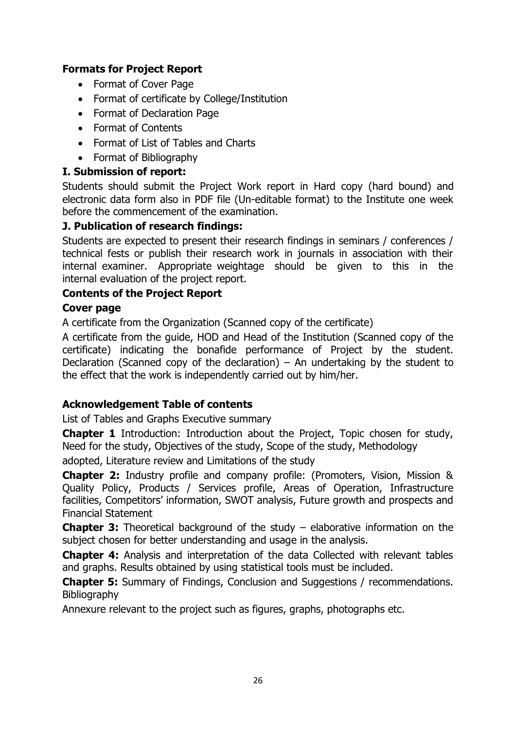**Formats for Project Report**

- Format of Cover Page
- Format of certificate by College/Institution
- Format of Declaration Page
- Format of Contents
- Format of List of Tables and Charts
- Format of Bibliography

**I. Submission of report:**

Students should submit the Project Work report in Hard copy (hard bound) and electronic data form also in PDF file (Un-editable format) to the Institute one week before the commencement of the examination.

**J. Publication of research findings:**

Students are expected to present their research findings in seminars / conferences / technical fests or publish their research work in journals in association with their internal examiner. Appropriate weightage should be given to this in the internal evaluation of the project report.

**Contents of the Project Report**

**Cover page**

A certificate from the Organization (Scanned copy of the certificate)

A certificate from the guide, HOD and Head of the Institution (Scanned copy of the certificate) indicating the bonafide performance of Project by the student. Declaration (Scanned copy of the declaration) – An undertaking by the student to the effect that the work is independently carried out by him/her.

**Acknowledgement Table of contents**

List of Tables and Graphs Executive summary

**Chapter 1** Introduction: Introduction about the Project, Topic chosen for study, Need for the study, Objectives of the study, Scope of the study, Methodology adopted, Literature review and Limitations of the study

**Chapter 2:** Industry profile and company profile: (Promoters, Vision, Mission & Quality Policy, Products / Services profile, Areas of Operation, Infrastructure facilities, Competitors' information, SWOT analysis, Future growth and prospects and Financial Statement

**Chapter 3:** Theoretical background of the study – elaborative information on the subject chosen for better understanding and usage in the analysis.

**Chapter 4:** Analysis and interpretation of the data Collected with relevant tables and graphs. Results obtained by using statistical tools must be included.

**Chapter 5:** Summary of Findings, Conclusion and Suggestions / recommendations. Bibliography

Annexure relevant to the project such as figures, graphs, photographs etc.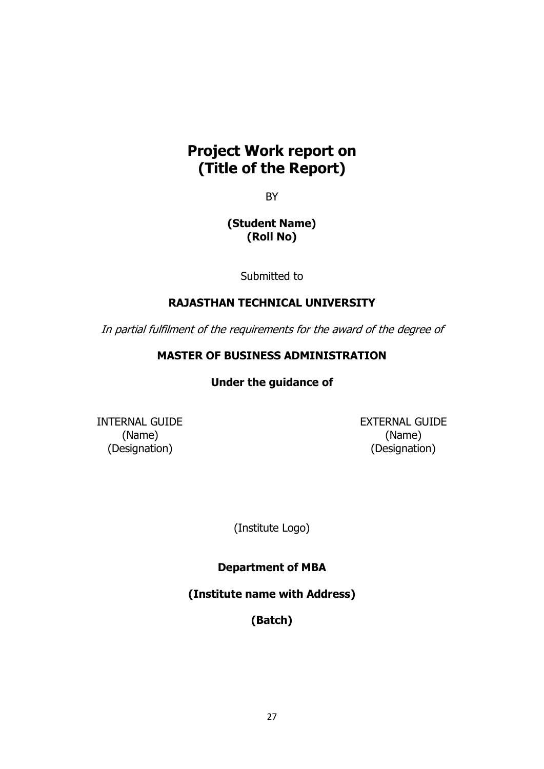# Project Work report on (Title of the Report)

BY

**(Student Name)**
**(Roll No)**

Submitted to

**RAJASTHAN TECHNICAL UNIVERSITY**

*In partial fulfilment of the requirements for the award of the degree of*

**MASTER OF BUSINESS ADMINISTRATION**

**Under the guidance of**

INTERNAL GUIDE
(Name)
(Designation)

EXTERNAL GUIDE
(Name)
(Designation)

(Institute Logo)

**Department of MBA**

**(Institute name with Address)**

**(Batch)**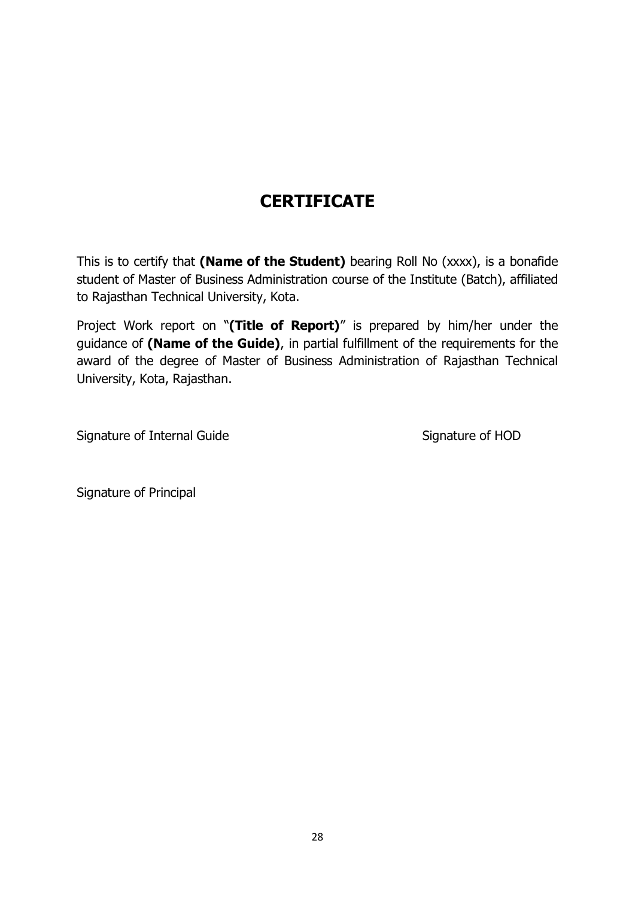# CERTIFICATE

This is to certify that **(Name of the Student)** bearing Roll No (xxxx), is a bonafide student of Master of Business Administration course of the Institute (Batch), affiliated to Rajasthan Technical University, Kota.

Project Work report on "**(Title of Report)**" is prepared by him/her under the guidance of **(Name of the Guide)**, in partial fulfillment of the requirements for the award of the degree of Master of Business Administration of Rajasthan Technical University, Kota, Rajasthan.

Signature of Internal Guide                                        Signature of HOD

Signature of Principal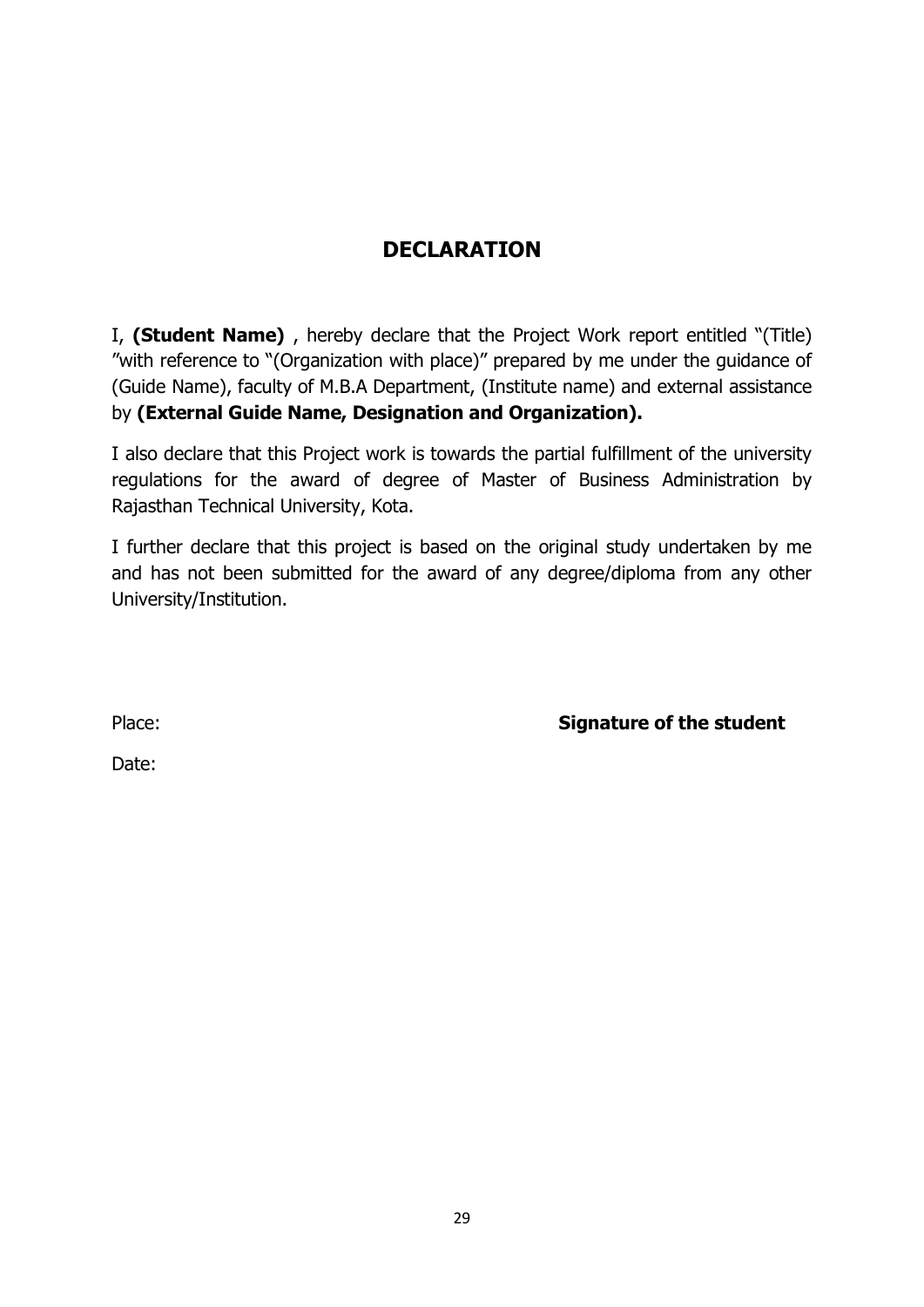## DECLARATION

I, **(Student Name)** , hereby declare that the Project Work report entitled "(Title) "with reference to "(Organization with place)" prepared by me under the guidance of (Guide Name), faculty of M.B.A Department, (Institute name) and external assistance by **(External Guide Name, Designation and Organization).**

I also declare that this Project work is towards the partial fulfillment of the university regulations for the award of degree of Master of Business Administration by Rajasthan Technical University, Kota.

I further declare that this project is based on the original study undertaken by me and has not been submitted for the award of any degree/diploma from any other University/Institution.

Place: **Signature of the student**

Date: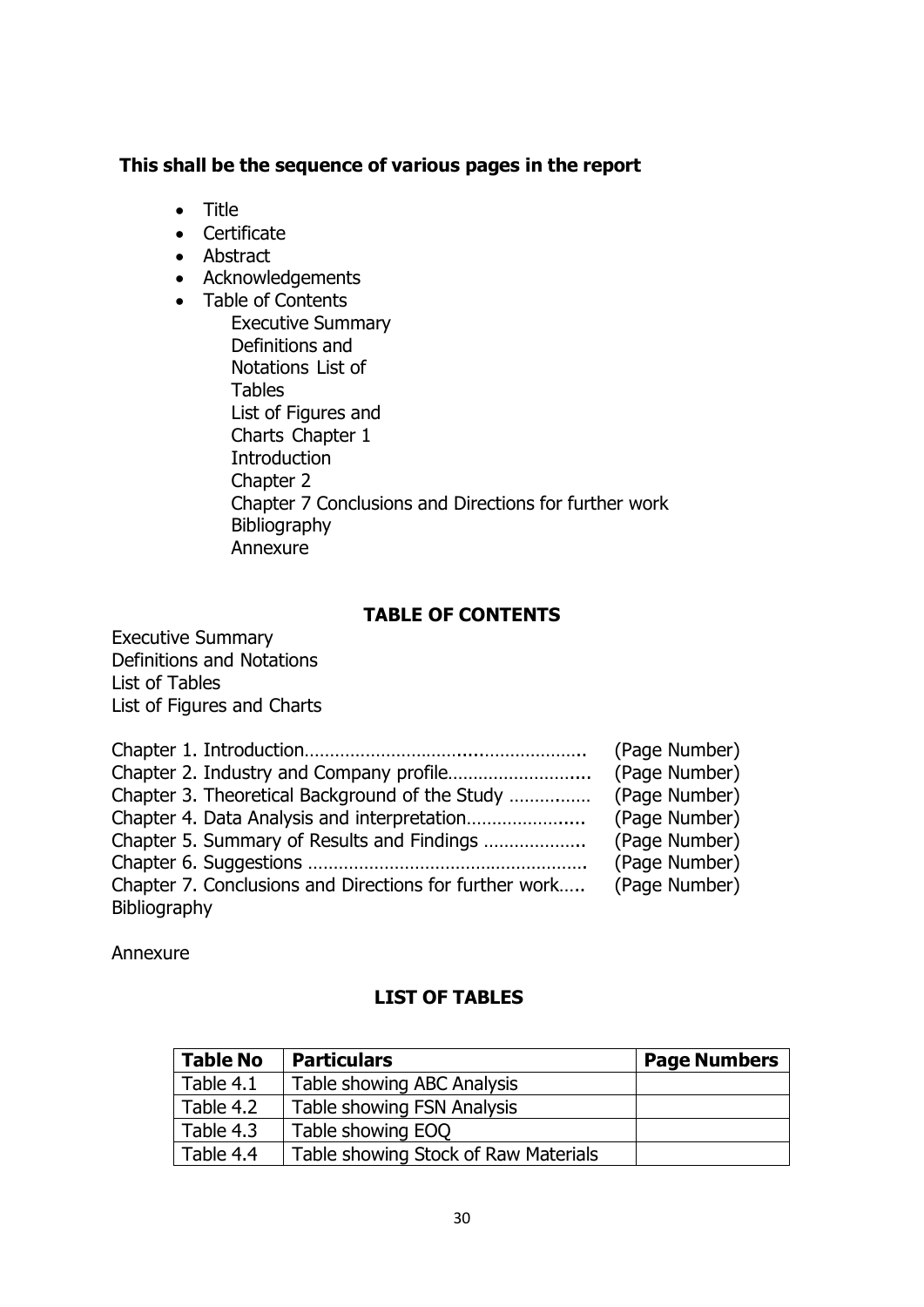**This shall be the sequence of various pages in the report**

- Title
- Certificate
- Abstract
- Acknowledgements
- Table of Contents

  Executive Summary
  Definitions and
  Notations List of
  Tables
  List of Figures and
  Charts Chapter 1
  Introduction
  Chapter 2
  Chapter 7 Conclusions and Directions for further work
  Bibliography
  Annexure

## TABLE OF CONTENTS

Executive Summary
Definitions and Notations
List of Tables
List of Figures and Charts

Chapter 1. Introduction………………………………………………….. (Page Number)
Chapter 2. Industry and Company profile……………………….... (Page Number)
Chapter 3. Theoretical Background of the Study ……………… (Page Number)
Chapter 4. Data Analysis and interpretation……………….…... (Page Number)
Chapter 5. Summary of Results and Findings ……………….. (Page Number)
Chapter 6. Suggestions ……………………………………………. (Page Number)
Chapter 7. Conclusions and Directions for further work….. (Page Number)
Bibliography

Annexure

## LIST OF TABLES

| Table No | Particulars | Page Numbers |
|---|---|---|
| Table 4.1 | Table showing ABC Analysis | |
| Table 4.2 | Table showing FSN Analysis | |
| Table 4.3 | Table showing EOQ | |
| Table 4.4 | Table showing Stock of Raw Materials | |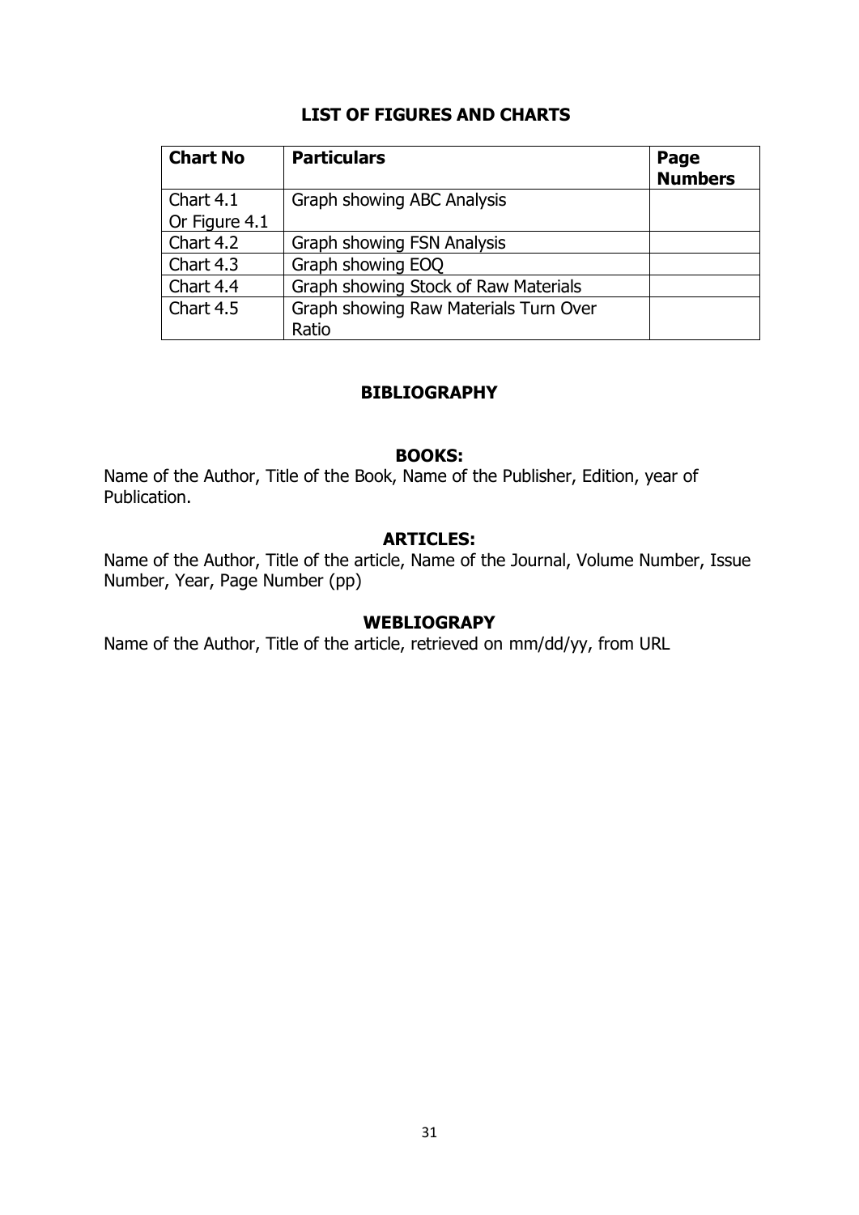## LIST OF FIGURES AND CHARTS

| Chart No | Particulars | Page Numbers |
|---|---|---|
| Chart 4.1 Or Figure 4.1 | Graph showing ABC Analysis | |
| Chart 4.2 | Graph showing FSN Analysis | |
| Chart 4.3 | Graph showing EOQ | |
| Chart 4.4 | Graph showing Stock of Raw Materials | |
| Chart 4.5 | Graph showing Raw Materials Turn Over Ratio | |

## BIBLIOGRAPHY

### BOOKS:

Name of the Author, Title of the Book, Name of the Publisher, Edition, year of Publication.

### ARTICLES:

Name of the Author, Title of the article, Name of the Journal, Volume Number, Issue Number, Year, Page Number (pp)

### WEBLIOGRAPY

Name of the Author, Title of the article, retrieved on mm/dd/yy, from URL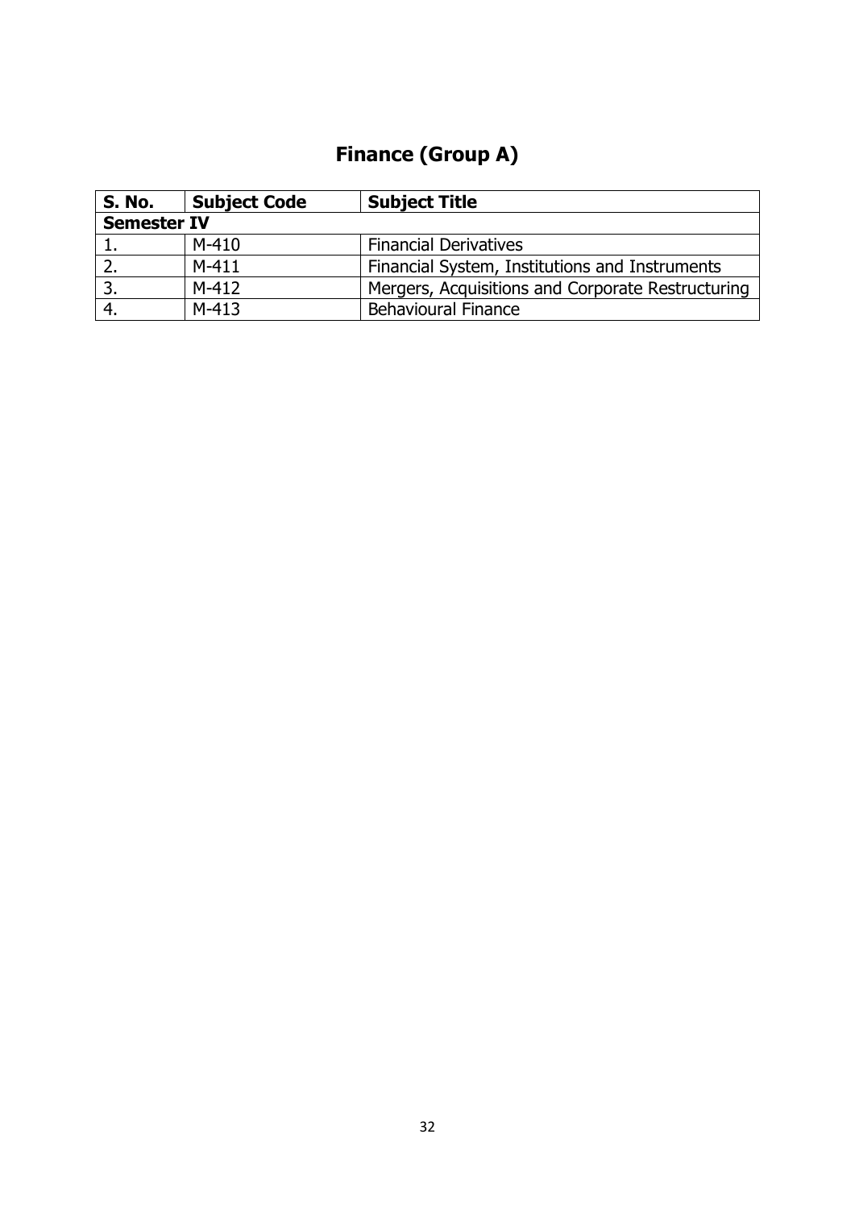# Finance (Group A)

| S. No. | Subject Code | Subject Title |
|---|---|---|
| **Semester IV** | | |
| 1. | M-410 | Financial Derivatives |
| 2. | M-411 | Financial System, Institutions and Instruments |
| 3. | M-412 | Mergers, Acquisitions and Corporate Restructuring |
| 4. | M-413 | Behavioural Finance |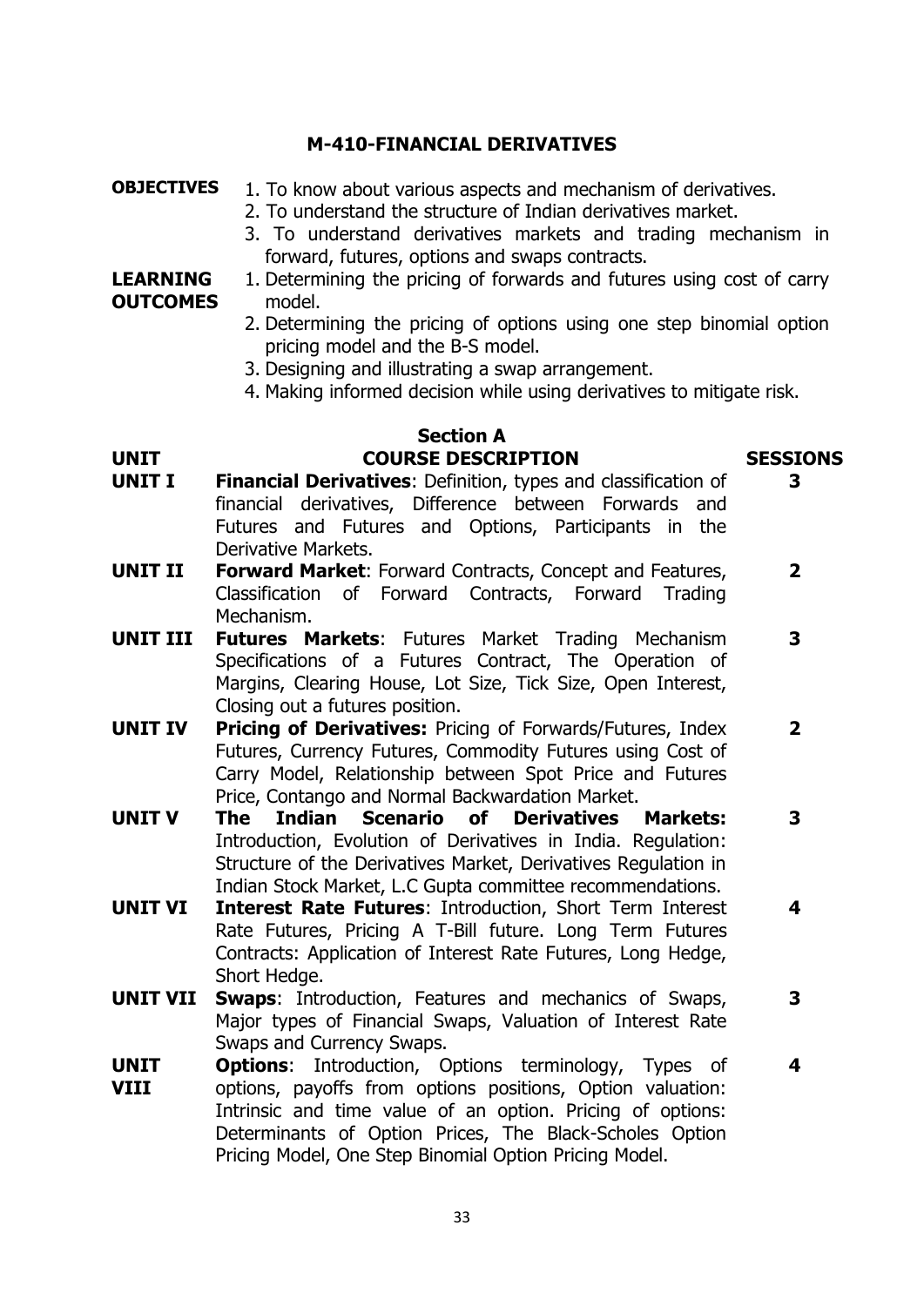## M-410-FINANCIAL DERIVATIVES

**OBJECTIVES**

1. To know about various aspects and mechanism of derivatives.
2. To understand the structure of Indian derivatives market.
3. To understand derivatives markets and trading mechanism in forward, futures, options and swaps contracts.

**LEARNING OUTCOMES**

1. Determining the pricing of forwards and futures using cost of carry model.
2. Determining the pricing of options using one step binomial option pricing model and the B-S model.
3. Designing and illustrating a swap arrangement.
4. Making informed decision while using derivatives to mitigate risk.

### Section A

| UNIT | COURSE DESCRIPTION | SESSIONS |
|---|---|---|
| **UNIT I** | **Financial Derivatives**: Definition, types and classification of financial derivatives, Difference between Forwards and Futures and Futures and Options, Participants in the Derivative Markets. | 3 |
| **UNIT II** | **Forward Market**: Forward Contracts, Concept and Features, Classification of Forward Contracts, Forward Trading Mechanism. | 2 |
| **UNIT III** | **Futures Markets**: Futures Market Trading Mechanism Specifications of a Futures Contract, The Operation of Margins, Clearing House, Lot Size, Tick Size, Open Interest, Closing out a futures position. | 3 |
| **UNIT IV** | **Pricing of Derivatives:** Pricing of Forwards/Futures, Index Futures, Currency Futures, Commodity Futures using Cost of Carry Model, Relationship between Spot Price and Futures Price, Contango and Normal Backwardation Market. | 2 |
| **UNIT V** | **The Indian Scenario of Derivatives Markets:** Introduction, Evolution of Derivatives in India. Regulation: Structure of the Derivatives Market, Derivatives Regulation in Indian Stock Market, L.C Gupta committee recommendations. | 3 |
| **UNIT VI** | **Interest Rate Futures**: Introduction, Short Term Interest Rate Futures, Pricing A T-Bill future. Long Term Futures Contracts: Application of Interest Rate Futures, Long Hedge, Short Hedge. | 4 |
| **UNIT VII** | **Swaps**: Introduction, Features and mechanics of Swaps, Major types of Financial Swaps, Valuation of Interest Rate Swaps and Currency Swaps. | 3 |
| **UNIT VIII** | **Options**: Introduction, Options terminology, Types of options, payoffs from options positions, Option valuation: Intrinsic and time value of an option. Pricing of options: Determinants of Option Prices, The Black-Scholes Option Pricing Model, One Step Binomial Option Pricing Model. | 4 |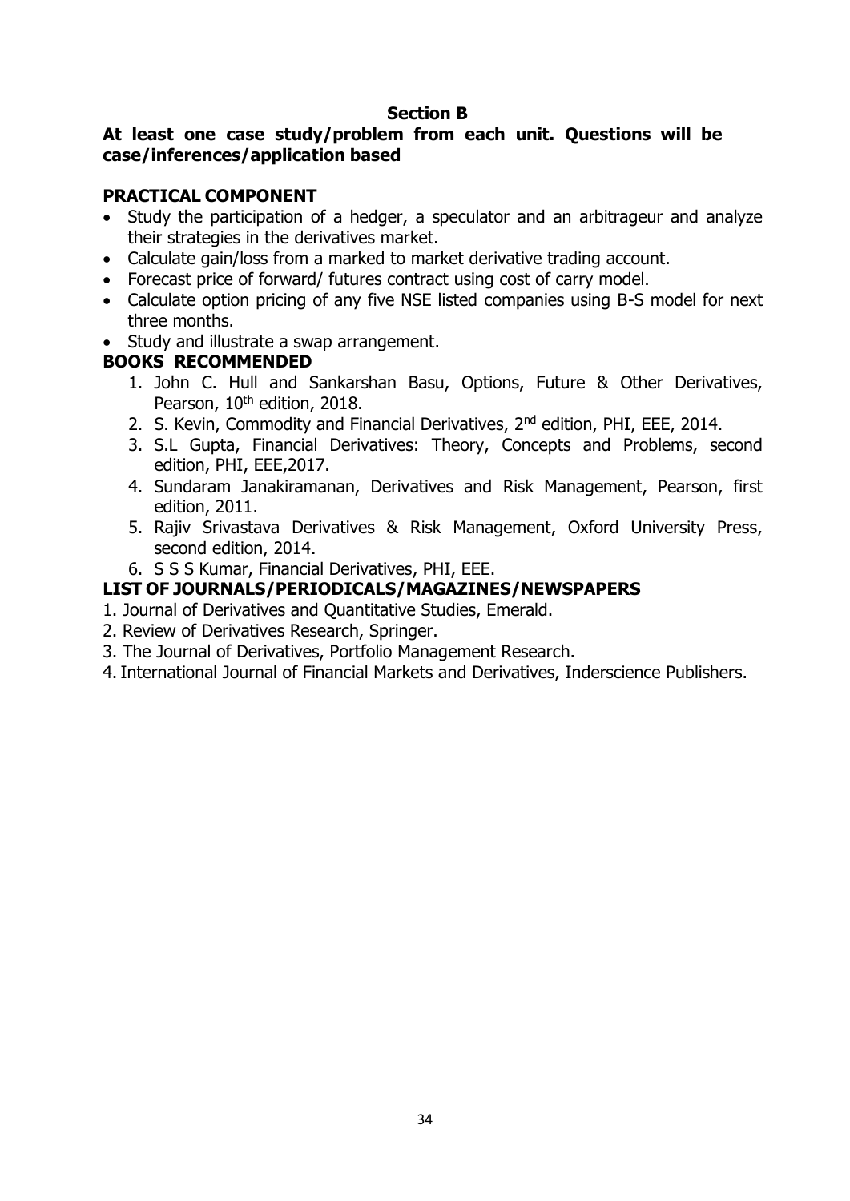**Section B**

**At least one case study/problem from each unit. Questions will be case/inferences/application based**

**PRACTICAL COMPONENT**

- Study the participation of a hedger, a speculator and an arbitrageur and analyze their strategies in the derivatives market.
- Calculate gain/loss from a marked to market derivative trading account.
- Forecast price of forward/ futures contract using cost of carry model.
- Calculate option pricing of any five NSE listed companies using B-S model for next three months.
- Study and illustrate a swap arrangement.

**BOOKS RECOMMENDED**

1. John C. Hull and Sankarshan Basu, Options, Future & Other Derivatives, Pearson, 10th edition, 2018.
2. S. Kevin, Commodity and Financial Derivatives, 2nd edition, PHI, EEE, 2014.
3. S.L Gupta, Financial Derivatives: Theory, Concepts and Problems, second edition, PHI, EEE,2017.
4. Sundaram Janakiramanan, Derivatives and Risk Management, Pearson, first edition, 2011.
5. Rajiv Srivastava Derivatives & Risk Management, Oxford University Press, second edition, 2014.
6. S S S Kumar, Financial Derivatives, PHI, EEE.

**LIST OF JOURNALS/PERIODICALS/MAGAZINES/NEWSPAPERS**

1. Journal of Derivatives and Quantitative Studies, Emerald.
2. Review of Derivatives Research, Springer.
3. The Journal of Derivatives, Portfolio Management Research.
4. International Journal of Financial Markets and Derivatives, Inderscience Publishers.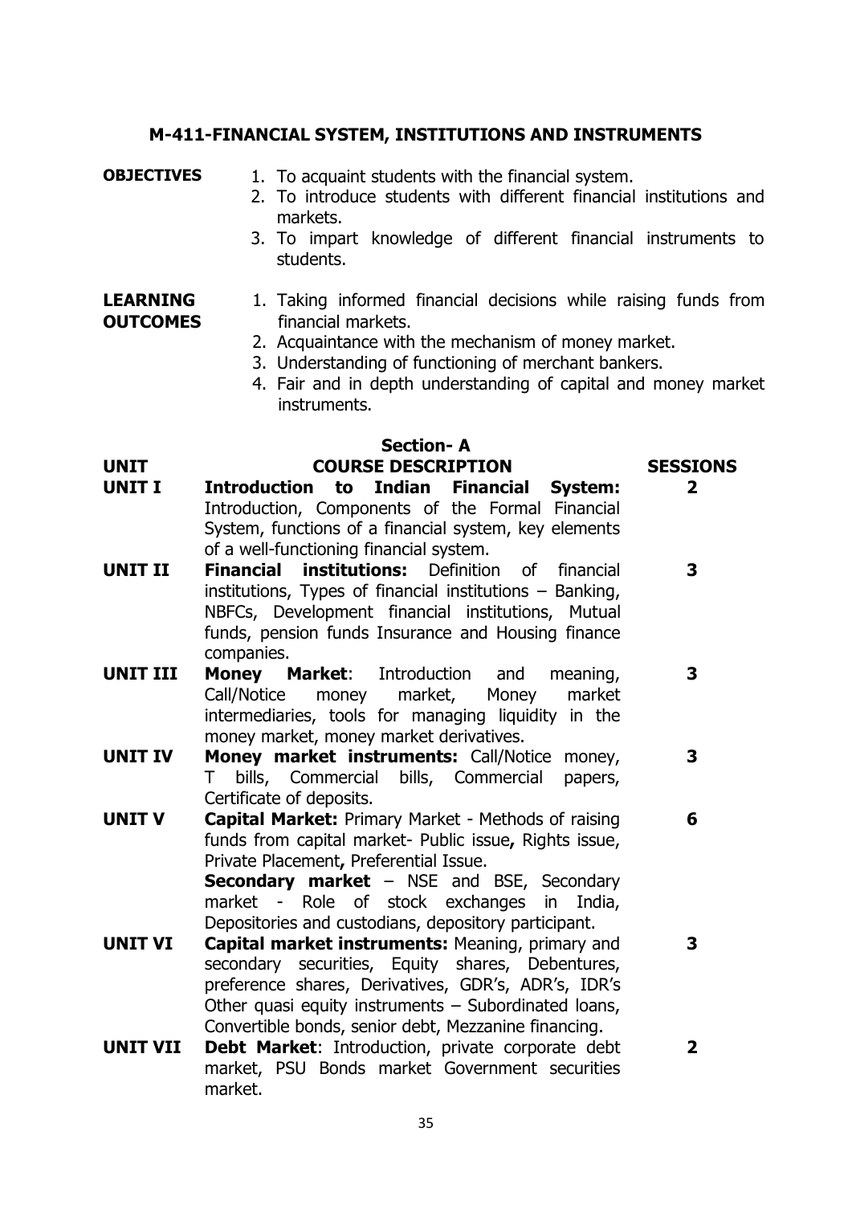## M-411-FINANCIAL SYSTEM, INSTITUTIONS AND INSTRUMENTS

**OBJECTIVES**

1. To acquaint students with the financial system.
2. To introduce students with different financial institutions and markets.
3. To impart knowledge of different financial instruments to students.

**LEARNING OUTCOMES**

1. Taking informed financial decisions while raising funds from financial markets.
2. Acquaintance with the mechanism of money market.
3. Understanding of functioning of merchant bankers.
4. Fair and in depth understanding of capital and money market instruments.

### Section- A

| UNIT | COURSE DESCRIPTION | SESSIONS |
|---|---|---|
| **UNIT I** | **Introduction to Indian Financial System:** Introduction, Components of the Formal Financial System, functions of a financial system, key elements of a well-functioning financial system. | **2** |
| **UNIT II** | **Financial institutions:** Definition of financial institutions, Types of financial institutions – Banking, NBFCs, Development financial institutions, Mutual funds, pension funds Insurance and Housing finance companies. | **3** |
| **UNIT III** | **Money Market**: Introduction and meaning, Call/Notice money market, Money market intermediaries, tools for managing liquidity in the money market, money market derivatives. | **3** |
| **UNIT IV** | **Money market instruments:** Call/Notice money, T bills, Commercial bills, Commercial papers, Certificate of deposits. | **3** |
| **UNIT V** | **Capital Market:** Primary Market - Methods of raising funds from capital market- Public issue**,** Rights issue, Private Placement**,** Preferential Issue. **Secondary market** – NSE and BSE, Secondary market - Role of stock exchanges in India, Depositories and custodians, depository participant. | **6** |
| **UNIT VI** | **Capital market instruments:** Meaning, primary and secondary securities, Equity shares, Debentures, preference shares, Derivatives, GDR's, ADR's, IDR's Other quasi equity instruments – Subordinated loans, Convertible bonds, senior debt, Mezzanine financing. | **3** |
| **UNIT VII** | **Debt Market**: Introduction, private corporate debt market, PSU Bonds market Government securities market. | **2** |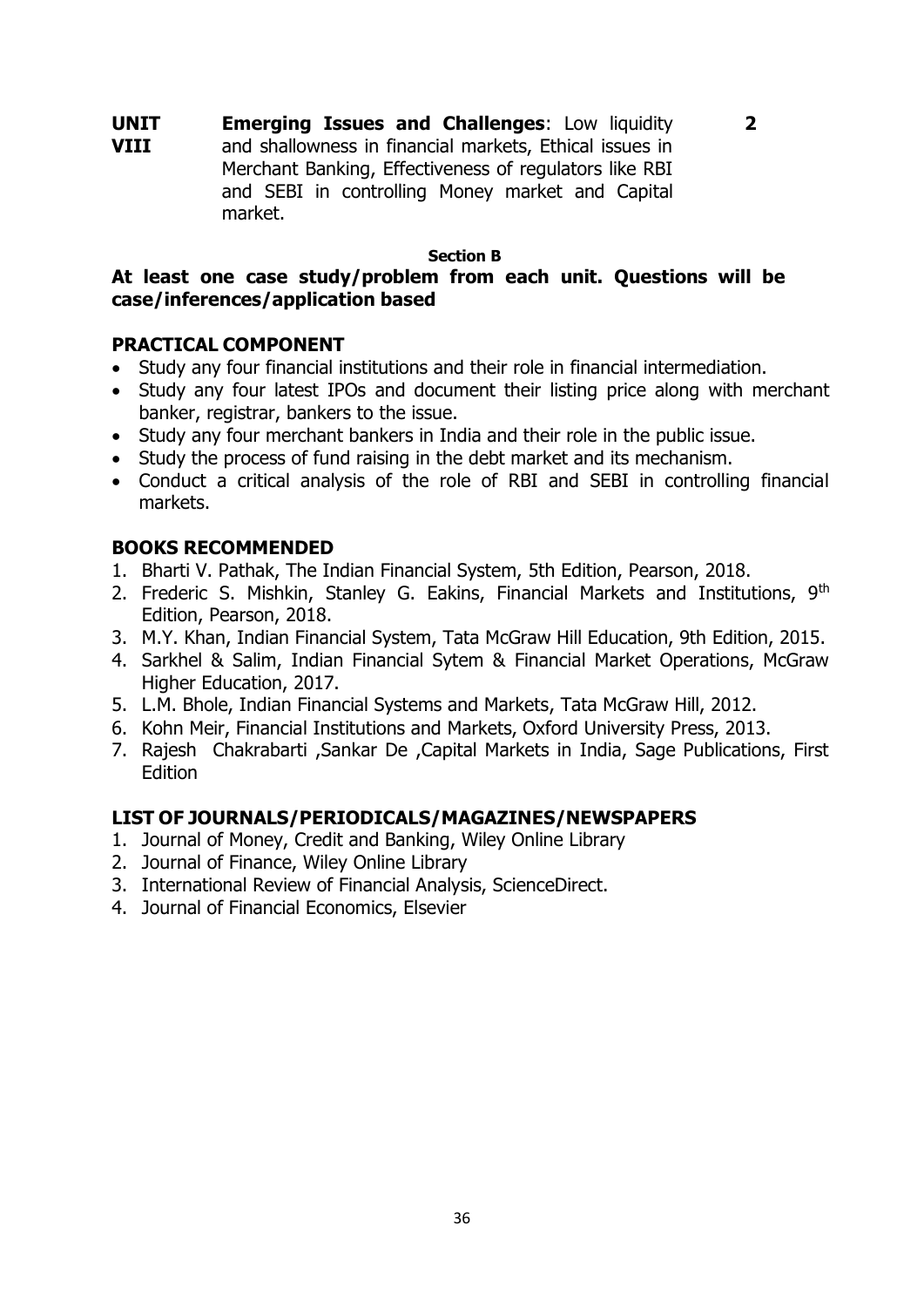| | | |
|---|---|---|
| **UNIT VIII** | **Emerging Issues and Challenges**: Low liquidity and shallowness in financial markets, Ethical issues in Merchant Banking, Effectiveness of regulators like RBI and SEBI in controlling Money market and Capital market. | **2** |

**Section B**

**At least one case study/problem from each unit. Questions will be case/inferences/application based**

## PRACTICAL COMPONENT

- Study any four financial institutions and their role in financial intermediation.
- Study any four latest IPOs and document their listing price along with merchant banker, registrar, bankers to the issue.
- Study any four merchant bankers in India and their role in the public issue.
- Study the process of fund raising in the debt market and its mechanism.
- Conduct a critical analysis of the role of RBI and SEBI in controlling financial markets.

## BOOKS RECOMMENDED

1. Bharti V. Pathak, The Indian Financial System, 5th Edition, Pearson, 2018.
2. Frederic S. Mishkin, Stanley G. Eakins, Financial Markets and Institutions, 9th Edition, Pearson, 2018.
3. M.Y. Khan, Indian Financial System, Tata McGraw Hill Education, 9th Edition, 2015.
4. Sarkhel & Salim, Indian Financial Sytem & Financial Market Operations, McGraw Higher Education, 2017.
5. L.M. Bhole, Indian Financial Systems and Markets, Tata McGraw Hill, 2012.
6. Kohn Meir, Financial Institutions and Markets, Oxford University Press, 2013.
7. Rajesh Chakrabarti ,Sankar De ,Capital Markets in India, Sage Publications, First Edition

## LIST OF JOURNALS/PERIODICALS/MAGAZINES/NEWSPAPERS

1. Journal of Money, Credit and Banking, Wiley Online Library
2. Journal of Finance, Wiley Online Library
3. International Review of Financial Analysis, ScienceDirect.
4. Journal of Financial Economics, Elsevier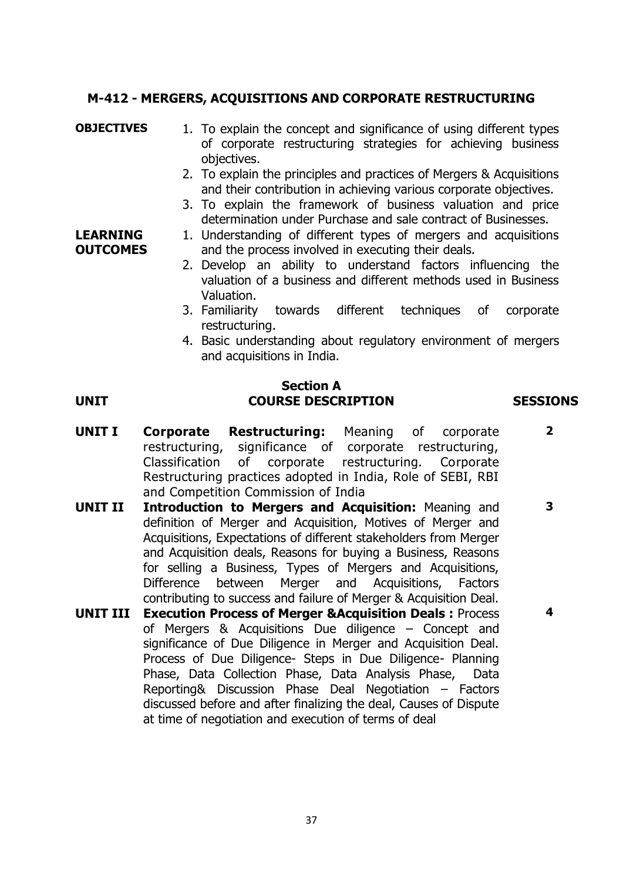## M-412 - MERGERS, ACQUISITIONS AND CORPORATE RESTRUCTURING

**OBJECTIVES**

1. To explain the concept and significance of using different types of corporate restructuring strategies for achieving business objectives.
2. To explain the principles and practices of Mergers & Acquisitions and their contribution in achieving various corporate objectives.
3. To explain the framework of business valuation and price determination under Purchase and sale contract of Businesses.

**LEARNING OUTCOMES**

1. Understanding of different types of mergers and acquisitions and the process involved in executing their deals.
2. Develop an ability to understand factors influencing the valuation of a business and different methods used in Business Valuation.
3. Familiarity towards different techniques of corporate restructuring.
4. Basic understanding about regulatory environment of mergers and acquisitions in India.

### Section A

| UNIT | COURSE DESCRIPTION | SESSIONS |
|---|---|---|
| **UNIT I** | **Corporate Restructuring:** Meaning of corporate restructuring, significance of corporate restructuring, Classification of corporate restructuring. Corporate Restructuring practices adopted in India, Role of SEBI, RBI and Competition Commission of India | **2** |
| **UNIT II** | **Introduction to Mergers and Acquisition:** Meaning and definition of Merger and Acquisition, Motives of Merger and Acquisitions, Expectations of different stakeholders from Merger and Acquisition deals, Reasons for buying a Business, Reasons for selling a Business, Types of Mergers and Acquisitions, Difference between Merger and Acquisitions, Factors contributing to success and failure of Merger & Acquisition Deal. | **3** |
| **UNIT III** | **Execution Process of Merger &Acquisition Deals :** Process of Mergers & Acquisitions Due diligence – Concept and significance of Due Diligence in Merger and Acquisition Deal. Process of Due Diligence- Steps in Due Diligence- Planning Phase, Data Collection Phase, Data Analysis Phase, Data Reporting& Discussion Phase Deal Negotiation – Factors discussed before and after finalizing the deal, Causes of Dispute at time of negotiation and execution of terms of deal | **4** |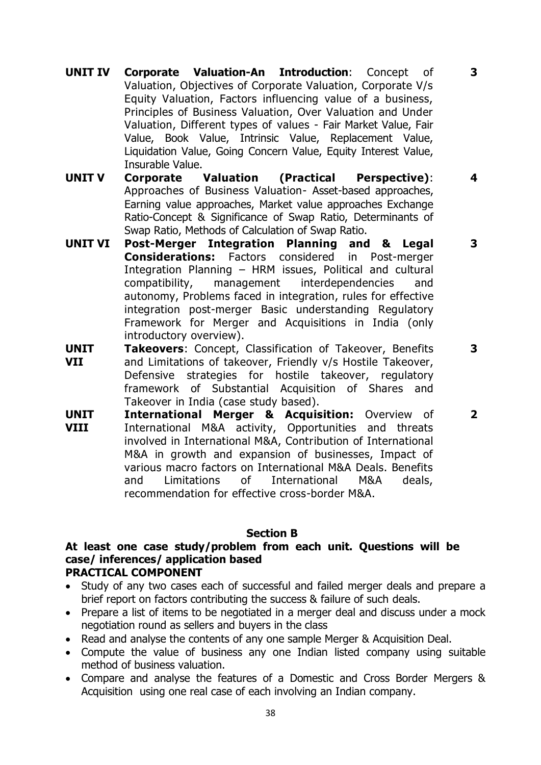| | | |
|---|---|---|
| **UNIT IV** | **Corporate Valuation-An Introduction**: Concept of Valuation, Objectives of Corporate Valuation, Corporate V/s Equity Valuation, Factors influencing value of a business, Principles of Business Valuation, Over Valuation and Under Valuation, Different types of values - Fair Market Value, Fair Value, Book Value, Intrinsic Value, Replacement Value, Liquidation Value, Going Concern Value, Equity Interest Value, Insurable Value. | **3** |
| **UNIT V** | **Corporate Valuation (Practical Perspective)**: Approaches of Business Valuation- Asset-based approaches, Earning value approaches, Market value approaches Exchange Ratio-Concept & Significance of Swap Ratio, Determinants of Swap Ratio, Methods of Calculation of Swap Ratio. | **4** |
| **UNIT VI** | **Post-Merger Integration Planning and & Legal Considerations:** Factors considered in Post-merger Integration Planning – HRM issues, Political and cultural compatibility, management interdependencies and autonomy, Problems faced in integration, rules for effective integration post-merger Basic understanding Regulatory Framework for Merger and Acquisitions in India (only introductory overview). | **3** |
| **UNIT VII** | **Takeovers**: Concept, Classification of Takeover, Benefits and Limitations of takeover, Friendly v/s Hostile Takeover, Defensive strategies for hostile takeover, regulatory framework of Substantial Acquisition of Shares and Takeover in India (case study based). | **3** |
| **UNIT VIII** | **International Merger & Acquisition:** Overview of International M&A activity, Opportunities and threats involved in International M&A, Contribution of International M&A in growth and expansion of businesses, Impact of various macro factors on International M&A Deals. Benefits and Limitations of International M&A deals, recommendation for effective cross-border M&A. | **2** |

**Section B**

**At least one case study/problem from each unit. Questions will be case/ inferences/ application based**

**PRACTICAL COMPONENT**

- Study of any two cases each of successful and failed merger deals and prepare a brief report on factors contributing the success & failure of such deals.
- Prepare a list of items to be negotiated in a merger deal and discuss under a mock negotiation round as sellers and buyers in the class
- Read and analyse the contents of any one sample Merger & Acquisition Deal.
- Compute the value of business any one Indian listed company using suitable method of business valuation.
- Compare and analyse the features of a Domestic and Cross Border Mergers & Acquisition using one real case of each involving an Indian company.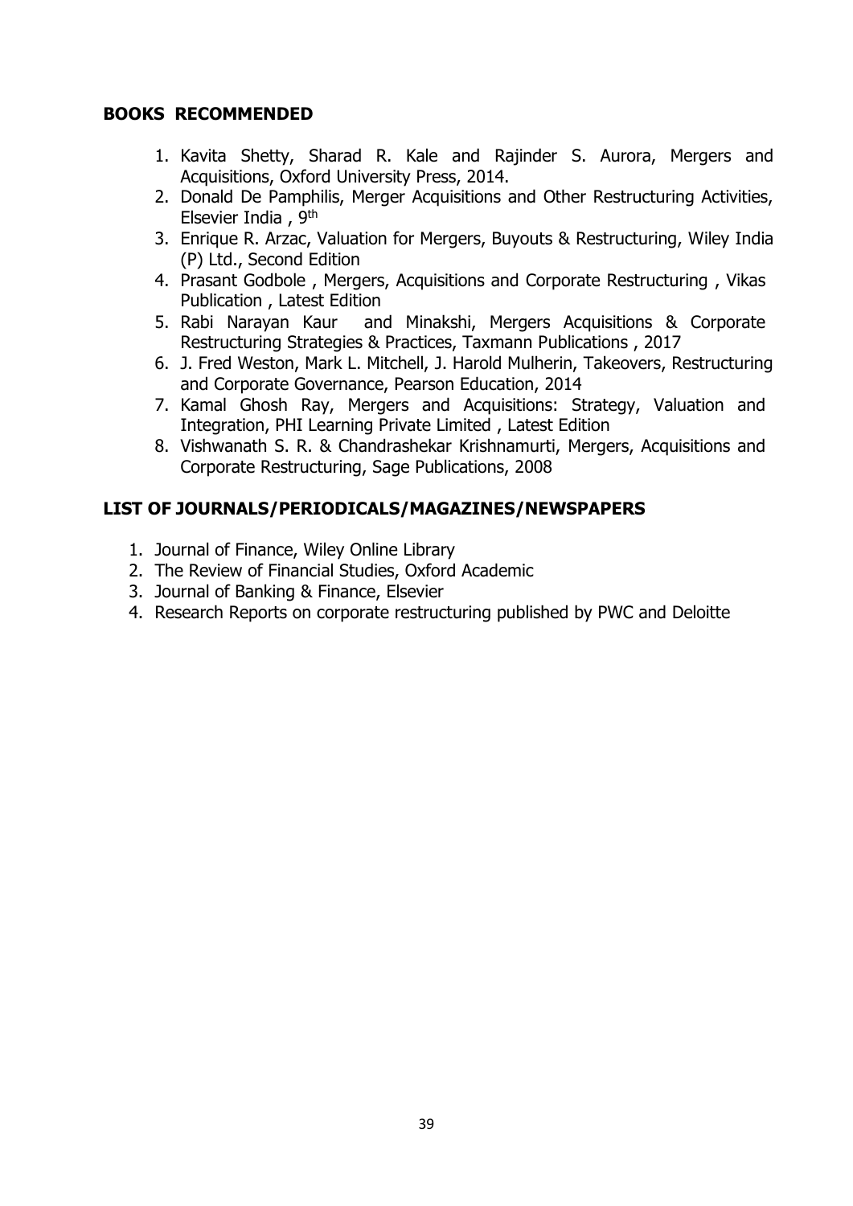## BOOKS RECOMMENDED

1. Kavita Shetty, Sharad R. Kale and Rajinder S. Aurora, Mergers and Acquisitions, Oxford University Press, 2014.
2. Donald De Pamphilis, Merger Acquisitions and Other Restructuring Activities, Elsevier India , 9$^{th}$
3. Enrique R. Arzac, Valuation for Mergers, Buyouts & Restructuring, Wiley India (P) Ltd., Second Edition
4. Prasant Godbole , Mergers, Acquisitions and Corporate Restructuring , Vikas Publication , Latest Edition
5. Rabi Narayan Kaur and Minakshi, Mergers Acquisitions & Corporate Restructuring Strategies & Practices, Taxmann Publications , 2017
6. J. Fred Weston, Mark L. Mitchell, J. Harold Mulherin, Takeovers, Restructuring and Corporate Governance, Pearson Education, 2014
7. Kamal Ghosh Ray, Mergers and Acquisitions: Strategy, Valuation and Integration, PHI Learning Private Limited , Latest Edition
8. Vishwanath S. R. & Chandrashekar Krishnamurti, Mergers, Acquisitions and Corporate Restructuring, Sage Publications, 2008

## LIST OF JOURNALS/PERIODICALS/MAGAZINES/NEWSPAPERS

1. Journal of Finance, Wiley Online Library
2. The Review of Financial Studies, Oxford Academic
3. Journal of Banking & Finance, Elsevier
4. Research Reports on corporate restructuring published by PWC and Deloitte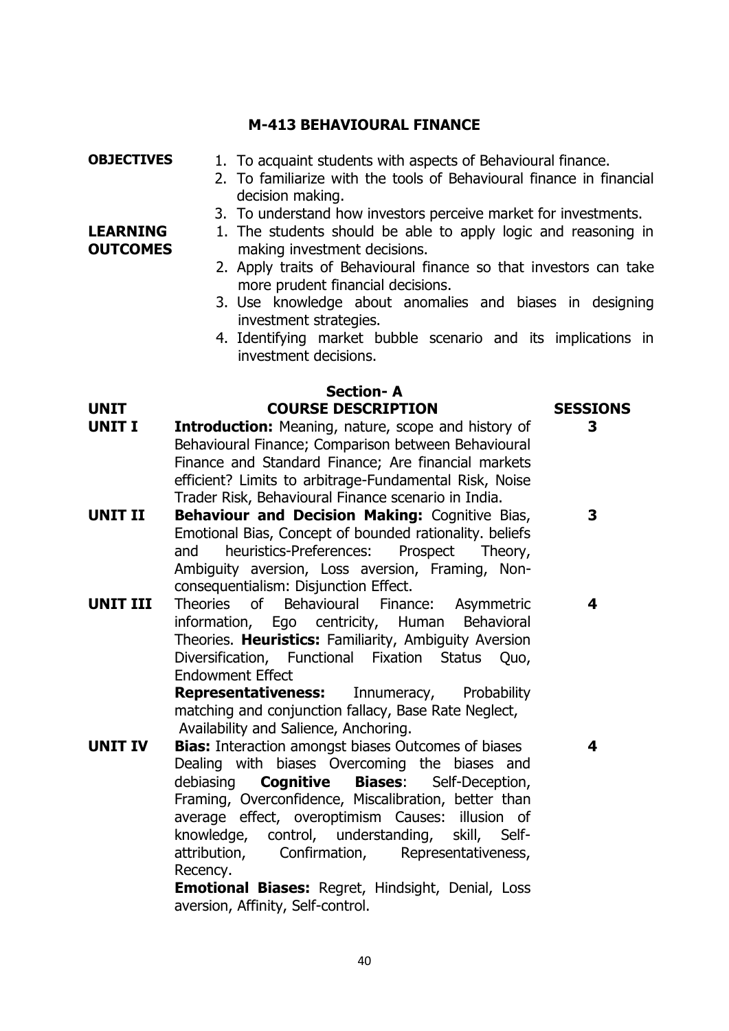# M-413 BEHAVIOURAL FINANCE

**OBJECTIVES**

1. To acquaint students with aspects of Behavioural finance.
2. To familiarize with the tools of Behavioural finance in financial decision making.
3. To understand how investors perceive market for investments.

**LEARNING OUTCOMES**

1. The students should be able to apply logic and reasoning in making investment decisions.
2. Apply traits of Behavioural finance so that investors can take more prudent financial decisions.
3. Use knowledge about anomalies and biases in designing investment strategies.
4. Identifying market bubble scenario and its implications in investment decisions.

## Section- A

| UNIT | COURSE DESCRIPTION | SESSIONS |
|---|---|---|
| **UNIT I** | **Introduction:** Meaning, nature, scope and history of Behavioural Finance; Comparison between Behavioural Finance and Standard Finance; Are financial markets efficient? Limits to arbitrage-Fundamental Risk, Noise Trader Risk, Behavioural Finance scenario in India. | 3 |
| **UNIT II** | **Behaviour and Decision Making:** Cognitive Bias, Emotional Bias, Concept of bounded rationality. beliefs and heuristics-Preferences: Prospect Theory, Ambiguity aversion, Loss aversion, Framing, Non-consequentialism: Disjunction Effect. | 3 |
| **UNIT III** | Theories of Behavioural Finance: Asymmetric information, Ego centricity, Human Behavioral Theories. **Heuristics:** Familiarity, Ambiguity Aversion Diversification, Functional Fixation Status Quo, Endowment Effect<br>**Representativeness:** Innumeracy, Probability matching and conjunction fallacy, Base Rate Neglect, Availability and Salience, Anchoring. | 4 |
| **UNIT IV** | **Bias:** Interaction amongst biases Outcomes of biases Dealing with biases Overcoming the biases and debiasing **Cognitive Biases**: Self-Deception, Framing, Overconfidence, Miscalibration, better than average effect, overoptimism Causes: illusion of knowledge, control, understanding, skill, Self-attribution, Confirmation, Representativeness, Recency.<br>**Emotional Biases:** Regret, Hindsight, Denial, Loss aversion, Affinity, Self-control. | 4 |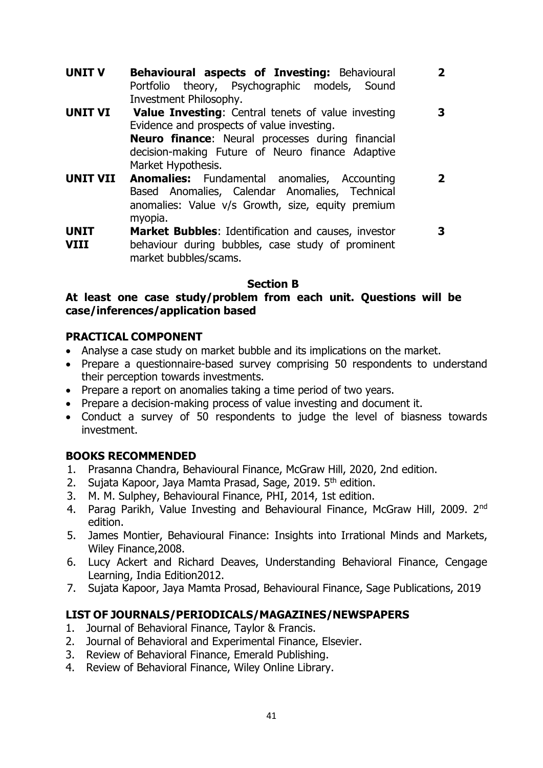| | | |
|---|---|---|
| **UNIT V** | **Behavioural aspects of Investing:** Behavioural Portfolio theory, Psychographic models, Sound Investment Philosophy. | **2** |
| **UNIT VI** | **Value Investing**: Central tenets of value investing Evidence and prospects of value investing.<br>**Neuro finance**: Neural processes during financial decision-making Future of Neuro finance Adaptive Market Hypothesis. | **3** |
| **UNIT VII** | **Anomalies:** Fundamental anomalies, Accounting Based Anomalies, Calendar Anomalies, Technical anomalies: Value v/s Growth, size, equity premium myopia. | **2** |
| **UNIT VIII** | **Market Bubbles**: Identification and causes, investor behaviour during bubbles, case study of prominent market bubbles/scams. | **3** |

### Section B

**At least one case study/problem from each unit. Questions will be case/inferences/application based**

### PRACTICAL COMPONENT

- Analyse a case study on market bubble and its implications on the market.
- Prepare a questionnaire-based survey comprising 50 respondents to understand their perception towards investments.
- Prepare a report on anomalies taking a time period of two years.
- Prepare a decision-making process of value investing and document it.
- Conduct a survey of 50 respondents to judge the level of biasness towards investment.

### BOOKS RECOMMENDED

1. Prasanna Chandra, Behavioural Finance, McGraw Hill, 2020, 2nd edition.
2. Sujata Kapoor, Jaya Mamta Prasad, Sage, 2019. 5th edition.
3. M. M. Sulphey, Behavioural Finance, PHI, 2014, 1st edition.
4. Parag Parikh, Value Investing and Behavioural Finance, McGraw Hill, 2009. 2nd edition.
5. James Montier, Behavioural Finance: Insights into Irrational Minds and Markets, Wiley Finance,2008.
6. Lucy Ackert and Richard Deaves, Understanding Behavioral Finance, Cengage Learning, India Edition2012.
7. Sujata Kapoor, Jaya Mamta Prosad, Behavioural Finance, Sage Publications, 2019

### LIST OF JOURNALS/PERIODICALS/MAGAZINES/NEWSPAPERS

1. Journal of Behavioral Finance, Taylor & Francis.
2. Journal of Behavioral and Experimental Finance, Elsevier.
3. Review of Behavioral Finance, Emerald Publishing.
4. Review of Behavioral Finance, Wiley Online Library.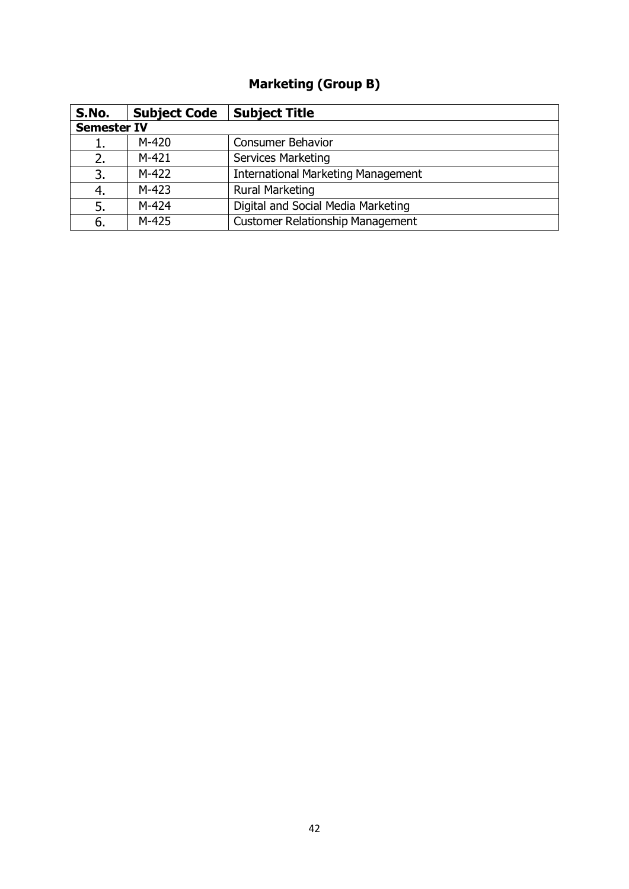## Marketing (Group B)

| S.No. | Subject Code | Subject Title |
|---|---|---|
| **Semester IV** | | |
| 1. | M-420 | Consumer Behavior |
| 2. | M-421 | Services Marketing |
| 3. | M-422 | International Marketing Management |
| 4. | M-423 | Rural Marketing |
| 5. | M-424 | Digital and Social Media Marketing |
| 6. | M-425 | Customer Relationship Management |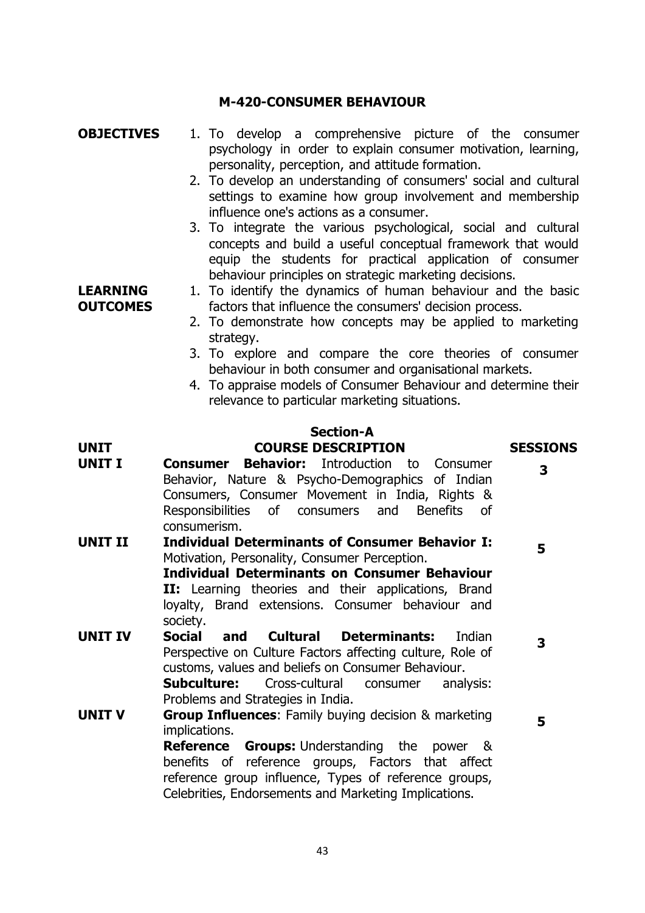## M-420-CONSUMER BEHAVIOUR

**OBJECTIVES**

1. To develop a comprehensive picture of the consumer psychology in order to explain consumer motivation, learning, personality, perception, and attitude formation.
2. To develop an understanding of consumers' social and cultural settings to examine how group involvement and membership influence one's actions as a consumer.
3. To integrate the various psychological, social and cultural concepts and build a useful conceptual framework that would equip the students for practical application of consumer behaviour principles on strategic marketing decisions.

**LEARNING OUTCOMES**

1. To identify the dynamics of human behaviour and the basic factors that influence the consumers' decision process.
2. To demonstrate how concepts may be applied to marketing strategy.
3. To explore and compare the core theories of consumer behaviour in both consumer and organisational markets.
4. To appraise models of Consumer Behaviour and determine their relevance to particular marketing situations.

### Section-A

| UNIT | COURSE DESCRIPTION | SESSIONS |
|---|---|---|
| **UNIT I** | **Consumer Behavior:** Introduction to Consumer Behavior, Nature & Psycho-Demographics of Indian Consumers, Consumer Movement in India, Rights & Responsibilities of consumers and Benefits of consumerism. | **3** |
| **UNIT II** | **Individual Determinants of Consumer Behavior I:** Motivation, Personality, Consumer Perception. **Individual Determinants on Consumer Behaviour II:** Learning theories and their applications, Brand loyalty, Brand extensions. Consumer behaviour and society. | **5** |
| **UNIT IV** | **Social and Cultural Determinants:** Indian Perspective on Culture Factors affecting culture, Role of customs, values and beliefs on Consumer Behaviour. **Subculture:** Cross-cultural consumer analysis: Problems and Strategies in India. | **3** |
| **UNIT V** | **Group Influences**: Family buying decision & marketing implications. **Reference Groups:** Understanding the power & benefits of reference groups, Factors that affect reference group influence, Types of reference groups, Celebrities, Endorsements and Marketing Implications. | **5** |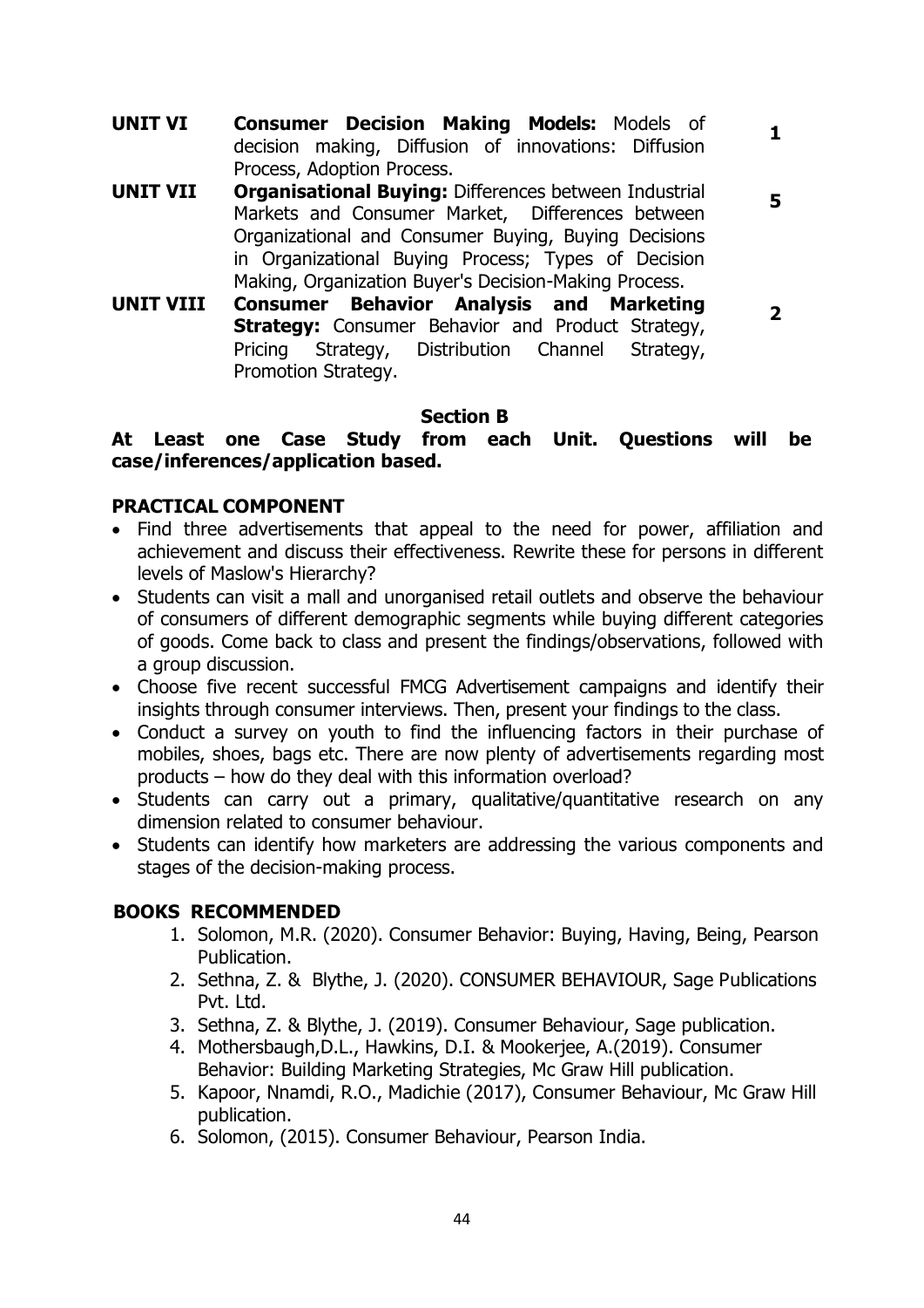| | | |
|---|---|---|
| **UNIT VI** | **Consumer Decision Making Models:** Models of decision making, Diffusion of innovations: Diffusion Process, Adoption Process. | **1** |
| **UNIT VII** | **Organisational Buying:** Differences between Industrial Markets and Consumer Market, Differences between Organizational and Consumer Buying, Buying Decisions in Organizational Buying Process; Types of Decision Making, Organization Buyer's Decision-Making Process. | **5** |
| **UNIT VIII** | **Consumer Behavior Analysis and Marketing Strategy:** Consumer Behavior and Product Strategy, Pricing Strategy, Distribution Channel Strategy, Promotion Strategy. | **2** |

**Section B**

**At Least one Case Study from each Unit. Questions will be case/inferences/application based.**

**PRACTICAL COMPONENT**

- Find three advertisements that appeal to the need for power, affiliation and achievement and discuss their effectiveness. Rewrite these for persons in different levels of Maslow's Hierarchy?
- Students can visit a mall and unorganised retail outlets and observe the behaviour of consumers of different demographic segments while buying different categories of goods. Come back to class and present the findings/observations, followed with a group discussion.
- Choose five recent successful FMCG Advertisement campaigns and identify their insights through consumer interviews. Then, present your findings to the class.
- Conduct a survey on youth to find the influencing factors in their purchase of mobiles, shoes, bags etc. There are now plenty of advertisements regarding most products – how do they deal with this information overload?
- Students can carry out a primary, qualitative/quantitative research on any dimension related to consumer behaviour.
- Students can identify how marketers are addressing the various components and stages of the decision-making process.

**BOOKS RECOMMENDED**

1. Solomon, M.R. (2020). Consumer Behavior: Buying, Having, Being, Pearson Publication.
2. Sethna, Z. & Blythe, J. (2020). CONSUMER BEHAVIOUR, Sage Publications Pvt. Ltd.
3. Sethna, Z. & Blythe, J. (2019). Consumer Behaviour, Sage publication.
4. Mothersbaugh,D.L., Hawkins, D.I. & Mookerjee, A.(2019). Consumer Behavior: Building Marketing Strategies, Mc Graw Hill publication.
5. Kapoor, Nnamdi, R.O., Madichie (2017), Consumer Behaviour, Mc Graw Hill publication.
6. Solomon, (2015). Consumer Behaviour, Pearson India.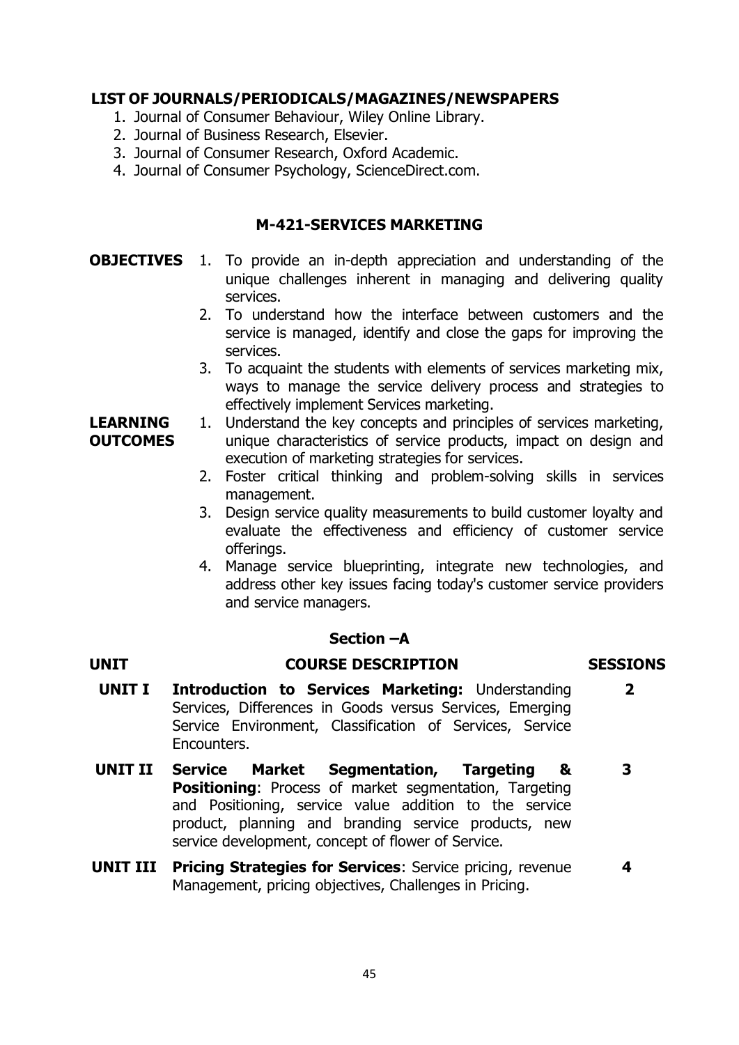**LIST OF JOURNALS/PERIODICALS/MAGAZINES/NEWSPAPERS**

1. Journal of Consumer Behaviour, Wiley Online Library.
2. Journal of Business Research, Elsevier.
3. Journal of Consumer Research, Oxford Academic.
4. Journal of Consumer Psychology, ScienceDirect.com.

## M-421-SERVICES MARKETING

**OBJECTIVES**

1. To provide an in-depth appreciation and understanding of the unique challenges inherent in managing and delivering quality services.
2. To understand how the interface between customers and the service is managed, identify and close the gaps for improving the services.
3. To acquaint the students with elements of services marketing mix, ways to manage the service delivery process and strategies to effectively implement Services marketing.

**LEARNING OUTCOMES**

1. Understand the key concepts and principles of services marketing, unique characteristics of service products, impact on design and execution of marketing strategies for services.
2. Foster critical thinking and problem-solving skills in services management.
3. Design service quality measurements to build customer loyalty and evaluate the effectiveness and efficiency of customer service offerings.
4. Manage service blueprinting, integrate new technologies, and address other key issues facing today's customer service providers and service managers.

### Section –A

| UNIT | COURSE DESCRIPTION | SESSIONS |
|---|---|---|
| UNIT I | **Introduction to Services Marketing:** Understanding Services, Differences in Goods versus Services, Emerging Service Environment, Classification of Services, Service Encounters. | 2 |
| UNIT II | **Service Market Segmentation, Targeting & Positioning**: Process of market segmentation, Targeting and Positioning, service value addition to the service product, planning and branding service products, new service development, concept of flower of Service. | 3 |
| UNIT III | **Pricing Strategies for Services**: Service pricing, revenue Management, pricing objectives, Challenges in Pricing. | 4 |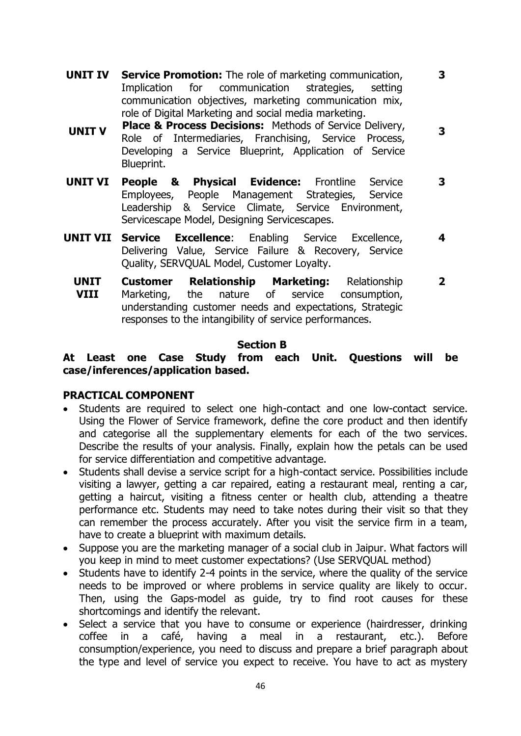| | | |
|---|---|---|
| **UNIT IV** | **Service Promotion:** The role of marketing communication, Implication for communication strategies, setting communication objectives, marketing communication mix, role of Digital Marketing and social media marketing. | **3** |
| **UNIT V** | **Place & Process Decisions:** Methods of Service Delivery, Role of Intermediaries, Franchising, Service Process, Developing a Service Blueprint, Application of Service Blueprint. | **3** |
| **UNIT VI** | **People & Physical Evidence:** Frontline Service Employees, People Management Strategies, Service Leadership & Service Climate, Service Environment, Servicescape Model, Designing Servicescapes. | **3** |
| **UNIT VII** | **Service Excellence**: Enabling Service Excellence, Delivering Value, Service Failure & Recovery, Service Quality, SERVQUAL Model, Customer Loyalty. | **4** |
| **UNIT VIII** | **Customer Relationship Marketing:** Relationship Marketing, the nature of service consumption, understanding customer needs and expectations, Strategic responses to the intangibility of service performances. | **2** |

**Section B**

**At Least one Case Study from each Unit. Questions will be case/inferences/application based.**

**PRACTICAL COMPONENT**

- Students are required to select one high-contact and one low-contact service. Using the Flower of Service framework, define the core product and then identify and categorise all the supplementary elements for each of the two services. Describe the results of your analysis. Finally, explain how the petals can be used for service differentiation and competitive advantage.
- Students shall devise a service script for a high-contact service. Possibilities include visiting a lawyer, getting a car repaired, eating a restaurant meal, renting a car, getting a haircut, visiting a fitness center or health club, attending a theatre performance etc. Students may need to take notes during their visit so that they can remember the process accurately. After you visit the service firm in a team, have to create a blueprint with maximum details.
- Suppose you are the marketing manager of a social club in Jaipur. What factors will you keep in mind to meet customer expectations? (Use SERVQUAL method)
- Students have to identify 2-4 points in the service, where the quality of the service needs to be improved or where problems in service quality are likely to occur. Then, using the Gaps-model as guide, try to find root causes for these shortcomings and identify the relevant.
- Select a service that you have to consume or experience (hairdresser, drinking coffee in a café, having a meal in a restaurant, etc.). Before consumption/experience, you need to discuss and prepare a brief paragraph about the type and level of service you expect to receive. You have to act as mystery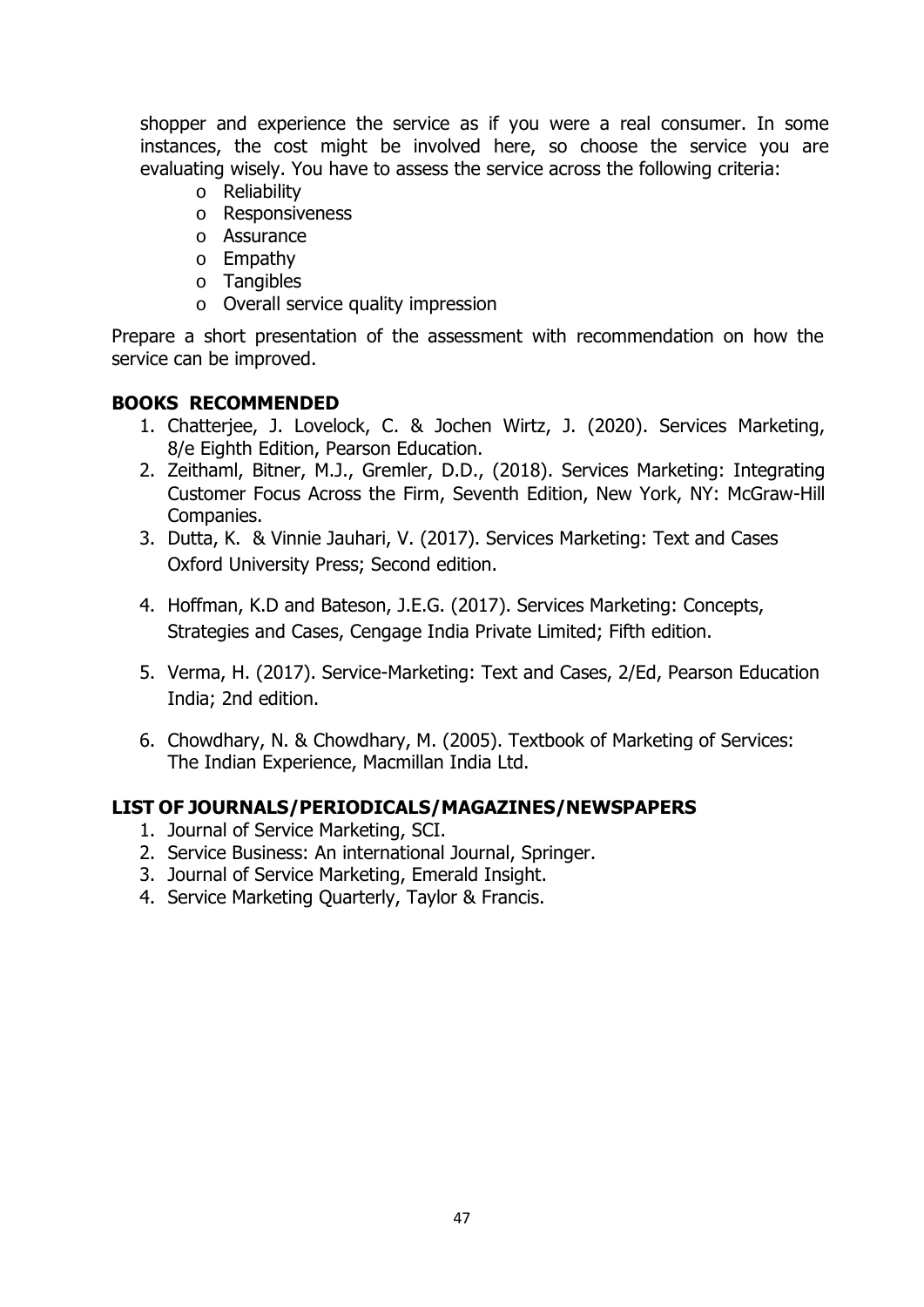shopper and experience the service as if you were a real consumer. In some instances, the cost might be involved here, so choose the service you are evaluating wisely. You have to assess the service across the following criteria:

- Reliability
- Responsiveness
- Assurance
- Empathy
- Tangibles
- Overall service quality impression

Prepare a short presentation of the assessment with recommendation on how the service can be improved.

**BOOKS RECOMMENDED**

1. Chatterjee, J. Lovelock, C. & Jochen Wirtz, J. (2020). Services Marketing, 8/e Eighth Edition, Pearson Education.
2. Zeithaml, Bitner, M.J., Gremler, D.D., (2018). Services Marketing: Integrating Customer Focus Across the Firm, Seventh Edition, New York, NY: McGraw-Hill Companies.
3. Dutta, K. & Vinnie Jauhari, V. (2017). Services Marketing: Text and Cases Oxford University Press; Second edition.
4. Hoffman, K.D and Bateson, J.E.G. (2017). Services Marketing: Concepts, Strategies and Cases, Cengage India Private Limited; Fifth edition.
5. Verma, H. (2017). Service-Marketing: Text and Cases, 2/Ed, Pearson Education India; 2nd edition.
6. Chowdhary, N. & Chowdhary, M. (2005). Textbook of Marketing of Services: The Indian Experience, Macmillan India Ltd.

**LIST OF JOURNALS/PERIODICALS/MAGAZINES/NEWSPAPERS**

1. Journal of Service Marketing, SCI.
2. Service Business: An international Journal, Springer.
3. Journal of Service Marketing, Emerald Insight.
4. Service Marketing Quarterly, Taylor & Francis.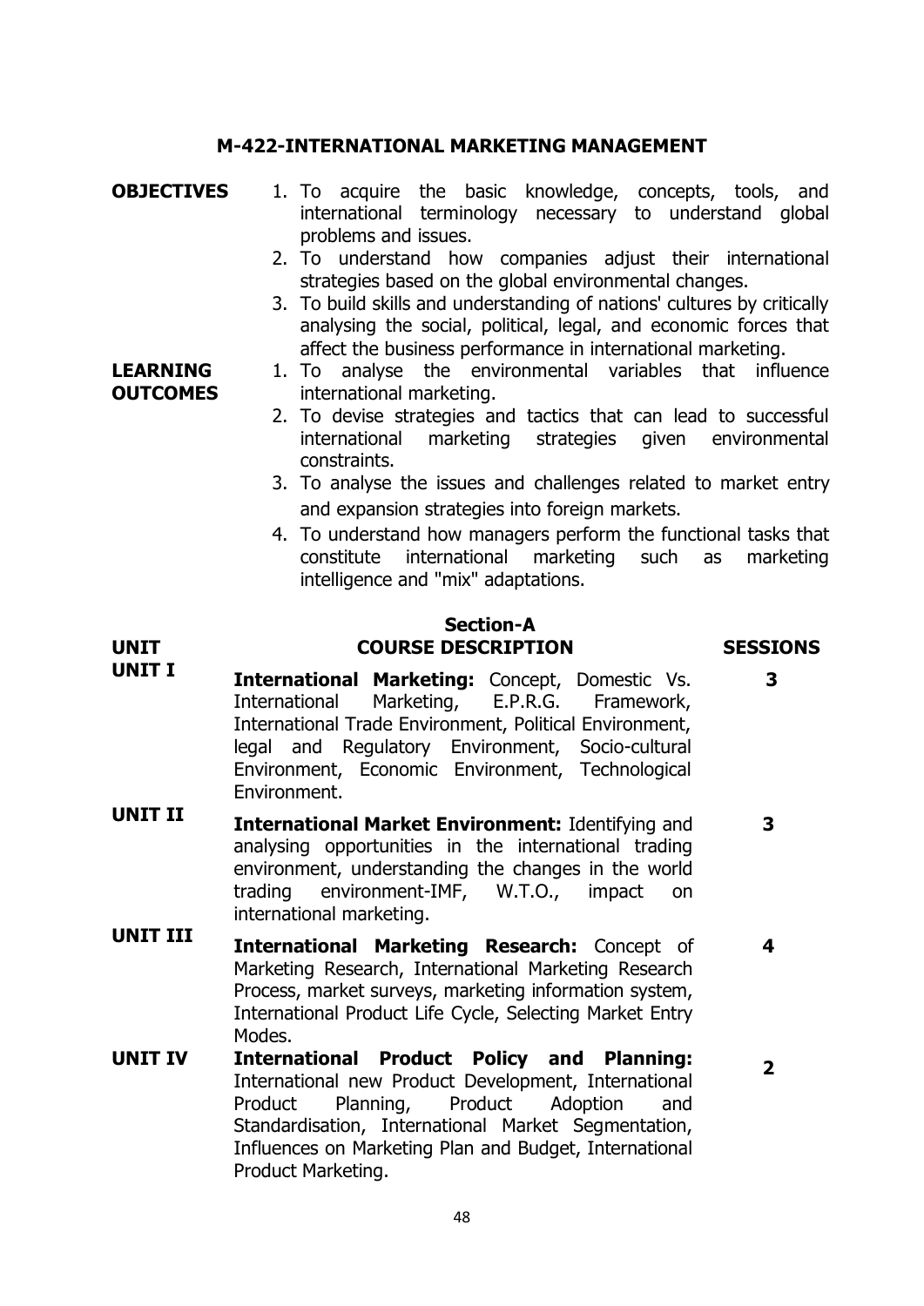## M-422-INTERNATIONAL MARKETING MANAGEMENT

**OBJECTIVES**

1. To acquire the basic knowledge, concepts, tools, and international terminology necessary to understand global problems and issues.
2. To understand how companies adjust their international strategies based on the global environmental changes.
3. To build skills and understanding of nations' cultures by critically analysing the social, political, legal, and economic forces that affect the business performance in international marketing.

**LEARNING OUTCOMES**

1. To analyse the environmental variables that influence international marketing.
2. To devise strategies and tactics that can lead to successful international marketing strategies given environmental constraints.
3. To analyse the issues and challenges related to market entry and expansion strategies into foreign markets.
4. To understand how managers perform the functional tasks that constitute international marketing such as marketing intelligence and "mix" adaptations.

### Section-A

| UNIT | COURSE DESCRIPTION | SESSIONS |
|---|---|---|
| UNIT I | **International Marketing:** Concept, Domestic Vs. International Marketing, E.P.R.G. Framework, International Trade Environment, Political Environment, legal and Regulatory Environment, Socio-cultural Environment, Economic Environment, Technological Environment. | 3 |
| UNIT II | **International Market Environment:** Identifying and analysing opportunities in the international trading environment, understanding the changes in the world trading environment-IMF, W.T.O., impact on international marketing. | 3 |
| UNIT III | **International Marketing Research:** Concept of Marketing Research, International Marketing Research Process, market surveys, marketing information system, International Product Life Cycle, Selecting Market Entry Modes. | 4 |
| UNIT IV | **International Product Policy and Planning:** International new Product Development, International Product Planning, Product Adoption and Standardisation, International Market Segmentation, Influences on Marketing Plan and Budget, International Product Marketing. | 2 |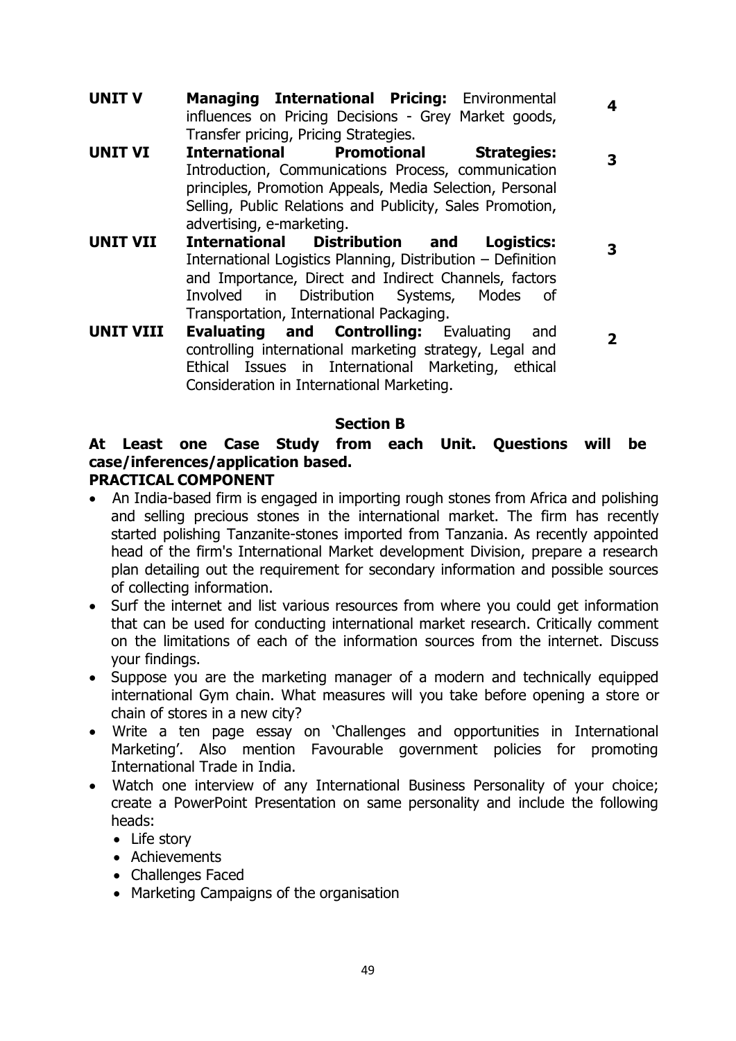| | | |
|---|---|---|
| **UNIT V** | **Managing International Pricing:** Environmental influences on Pricing Decisions - Grey Market goods, Transfer pricing, Pricing Strategies. | **4** |
| **UNIT VI** | **International Promotional Strategies:** Introduction, Communications Process, communication principles, Promotion Appeals, Media Selection, Personal Selling, Public Relations and Publicity, Sales Promotion, advertising, e-marketing. | **3** |
| **UNIT VII** | **International Distribution and Logistics:** International Logistics Planning, Distribution – Definition and Importance, Direct and Indirect Channels, factors Involved in Distribution Systems, Modes of Transportation, International Packaging. | **3** |
| **UNIT VIII** | **Evaluating and Controlling:** Evaluating and controlling international marketing strategy, Legal and Ethical Issues in International Marketing, ethical Consideration in International Marketing. | **2** |

## Section B

**At Least one Case Study from each Unit. Questions will be case/inferences/application based.**

**PRACTICAL COMPONENT**

- An India-based firm is engaged in importing rough stones from Africa and polishing and selling precious stones in the international market. The firm has recently started polishing Tanzanite-stones imported from Tanzania. As recently appointed head of the firm's International Market development Division, prepare a research plan detailing out the requirement for secondary information and possible sources of collecting information.
- Surf the internet and list various resources from where you could get information that can be used for conducting international market research. Critically comment on the limitations of each of the information sources from the internet. Discuss your findings.
- Suppose you are the marketing manager of a modern and technically equipped international Gym chain. What measures will you take before opening a store or chain of stores in a new city?
- Write a ten page essay on 'Challenges and opportunities in International Marketing'. Also mention Favourable government policies for promoting International Trade in India.
- Watch one interview of any International Business Personality of your choice; create a PowerPoint Presentation on same personality and include the following heads:
  - Life story
  - Achievements
  - Challenges Faced
  - Marketing Campaigns of the organisation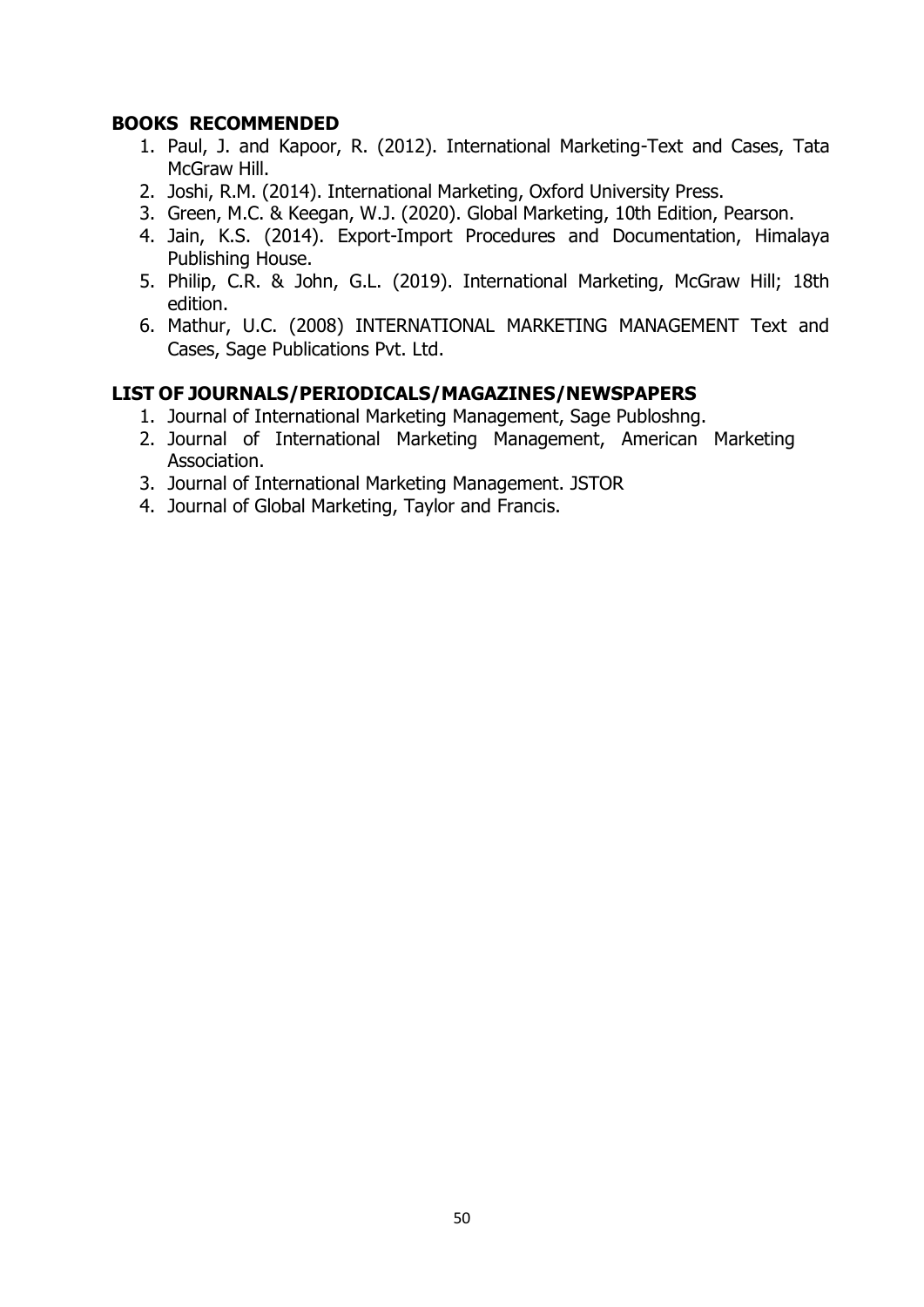**BOOKS RECOMMENDED**

1. Paul, J. and Kapoor, R. (2012). International Marketing-Text and Cases, Tata McGraw Hill.
2. Joshi, R.M. (2014). International Marketing, Oxford University Press.
3. Green, M.C. & Keegan, W.J. (2020). Global Marketing, 10th Edition, Pearson.
4. Jain, K.S. (2014). Export-Import Procedures and Documentation, Himalaya Publishing House.
5. Philip, C.R. & John, G.L. (2019). International Marketing, McGraw Hill; 18th edition.
6. Mathur, U.C. (2008) INTERNATIONAL MARKETING MANAGEMENT Text and Cases, Sage Publications Pvt. Ltd.

**LIST OF JOURNALS/PERIODICALS/MAGAZINES/NEWSPAPERS**

1. Journal of International Marketing Management, Sage Publoshng.
2. Journal of International Marketing Management, American Marketing Association.
3. Journal of International Marketing Management. JSTOR
4. Journal of Global Marketing, Taylor and Francis.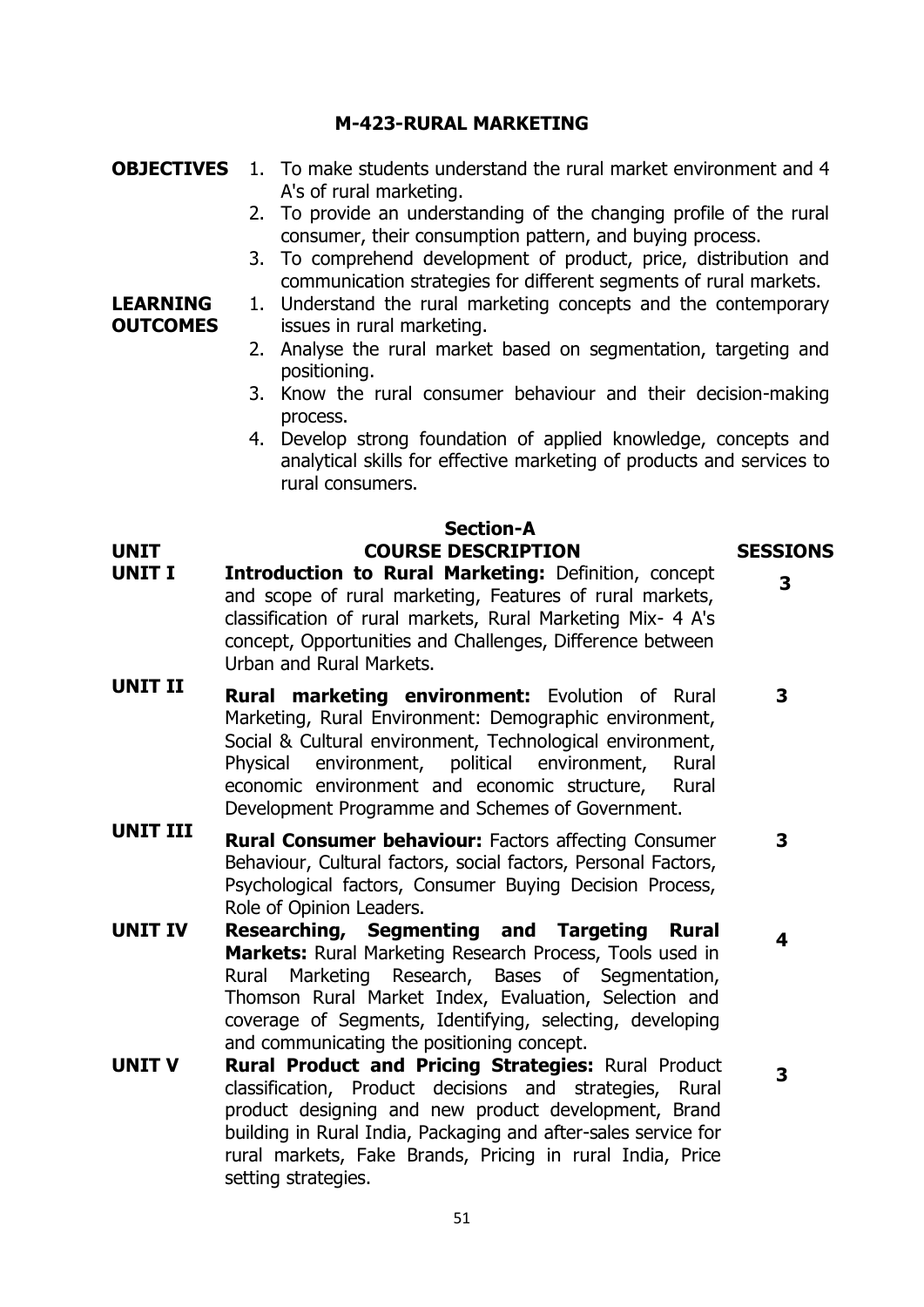# M-423-RURAL MARKETING

**OBJECTIVES**

1. To make students understand the rural market environment and 4 A's of rural marketing.
2. To provide an understanding of the changing profile of the rural consumer, their consumption pattern, and buying process.
3. To comprehend development of product, price, distribution and communication strategies for different segments of rural markets.

**LEARNING OUTCOMES**

1. Understand the rural marketing concepts and the contemporary issues in rural marketing.
2. Analyse the rural market based on segmentation, targeting and positioning.
3. Know the rural consumer behaviour and their decision-making process.
4. Develop strong foundation of applied knowledge, concepts and analytical skills for effective marketing of products and services to rural consumers.

## Section-A

| UNIT | COURSE DESCRIPTION | SESSIONS |
|---|---|---|
| **UNIT I** | **Introduction to Rural Marketing:** Definition, concept and scope of rural marketing, Features of rural markets, classification of rural markets, Rural Marketing Mix- 4 A's concept, Opportunities and Challenges, Difference between Urban and Rural Markets. | **3** |
| **UNIT II** | **Rural marketing environment:** Evolution of Rural Marketing, Rural Environment: Demographic environment, Social & Cultural environment, Technological environment, Physical environment, political environment, Rural economic environment and economic structure, Rural Development Programme and Schemes of Government. | **3** |
| **UNIT III** | **Rural Consumer behaviour:** Factors affecting Consumer Behaviour, Cultural factors, social factors, Personal Factors, Psychological factors, Consumer Buying Decision Process, Role of Opinion Leaders. | **3** |
| **UNIT IV** | **Researching, Segmenting and Targeting Rural Markets:** Rural Marketing Research Process, Tools used in Rural Marketing Research, Bases of Segmentation, Thomson Rural Market Index, Evaluation, Selection and coverage of Segments, Identifying, selecting, developing and communicating the positioning concept. | **4** |
| **UNIT V** | **Rural Product and Pricing Strategies:** Rural Product classification, Product decisions and strategies, Rural product designing and new product development, Brand building in Rural India, Packaging and after-sales service for rural markets, Fake Brands, Pricing in rural India, Price setting strategies. | **3** |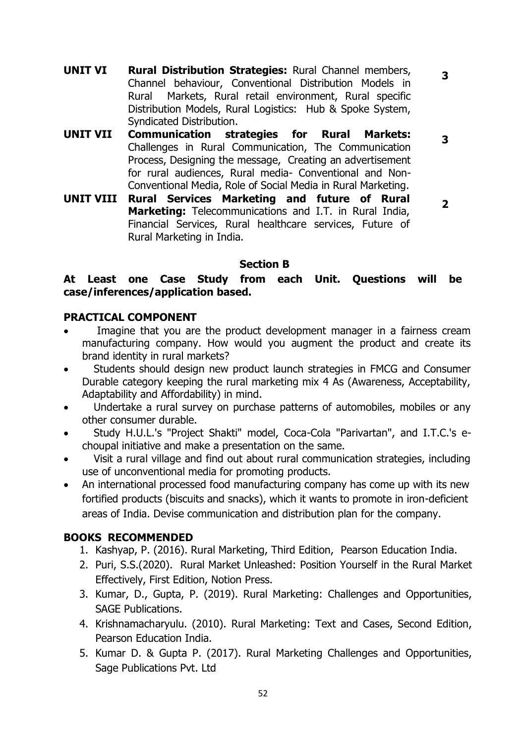| | | |
|---|---|---|
| **UNIT VI** | **Rural Distribution Strategies:** Rural Channel members, Channel behaviour, Conventional Distribution Models in Rural Markets, Rural retail environment, Rural specific Distribution Models, Rural Logistics: Hub & Spoke System, Syndicated Distribution. | **3** |
| **UNIT VII** | **Communication strategies for Rural Markets:** Challenges in Rural Communication, The Communication Process, Designing the message, Creating an advertisement for rural audiences, Rural media- Conventional and Non-Conventional Media, Role of Social Media in Rural Marketing. | **3** |
| **UNIT VIII** | **Rural Services Marketing and future of Rural Marketing:** Telecommunications and I.T. in Rural India, Financial Services, Rural healthcare services, Future of Rural Marketing in India. | **2** |

### Section B

**At Least one Case Study from each Unit. Questions will be case/inferences/application based.**

### PRACTICAL COMPONENT

- Imagine that you are the product development manager in a fairness cream manufacturing company. How would you augment the product and create its brand identity in rural markets?
- Students should design new product launch strategies in FMCG and Consumer Durable category keeping the rural marketing mix 4 As (Awareness, Acceptability, Adaptability and Affordability) in mind.
- Undertake a rural survey on purchase patterns of automobiles, mobiles or any other consumer durable.
- Study H.U.L.'s "Project Shakti" model, Coca-Cola "Parivartan", and I.T.C.'s e-choupal initiative and make a presentation on the same.
- Visit a rural village and find out about rural communication strategies, including use of unconventional media for promoting products.
- An international processed food manufacturing company has come up with its new fortified products (biscuits and snacks), which it wants to promote in iron-deficient areas of India. Devise communication and distribution plan for the company.

### BOOKS RECOMMENDED

1. Kashyap, P. (2016). Rural Marketing, Third Edition, Pearson Education India.
2. Puri, S.S.(2020). Rural Market Unleashed: Position Yourself in the Rural Market Effectively, First Edition, Notion Press.
3. Kumar, D., Gupta, P. (2019). Rural Marketing: Challenges and Opportunities, SAGE Publications.
4. Krishnamacharyulu. (2010). Rural Marketing: Text and Cases, Second Edition, Pearson Education India.
5. Kumar D. & Gupta P. (2017). Rural Marketing Challenges and Opportunities, Sage Publications Pvt. Ltd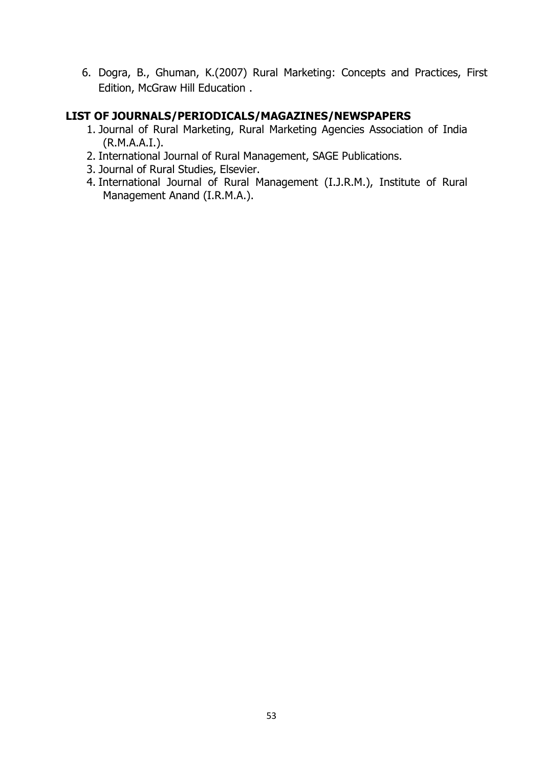6. Dogra, B., Ghuman, K.(2007) Rural Marketing: Concepts and Practices, First Edition, McGraw Hill Education .

**LIST OF JOURNALS/PERIODICALS/MAGAZINES/NEWSPAPERS**

1. Journal of Rural Marketing, Rural Marketing Agencies Association of India (R.M.A.A.I.).
2. International Journal of Rural Management, SAGE Publications.
3. Journal of Rural Studies, Elsevier.
4. International Journal of Rural Management (I.J.R.M.), Institute of Rural Management Anand (I.R.M.A.).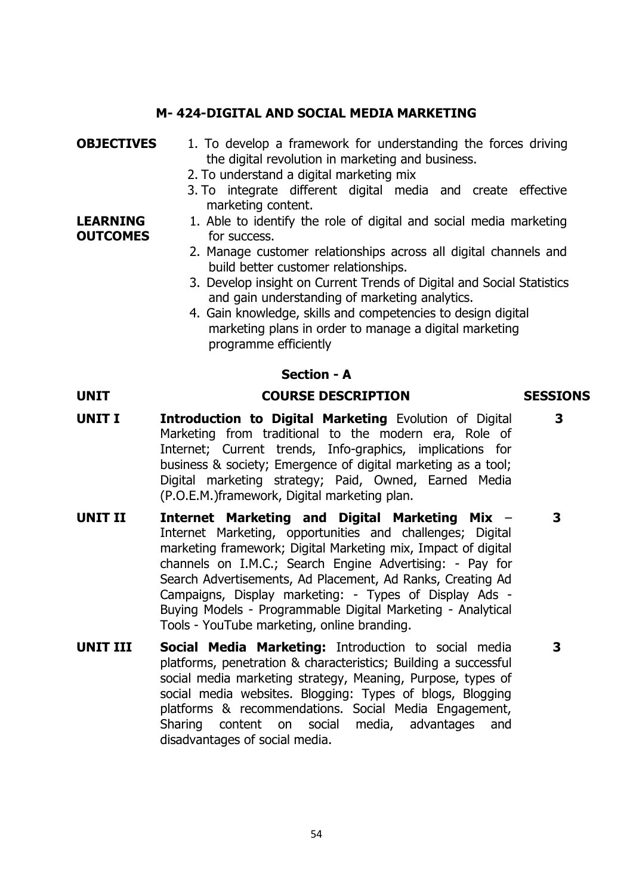## M- 424-DIGITAL AND SOCIAL MEDIA MARKETING

**OBJECTIVES**

1. To develop a framework for understanding the forces driving the digital revolution in marketing and business.
2. To understand a digital marketing mix
3. To integrate different digital media and create effective marketing content.

**LEARNING OUTCOMES**

1. Able to identify the role of digital and social media marketing for success.
2. Manage customer relationships across all digital channels and build better customer relationships.
3. Develop insight on Current Trends of Digital and Social Statistics and gain understanding of marketing analytics.
4. Gain knowledge, skills and competencies to design digital marketing plans in order to manage a digital marketing programme efficiently

### Section - A

| UNIT | COURSE DESCRIPTION | SESSIONS |
| --- | --- | --- |
| **UNIT I** | **Introduction to Digital Marketing** Evolution of Digital Marketing from traditional to the modern era, Role of Internet; Current trends, Info-graphics, implications for business & society; Emergence of digital marketing as a tool; Digital marketing strategy; Paid, Owned, Earned Media (P.O.E.M.)framework, Digital marketing plan. | **3** |
| **UNIT II** | **Internet Marketing and Digital Marketing Mix** – Internet Marketing, opportunities and challenges; Digital marketing framework; Digital Marketing mix, Impact of digital channels on I.M.C.; Search Engine Advertising: - Pay for Search Advertisements, Ad Placement, Ad Ranks, Creating Ad Campaigns, Display marketing: - Types of Display Ads - Buying Models - Programmable Digital Marketing - Analytical Tools - YouTube marketing, online branding. | **3** |
| **UNIT III** | **Social Media Marketing:** Introduction to social media platforms, penetration & characteristics; Building a successful social media marketing strategy, Meaning, Purpose, types of social media websites. Blogging: Types of blogs, Blogging platforms & recommendations. Social Media Engagement, Sharing content on social media, advantages and disadvantages of social media. | **3** |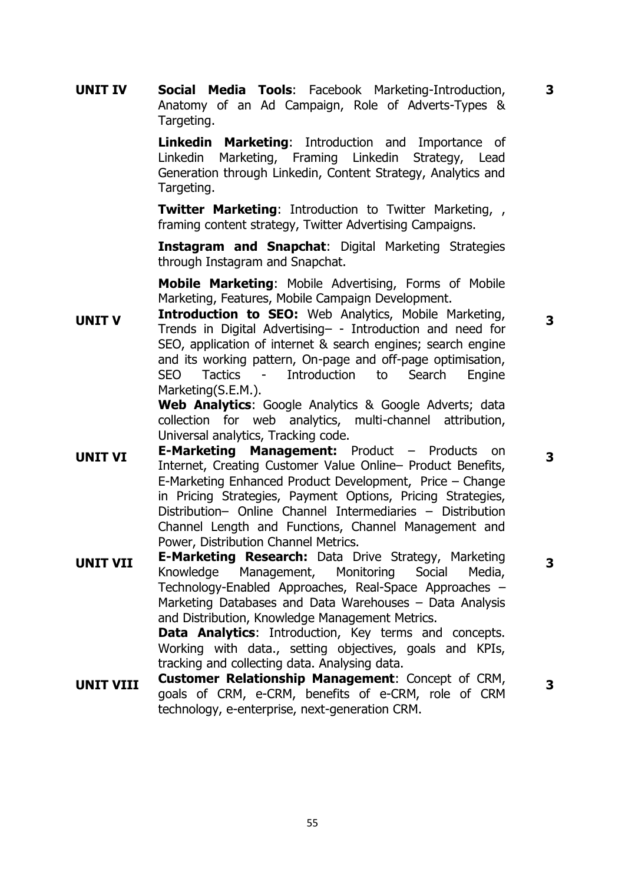| | | |
|---|---|---|
| **UNIT IV** | **Social Media Tools**: Facebook Marketing-Introduction, Anatomy of an Ad Campaign, Role of Adverts-Types & Targeting.<br><br>**Linkedin Marketing**: Introduction and Importance of Linkedin Marketing, Framing Linkedin Strategy, Lead Generation through Linkedin, Content Strategy, Analytics and Targeting.<br><br>**Twitter Marketing**: Introduction to Twitter Marketing, , framing content strategy, Twitter Advertising Campaigns.<br><br>**Instagram and Snapchat**: Digital Marketing Strategies through Instagram and Snapchat.<br><br>**Mobile Marketing**: Mobile Advertising, Forms of Mobile Marketing, Features, Mobile Campaign Development. | **3** |
| **UNIT V** | **Introduction to SEO:** Web Analytics, Mobile Marketing, Trends in Digital Advertising– - Introduction and need for SEO, application of internet & search engines; search engine and its working pattern, On-page and off-page optimisation, SEO Tactics - Introduction to Search Engine Marketing(S.E.M.).<br>**Web Analytics**: Google Analytics & Google Adverts; data collection for web analytics, multi-channel attribution, Universal analytics, Tracking code. | **3** |
| **UNIT VI** | **E-Marketing Management:** Product – Products on Internet, Creating Customer Value Online– Product Benefits, E-Marketing Enhanced Product Development, Price – Change in Pricing Strategies, Payment Options, Pricing Strategies, Distribution– Online Channel Intermediaries – Distribution Channel Length and Functions, Channel Management and Power, Distribution Channel Metrics. | **3** |
| **UNIT VII** | **E-Marketing Research:** Data Drive Strategy, Marketing Knowledge Management, Monitoring Social Media, Technology-Enabled Approaches, Real-Space Approaches – Marketing Databases and Data Warehouses – Data Analysis and Distribution, Knowledge Management Metrics.<br>**Data Analytics**: Introduction, Key terms and concepts. Working with data., setting objectives, goals and KPIs, tracking and collecting data. Analysing data. | **3** |
| **UNIT VIII** | **Customer Relationship Management**: Concept of CRM, goals of CRM, e-CRM, benefits of e-CRM, role of CRM technology, e-enterprise, next-generation CRM. | **3** |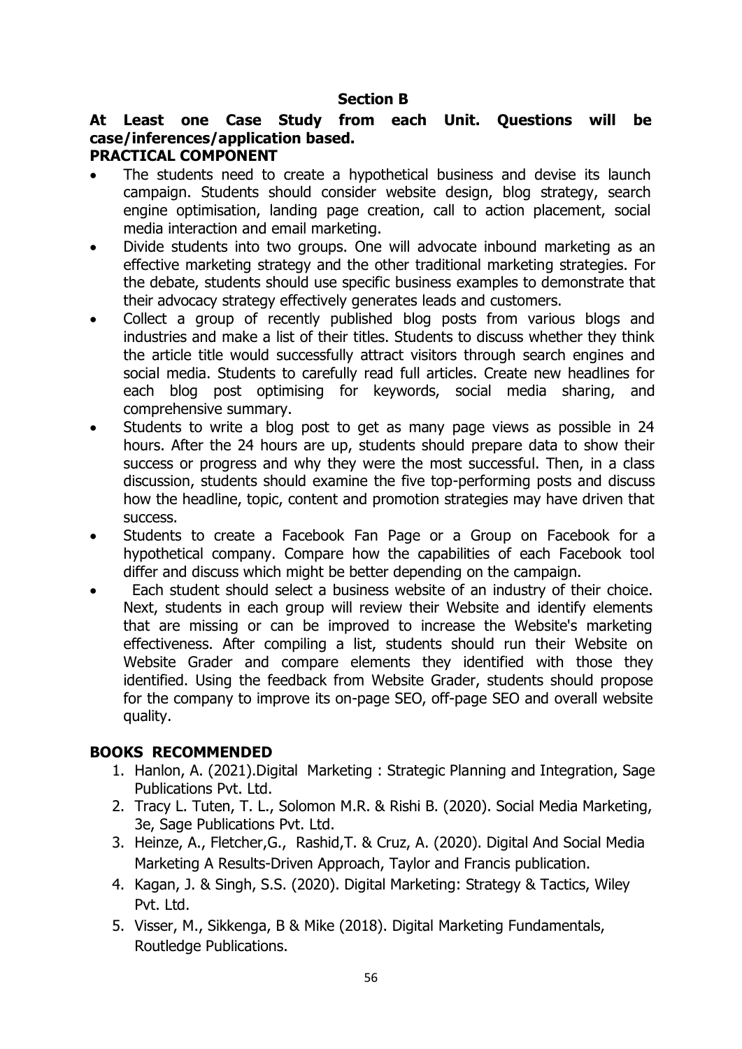## Section B

**At Least one Case Study from each Unit. Questions will be case/inferences/application based.**

**PRACTICAL COMPONENT**

- The students need to create a hypothetical business and devise its launch campaign. Students should consider website design, blog strategy, search engine optimisation, landing page creation, call to action placement, social media interaction and email marketing.
- Divide students into two groups. One will advocate inbound marketing as an effective marketing strategy and the other traditional marketing strategies. For the debate, students should use specific business examples to demonstrate that their advocacy strategy effectively generates leads and customers.
- Collect a group of recently published blog posts from various blogs and industries and make a list of their titles. Students to discuss whether they think the article title would successfully attract visitors through search engines and social media. Students to carefully read full articles. Create new headlines for each blog post optimising for keywords, social media sharing, and comprehensive summary.
- Students to write a blog post to get as many page views as possible in 24 hours. After the 24 hours are up, students should prepare data to show their success or progress and why they were the most successful. Then, in a class discussion, students should examine the five top-performing posts and discuss how the headline, topic, content and promotion strategies may have driven that success.
- Students to create a Facebook Fan Page or a Group on Facebook for a hypothetical company. Compare how the capabilities of each Facebook tool differ and discuss which might be better depending on the campaign.
- Each student should select a business website of an industry of their choice. Next, students in each group will review their Website and identify elements that are missing or can be improved to increase the Website's marketing effectiveness. After compiling a list, students should run their Website on Website Grader and compare elements they identified with those they identified. Using the feedback from Website Grader, students should propose for the company to improve its on-page SEO, off-page SEO and overall website quality.

## BOOKS RECOMMENDED

1. Hanlon, A. (2021).Digital Marketing : Strategic Planning and Integration, Sage Publications Pvt. Ltd.
2. Tracy L. Tuten, T. L., Solomon M.R. & Rishi B. (2020). Social Media Marketing, 3e, Sage Publications Pvt. Ltd.
3. Heinze, A., Fletcher,G., Rashid,T. & Cruz, A. (2020). Digital And Social Media Marketing A Results-Driven Approach, Taylor and Francis publication.
4. Kagan, J. & Singh, S.S. (2020). Digital Marketing: Strategy & Tactics, Wiley Pvt. Ltd.
5. Visser, M., Sikkenga, B & Mike (2018). Digital Marketing Fundamentals, Routledge Publications.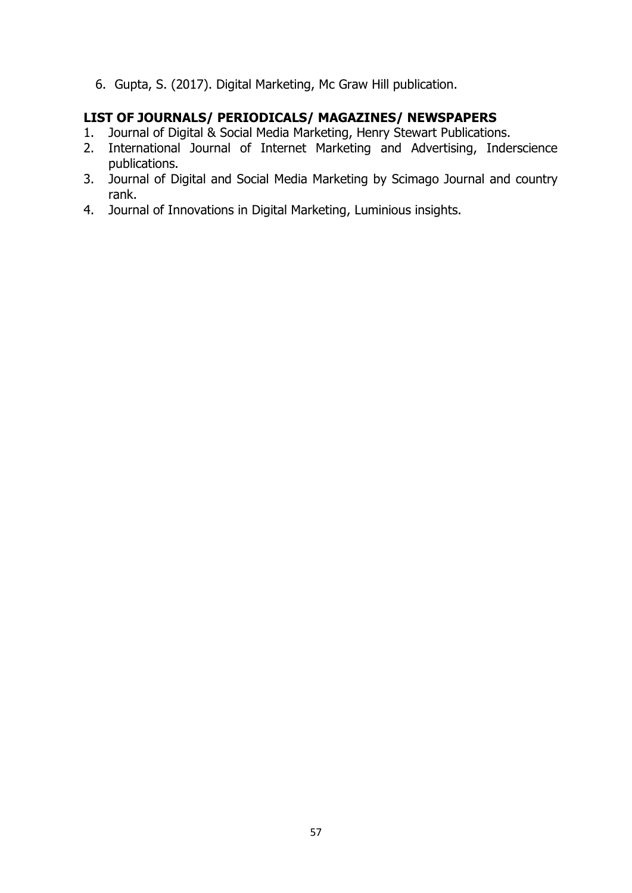6. Gupta, S. (2017). Digital Marketing, Mc Graw Hill publication.

**LIST OF JOURNALS/ PERIODICALS/ MAGAZINES/ NEWSPAPERS**

1. Journal of Digital & Social Media Marketing, Henry Stewart Publications.
2. International Journal of Internet Marketing and Advertising, Inderscience publications.
3. Journal of Digital and Social Media Marketing by Scimago Journal and country rank.
4. Journal of Innovations in Digital Marketing, Luminious insights.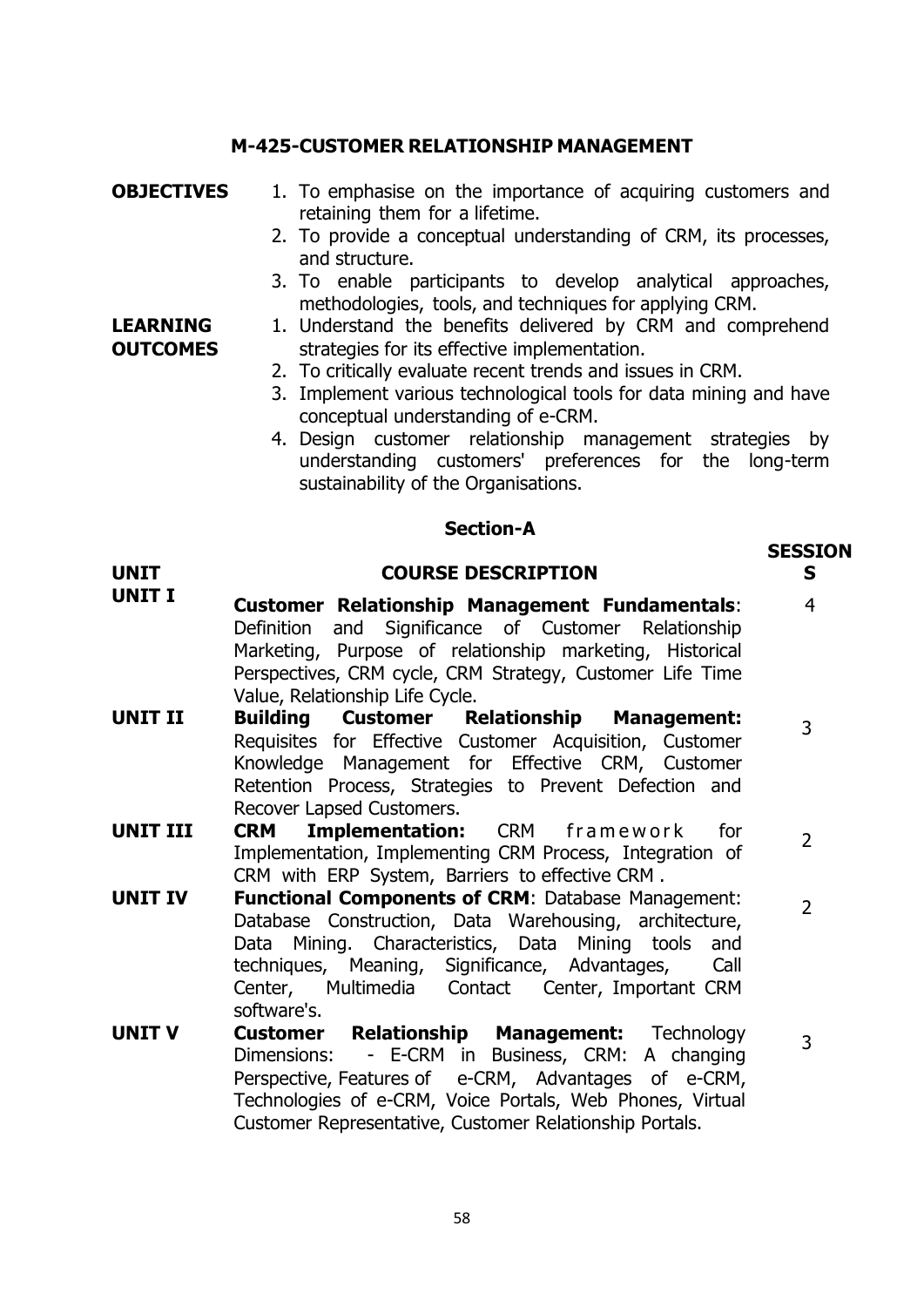## M-425-CUSTOMER RELATIONSHIP MANAGEMENT

**OBJECTIVES**

1. To emphasise on the importance of acquiring customers and retaining them for a lifetime.
2. To provide a conceptual understanding of CRM, its processes, and structure.
3. To enable participants to develop analytical approaches, methodologies, tools, and techniques for applying CRM.

**LEARNING OUTCOMES**

1. Understand the benefits delivered by CRM and comprehend strategies for its effective implementation.
2. To critically evaluate recent trends and issues in CRM.
3. Implement various technological tools for data mining and have conceptual understanding of e-CRM.
4. Design customer relationship management strategies by understanding customers' preferences for the long-term sustainability of the Organisations.

### Section-A

| UNIT | COURSE DESCRIPTION | SESSIONS |
|---|---|---|
| **UNIT I** | **Customer Relationship Management Fundamentals**: Definition and Significance of Customer Relationship Marketing, Purpose of relationship marketing, Historical Perspectives, CRM cycle, CRM Strategy, Customer Life Time Value, Relationship Life Cycle. | 4 |
| **UNIT II** | **Building Customer Relationship Management:** Requisites for Effective Customer Acquisition, Customer Knowledge Management for Effective CRM, Customer Retention Process, Strategies to Prevent Defection and Recover Lapsed Customers. | 3 |
| **UNIT III** | **CRM Implementation:** CRM framework for Implementation, Implementing CRM Process, Integration of CRM with ERP System, Barriers to effective CRM . | 2 |
| **UNIT IV** | **Functional Components of CRM**: Database Management: Database Construction, Data Warehousing, architecture, Data Mining. Characteristics, Data Mining tools and techniques, Meaning, Significance, Advantages, Call Center, Multimedia Contact Center, Important CRM software's. | 2 |
| **UNIT V** | **Customer Relationship Management:** Technology Dimensions: - E-CRM in Business, CRM: A changing Perspective, Features of e-CRM, Advantages of e-CRM, Technologies of e-CRM, Voice Portals, Web Phones, Virtual Customer Representative, Customer Relationship Portals. | 3 |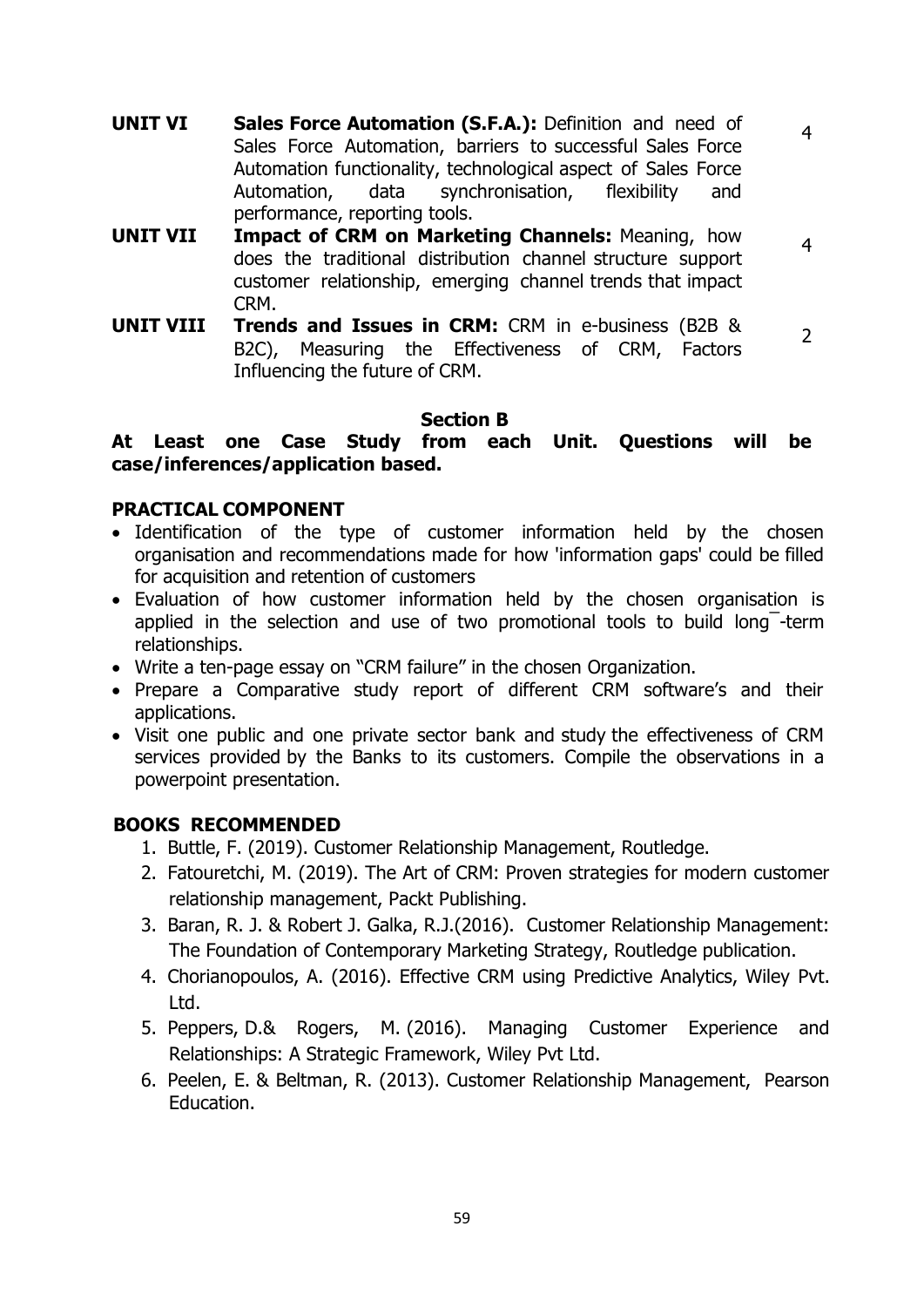| | | |
|---|---|---|
| **UNIT VI** | **Sales Force Automation (S.F.A.):** Definition and need of Sales Force Automation, barriers to successful Sales Force Automation functionality, technological aspect of Sales Force Automation, data synchronisation, flexibility and performance, reporting tools. | 4 |
| **UNIT VII** | **Impact of CRM on Marketing Channels:** Meaning, how does the traditional distribution channel structure support customer relationship, emerging channel trends that impact CRM. | 4 |
| **UNIT VIII** | **Trends and Issues in CRM:** CRM in e-business (B2B & B2C), Measuring the Effectiveness of CRM, Factors Influencing the future of CRM. | 2 |

**Section B**

**At Least one Case Study from each Unit. Questions will be case/inferences/application based.**

**PRACTICAL COMPONENT**

- Identification of the type of customer information held by the chosen organisation and recommendations made for how 'information gaps' could be filled for acquisition and retention of customers
- Evaluation of how customer information held by the chosen organisation is applied in the selection and use of two promotional tools to build long¯-term relationships.
- Write a ten-page essay on "CRM failure" in the chosen Organization.
- Prepare a Comparative study report of different CRM software's and their applications.
- Visit one public and one private sector bank and study the effectiveness of CRM services provided by the Banks to its customers. Compile the observations in a powerpoint presentation.

**BOOKS RECOMMENDED**

1. Buttle, F. (2019). Customer Relationship Management, Routledge.
2. Fatouretchi, M. (2019). The Art of CRM: Proven strategies for modern customer relationship management, Packt Publishing.
3. Baran, R. J. & Robert J. Galka, R.J.(2016). Customer Relationship Management: The Foundation of Contemporary Marketing Strategy, Routledge publication.
4. Chorianopoulos, A. (2016). Effective CRM using Predictive Analytics, Wiley Pvt. Ltd.
5. Peppers, D.& Rogers, M. (2016). Managing Customer Experience and Relationships: A Strategic Framework, Wiley Pvt Ltd.
6. Peelen, E. & Beltman, R. (2013). Customer Relationship Management, Pearson Education.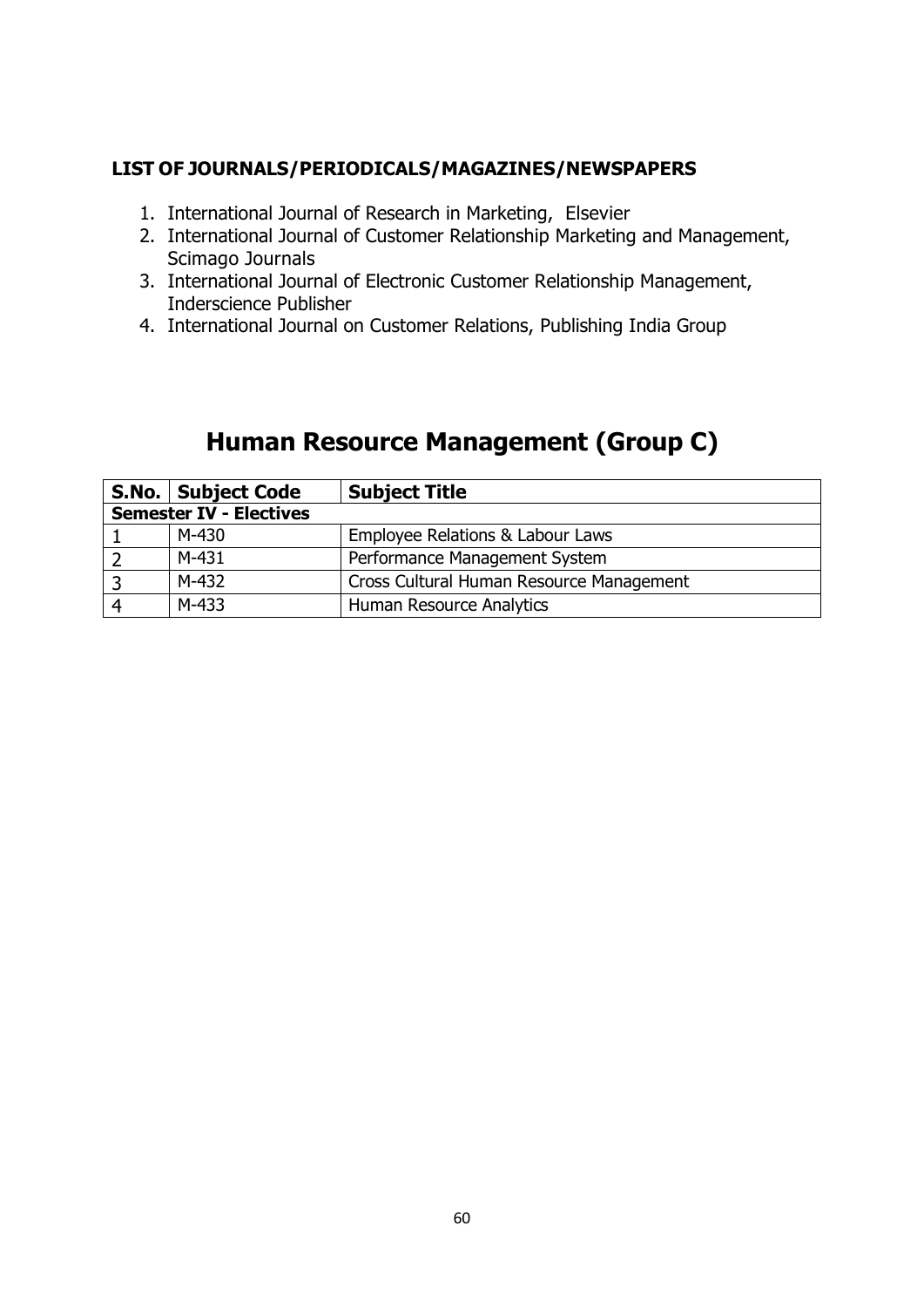**LIST OF JOURNALS/PERIODICALS/MAGAZINES/NEWSPAPERS**

1. International Journal of Research in Marketing, Elsevier
2. International Journal of Customer Relationship Marketing and Management, Scimago Journals
3. International Journal of Electronic Customer Relationship Management, Inderscience Publisher
4. International Journal on Customer Relations, Publishing India Group

# Human Resource Management (Group C)

| S.No. | Subject Code | Subject Title |
|---|---|---|
| **Semester IV - Electives** | | |
| 1 | M-430 | Employee Relations & Labour Laws |
| 2 | M-431 | Performance Management System |
| 3 | M-432 | Cross Cultural Human Resource Management |
| 4 | M-433 | Human Resource Analytics |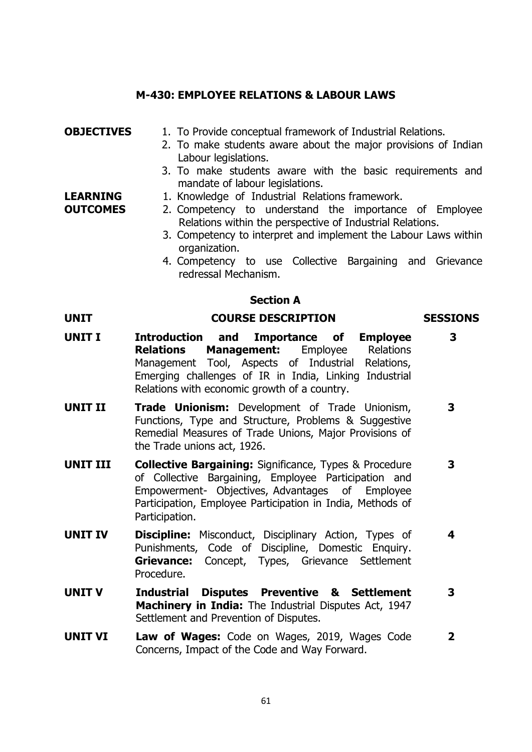## M-430: EMPLOYEE RELATIONS & LABOUR LAWS

**OBJECTIVES**

1. To Provide conceptual framework of Industrial Relations.
2. To make students aware about the major provisions of Indian Labour legislations.
3. To make students aware with the basic requirements and mandate of labour legislations.

**LEARNING OUTCOMES**

1. Knowledge of Industrial Relations framework.
2. Competency to understand the importance of Employee Relations within the perspective of Industrial Relations.
3. Competency to interpret and implement the Labour Laws within organization.
4. Competency to use Collective Bargaining and Grievance redressal Mechanism.

### Section A

| UNIT | COURSE DESCRIPTION | SESSIONS |
|---|---|---|
| **UNIT I** | **Introduction and Importance of Employee Relations Management:** Employee Relations Management Tool, Aspects of Industrial Relations, Emerging challenges of IR in India, Linking Industrial Relations with economic growth of a country. | **3** |
| **UNIT II** | **Trade Unionism:** Development of Trade Unionism, Functions, Type and Structure, Problems & Suggestive Remedial Measures of Trade Unions, Major Provisions of the Trade unions act, 1926. | **3** |
| **UNIT III** | **Collective Bargaining:** Significance, Types & Procedure of Collective Bargaining, Employee Participation and Empowerment- Objectives, Advantages of Employee Participation, Employee Participation in India, Methods of Participation. | **3** |
| **UNIT IV** | **Discipline:** Misconduct, Disciplinary Action, Types of Punishments, Code of Discipline, Domestic Enquiry. **Grievance:** Concept, Types, Grievance Settlement Procedure. | **4** |
| **UNIT V** | **Industrial Disputes Preventive & Settlement Machinery in India:** The Industrial Disputes Act, 1947 Settlement and Prevention of Disputes. | **3** |
| **UNIT VI** | **Law of Wages:** Code on Wages, 2019, Wages Code Concerns, Impact of the Code and Way Forward. | **2** |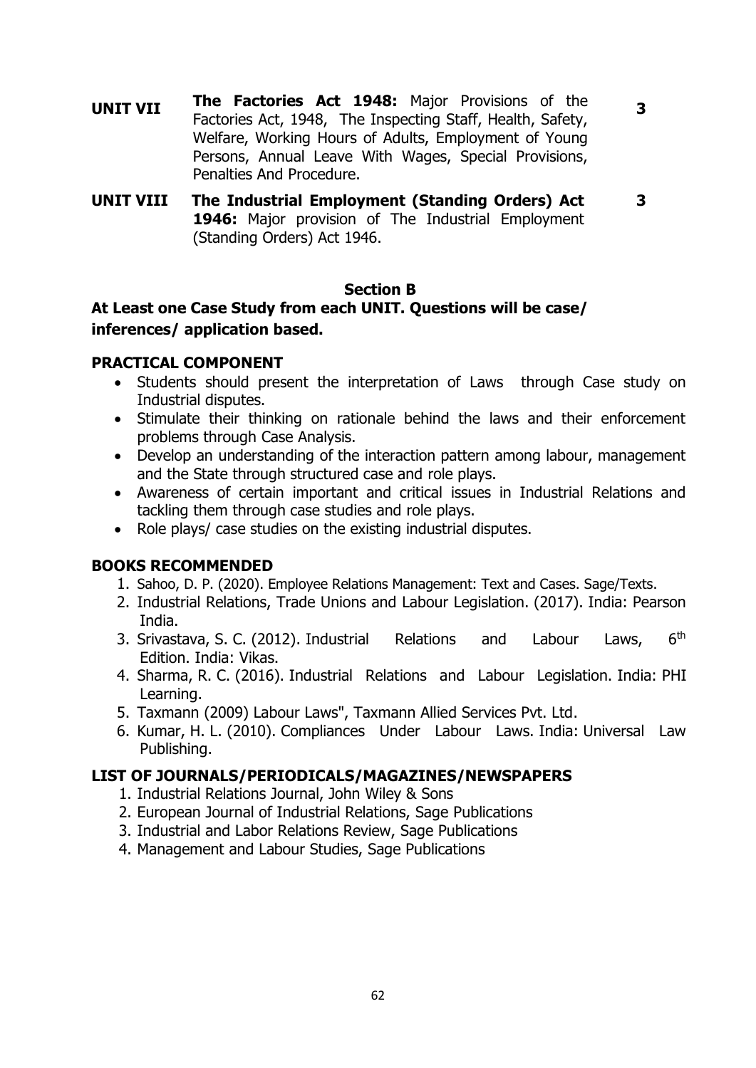| | | |
|---|---|---|
| **UNIT VII** | **The Factories Act 1948:** Major Provisions of the Factories Act, 1948, The Inspecting Staff, Health, Safety, Welfare, Working Hours of Adults, Employment of Young Persons, Annual Leave With Wages, Special Provisions, Penalties And Procedure. | **3** |
| **UNIT VIII** | **The Industrial Employment (Standing Orders) Act 1946:** Major provision of The Industrial Employment (Standing Orders) Act 1946. | **3** |

### Section B

**At Least one Case Study from each UNIT. Questions will be case/ inferences/ application based.**

### PRACTICAL COMPONENT

- Students should present the interpretation of Laws through Case study on Industrial disputes.
- Stimulate their thinking on rationale behind the laws and their enforcement problems through Case Analysis.
- Develop an understanding of the interaction pattern among labour, management and the State through structured case and role plays.
- Awareness of certain important and critical issues in Industrial Relations and tackling them through case studies and role plays.
- Role plays/ case studies on the existing industrial disputes.

### BOOKS RECOMMENDED

1. Sahoo, D. P. (2020). Employee Relations Management: Text and Cases. Sage/Texts.
2. Industrial Relations, Trade Unions and Labour Legislation. (2017). India: Pearson India.
3. Srivastava, S. C. (2012). Industrial Relations and Labour Laws, 6th Edition. India: Vikas.
4. Sharma, R. C. (2016). Industrial Relations and Labour Legislation. India: PHI Learning.
5. Taxmann (2009) Labour Laws", Taxmann Allied Services Pvt. Ltd.
6. Kumar, H. L. (2010). Compliances Under Labour Laws. India: Universal Law Publishing.

### LIST OF JOURNALS/PERIODICALS/MAGAZINES/NEWSPAPERS

1. Industrial Relations Journal, John Wiley & Sons
2. European Journal of Industrial Relations, Sage Publications
3. Industrial and Labor Relations Review, Sage Publications
4. Management and Labour Studies, Sage Publications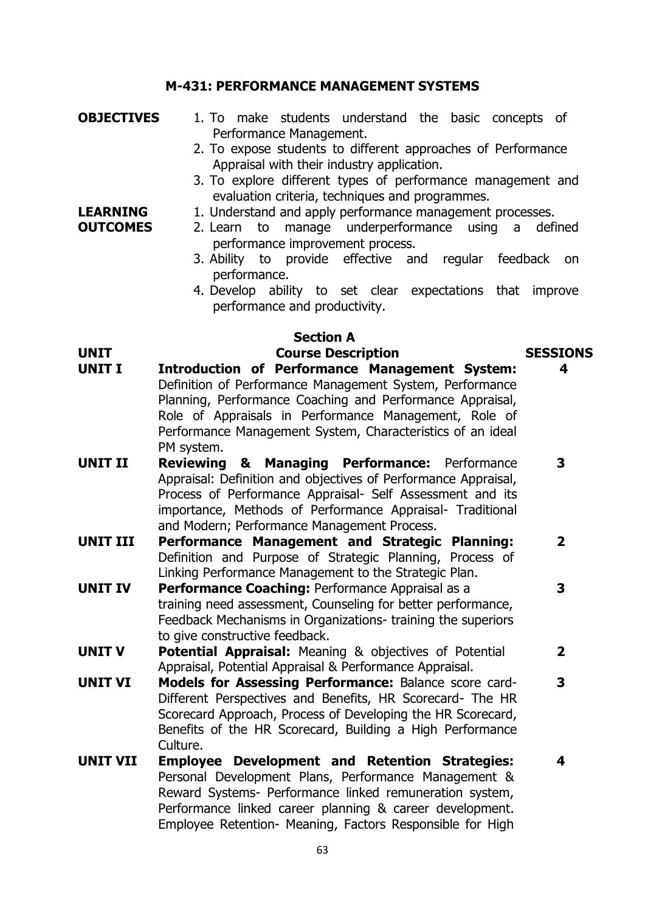## M-431: PERFORMANCE MANAGEMENT SYSTEMS

**OBJECTIVES**

1. To make students understand the basic concepts of Performance Management.
2. To expose students to different approaches of Performance Appraisal with their industry application.
3. To explore different types of performance management and evaluation criteria, techniques and programmes.

**LEARNING OUTCOMES**

1. Understand and apply performance management processes.
2. Learn to manage underperformance using a defined performance improvement process.
3. Ability to provide effective and regular feedback on performance.
4. Develop ability to set clear expectations that improve performance and productivity.

### Section A

| UNIT | Course Description | SESSIONS |
|---|---|---|
| **UNIT I** | **Introduction of Performance Management System:** Definition of Performance Management System, Performance Planning, Performance Coaching and Performance Appraisal, Role of Appraisals in Performance Management, Role of Performance Management System, Characteristics of an ideal PM system. | 4 |
| **UNIT II** | **Reviewing & Managing Performance:** Performance Appraisal: Definition and objectives of Performance Appraisal, Process of Performance Appraisal- Self Assessment and its importance, Methods of Performance Appraisal- Traditional and Modern; Performance Management Process. | 3 |
| **UNIT III** | **Performance Management and Strategic Planning:** Definition and Purpose of Strategic Planning, Process of Linking Performance Management to the Strategic Plan. | 2 |
| **UNIT IV** | **Performance Coaching:** Performance Appraisal as a training need assessment, Counseling for better performance, Feedback Mechanisms in Organizations- training the superiors to give constructive feedback. | 3 |
| **UNIT V** | **Potential Appraisal:** Meaning & objectives of Potential Appraisal, Potential Appraisal & Performance Appraisal. | 2 |
| **UNIT VI** | **Models for Assessing Performance:** Balance score card- Different Perspectives and Benefits, HR Scorecard- The HR Scorecard Approach, Process of Developing the HR Scorecard, Benefits of the HR Scorecard, Building a High Performance Culture. | 3 |
| **UNIT VII** | **Employee Development and Retention Strategies:** Personal Development Plans, Performance Management & Reward Systems- Performance linked remuneration system, Performance linked career planning & career development. Employee Retention- Meaning, Factors Responsible for High | 4 |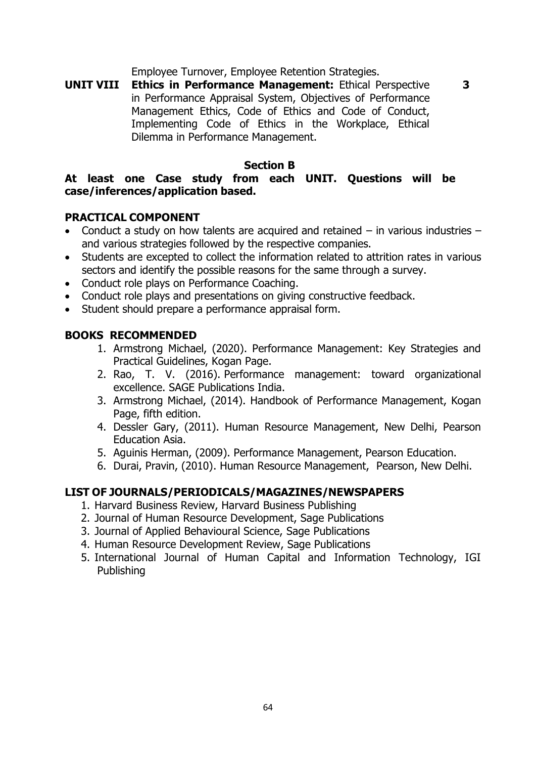Employee Turnover, Employee Retention Strategies.

| | | |
|---|---|---|
| **UNIT VIII** | **Ethics in Performance Management:** Ethical Perspective in Performance Appraisal System, Objectives of Performance Management Ethics, Code of Ethics and Code of Conduct, Implementing Code of Ethics in the Workplace, Ethical Dilemma in Performance Management. | **3** |

**Section B**

**At least one Case study from each UNIT. Questions will be case/inferences/application based.**

**PRACTICAL COMPONENT**

- Conduct a study on how talents are acquired and retained – in various industries – and various strategies followed by the respective companies.
- Students are excepted to collect the information related to attrition rates in various sectors and identify the possible reasons for the same through a survey.
- Conduct role plays on Performance Coaching.
- Conduct role plays and presentations on giving constructive feedback.
- Student should prepare a performance appraisal form.

**BOOKS RECOMMENDED**

1. Armstrong Michael, (2020). Performance Management: Key Strategies and Practical Guidelines, Kogan Page.
2. Rao, T. V. (2016). Performance management: toward organizational excellence. SAGE Publications India.
3. Armstrong Michael, (2014). Handbook of Performance Management, Kogan Page, fifth edition.
4. Dessler Gary, (2011). Human Resource Management, New Delhi, Pearson Education Asia.
5. Aguinis Herman, (2009). Performance Management, Pearson Education.
6. Durai, Pravin, (2010). Human Resource Management, Pearson, New Delhi.

**LIST OF JOURNALS/PERIODICALS/MAGAZINES/NEWSPAPERS**

1. Harvard Business Review, Harvard Business Publishing
2. Journal of Human Resource Development, Sage Publications
3. Journal of Applied Behavioural Science, Sage Publications
4. Human Resource Development Review, Sage Publications
5. International Journal of Human Capital and Information Technology, IGI Publishing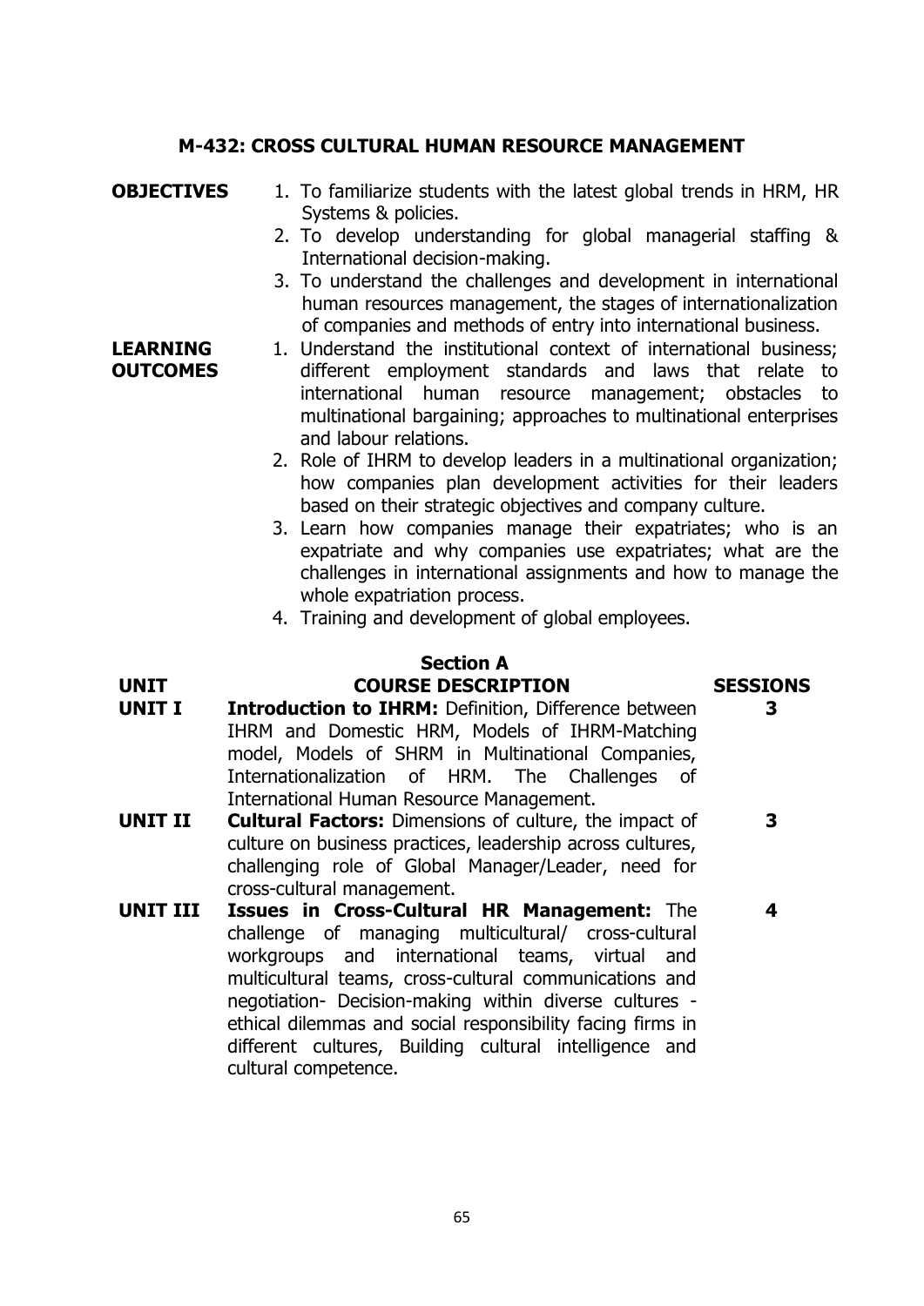## M-432: CROSS CULTURAL HUMAN RESOURCE MANAGEMENT

**OBJECTIVES**

1. To familiarize students with the latest global trends in HRM, HR Systems & policies.
2. To develop understanding for global managerial staffing & International decision-making.
3. To understand the challenges and development in international human resources management, the stages of internationalization of companies and methods of entry into international business.

**LEARNING OUTCOMES**

1. Understand the institutional context of international business; different employment standards and laws that relate to international human resource management; obstacles to multinational bargaining; approaches to multinational enterprises and labour relations.
2. Role of IHRM to develop leaders in a multinational organization; how companies plan development activities for their leaders based on their strategic objectives and company culture.
3. Learn how companies manage their expatriates; who is an expatriate and why companies use expatriates; what are the challenges in international assignments and how to manage the whole expatriation process.
4. Training and development of global employees.

### Section A

| UNIT | COURSE DESCRIPTION | SESSIONS |
|---|---|---|
| **UNIT I** | **Introduction to IHRM:** Definition, Difference between IHRM and Domestic HRM, Models of IHRM-Matching model, Models of SHRM in Multinational Companies, Internationalization of HRM. The Challenges of International Human Resource Management. | **3** |
| **UNIT II** | **Cultural Factors:** Dimensions of culture, the impact of culture on business practices, leadership across cultures, challenging role of Global Manager/Leader, need for cross-cultural management. | **3** |
| **UNIT III** | **Issues in Cross-Cultural HR Management:** The challenge of managing multicultural/ cross-cultural workgroups and international teams, virtual and multicultural teams, cross-cultural communications and negotiation- Decision-making within diverse cultures - ethical dilemmas and social responsibility facing firms in different cultures, Building cultural intelligence and cultural competence. | **4** |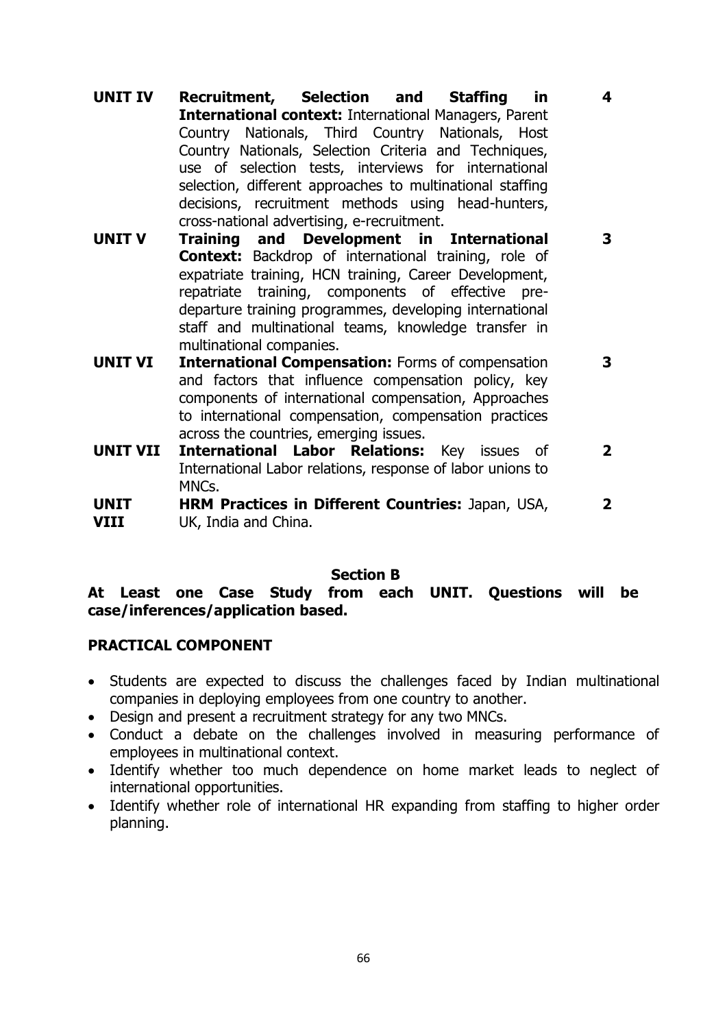| | | |
|---|---|---|
| **UNIT IV** | **Recruitment, Selection and Staffing in International context:** International Managers, Parent Country Nationals, Third Country Nationals, Host Country Nationals, Selection Criteria and Techniques, use of selection tests, interviews for international selection, different approaches to multinational staffing decisions, recruitment methods using head-hunters, cross-national advertising, e-recruitment. | **4** |
| **UNIT V** | **Training and Development in International Context:** Backdrop of international training, role of expatriate training, HCN training, Career Development, repatriate training, components of effective pre-departure training programmes, developing international staff and multinational teams, knowledge transfer in multinational companies. | **3** |
| **UNIT VI** | **International Compensation:** Forms of compensation and factors that influence compensation policy, key components of international compensation, Approaches to international compensation, compensation practices across the countries, emerging issues. | **3** |
| **UNIT VII** | **International Labor Relations:** Key issues of International Labor relations, response of labor unions to MNCs. | **2** |
| **UNIT VIII** | **HRM Practices in Different Countries:** Japan, USA, UK, India and China. | **2** |

**Section B**

**At Least one Case Study from each UNIT. Questions will be case/inferences/application based.**

**PRACTICAL COMPONENT**

- Students are expected to discuss the challenges faced by Indian multinational companies in deploying employees from one country to another.
- Design and present a recruitment strategy for any two MNCs.
- Conduct a debate on the challenges involved in measuring performance of employees in multinational context.
- Identify whether too much dependence on home market leads to neglect of international opportunities.
- Identify whether role of international HR expanding from staffing to higher order planning.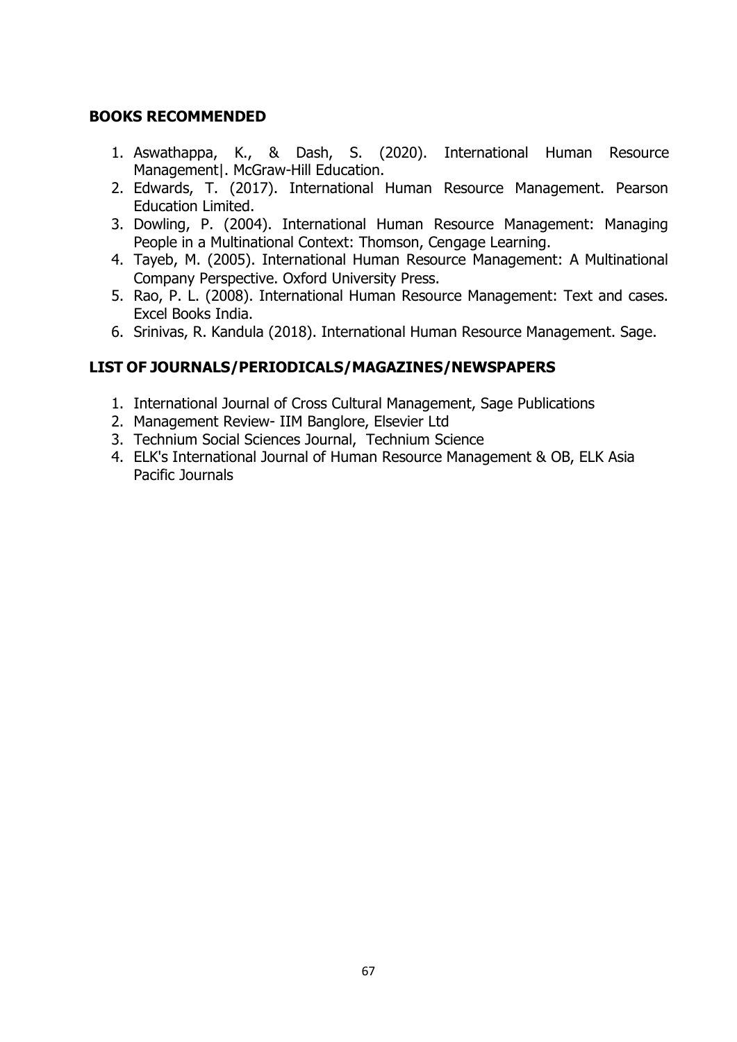**BOOKS RECOMMENDED**

1. Aswathappa, K., & Dash, S. (2020). International Human Resource Management|. McGraw-Hill Education.
2. Edwards, T. (2017). International Human Resource Management. Pearson Education Limited.
3. Dowling, P. (2004). International Human Resource Management: Managing People in a Multinational Context: Thomson, Cengage Learning.
4. Tayeb, M. (2005). International Human Resource Management: A Multinational Company Perspective. Oxford University Press.
5. Rao, P. L. (2008). International Human Resource Management: Text and cases. Excel Books India.
6. Srinivas, R. Kandula (2018). International Human Resource Management. Sage.

**LIST OF JOURNALS/PERIODICALS/MAGAZINES/NEWSPAPERS**

1. International Journal of Cross Cultural Management, Sage Publications
2. Management Review- IIM Banglore, Elsevier Ltd
3. Technium Social Sciences Journal, Technium Science
4. ELK's International Journal of Human Resource Management & OB, ELK Asia Pacific Journals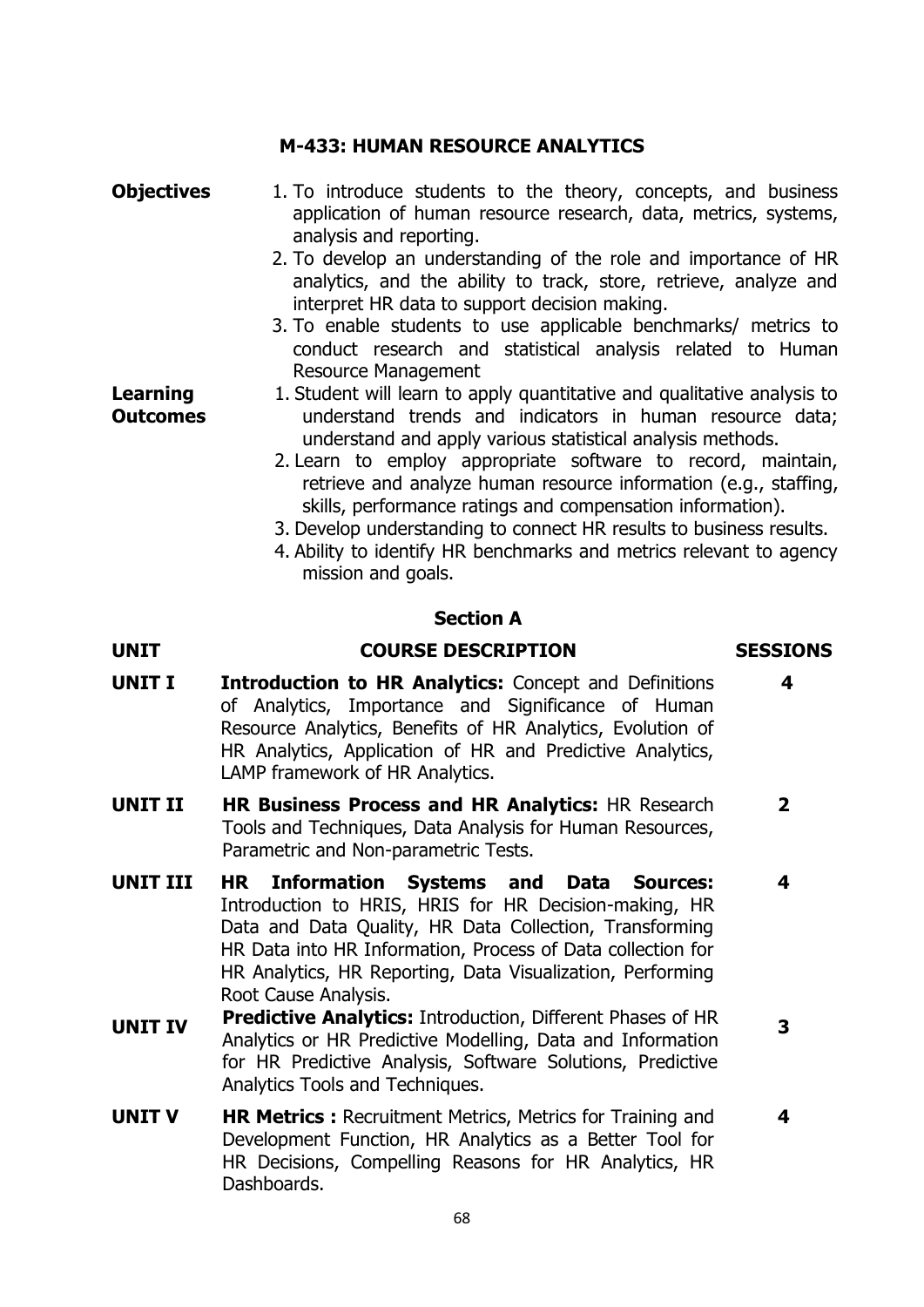## M-433: HUMAN RESOURCE ANALYTICS

**Objectives**

1. To introduce students to the theory, concepts, and business application of human resource research, data, metrics, systems, analysis and reporting.
2. To develop an understanding of the role and importance of HR analytics, and the ability to track, store, retrieve, analyze and interpret HR data to support decision making.
3. To enable students to use applicable benchmarks/ metrics to conduct research and statistical analysis related to Human Resource Management

**Learning Outcomes**

1. Student will learn to apply quantitative and qualitative analysis to understand trends and indicators in human resource data; understand and apply various statistical analysis methods.
2. Learn to employ appropriate software to record, maintain, retrieve and analyze human resource information (e.g., staffing, skills, performance ratings and compensation information).
3. Develop understanding to connect HR results to business results.
4. Ability to identify HR benchmarks and metrics relevant to agency mission and goals.

### Section A

| UNIT | COURSE DESCRIPTION | SESSIONS |
|---|---|---|
| **UNIT I** | **Introduction to HR Analytics:** Concept and Definitions of Analytics, Importance and Significance of Human Resource Analytics, Benefits of HR Analytics, Evolution of HR Analytics, Application of HR and Predictive Analytics, LAMP framework of HR Analytics. | 4 |
| **UNIT II** | **HR Business Process and HR Analytics:** HR Research Tools and Techniques, Data Analysis for Human Resources, Parametric and Non-parametric Tests. | 2 |
| **UNIT III** | **HR Information Systems and Data Sources:** Introduction to HRIS, HRIS for HR Decision-making, HR Data and Data Quality, HR Data Collection, Transforming HR Data into HR Information, Process of Data collection for HR Analytics, HR Reporting, Data Visualization, Performing Root Cause Analysis. | 4 |
| **UNIT IV** | **Predictive Analytics:** Introduction, Different Phases of HR Analytics or HR Predictive Modelling, Data and Information for HR Predictive Analysis, Software Solutions, Predictive Analytics Tools and Techniques. | 3 |
| **UNIT V** | **HR Metrics :** Recruitment Metrics, Metrics for Training and Development Function, HR Analytics as a Better Tool for HR Decisions, Compelling Reasons for HR Analytics, HR Dashboards. | 4 |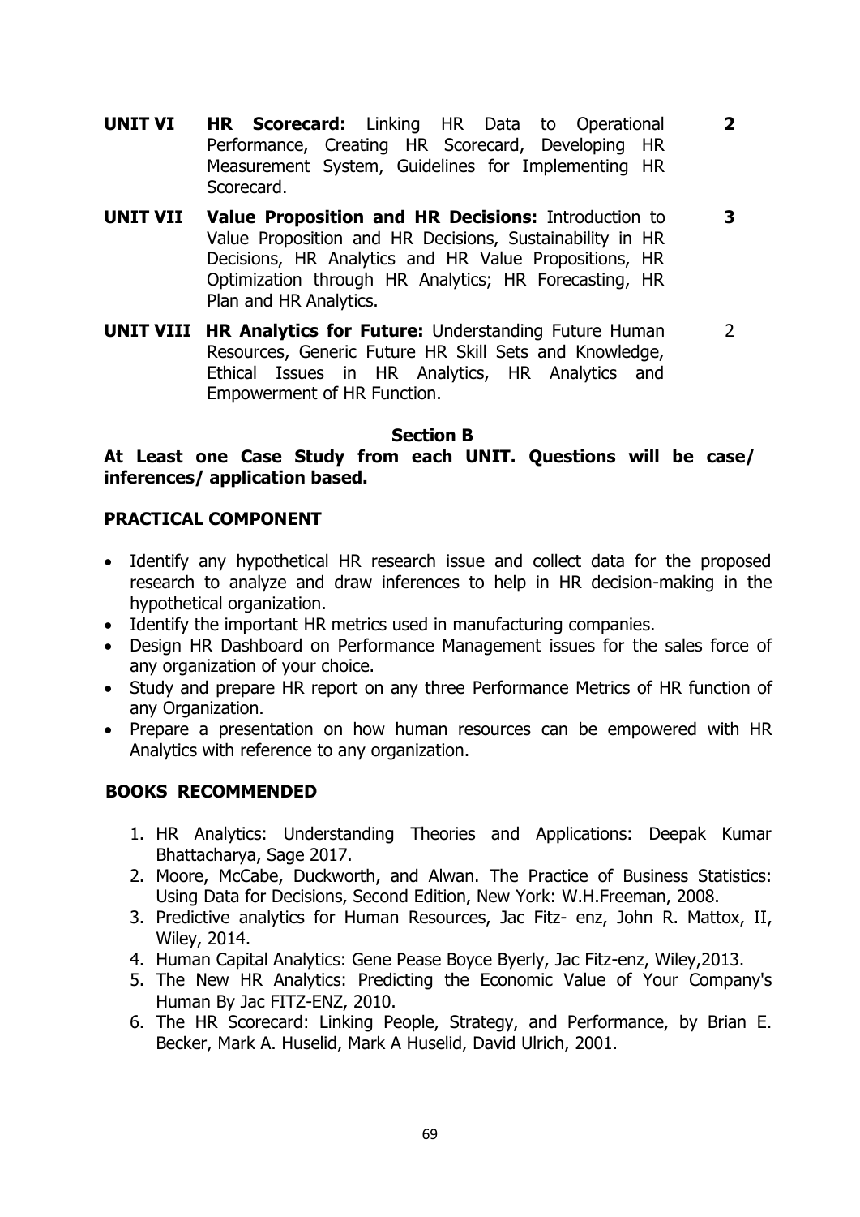| | | |
|---|---|---|
| **UNIT VI** | **HR Scorecard:** Linking HR Data to Operational Performance, Creating HR Scorecard, Developing HR Measurement System, Guidelines for Implementing HR Scorecard. | **2** |
| **UNIT VII** | **Value Proposition and HR Decisions:** Introduction to Value Proposition and HR Decisions, Sustainability in HR Decisions, HR Analytics and HR Value Propositions, HR Optimization through HR Analytics; HR Forecasting, HR Plan and HR Analytics. | **3** |
| **UNIT VIII** | **HR Analytics for Future:** Understanding Future Human Resources, Generic Future HR Skill Sets and Knowledge, Ethical Issues in HR Analytics, HR Analytics and Empowerment of HR Function. | 2 |

**Section B**

**At Least one Case Study from each UNIT. Questions will be case/ inferences/ application based.**

**PRACTICAL COMPONENT**

- Identify any hypothetical HR research issue and collect data for the proposed research to analyze and draw inferences to help in HR decision-making in the hypothetical organization.
- Identify the important HR metrics used in manufacturing companies.
- Design HR Dashboard on Performance Management issues for the sales force of any organization of your choice.
- Study and prepare HR report on any three Performance Metrics of HR function of any Organization.
- Prepare a presentation on how human resources can be empowered with HR Analytics with reference to any organization.

**BOOKS RECOMMENDED**

1. HR Analytics: Understanding Theories and Applications: Deepak Kumar Bhattacharya, Sage 2017.
2. Moore, McCabe, Duckworth, and Alwan. The Practice of Business Statistics: Using Data for Decisions, Second Edition, New York: W.H.Freeman, 2008.
3. Predictive analytics for Human Resources, Jac Fitz- enz, John R. Mattox, II, Wiley, 2014.
4. Human Capital Analytics: Gene Pease Boyce Byerly, Jac Fitz-enz, Wiley,2013.
5. The New HR Analytics: Predicting the Economic Value of Your Company's Human By Jac FITZ-ENZ, 2010.
6. The HR Scorecard: Linking People, Strategy, and Performance, by Brian E. Becker, Mark A. Huselid, Mark A Huselid, David Ulrich, 2001.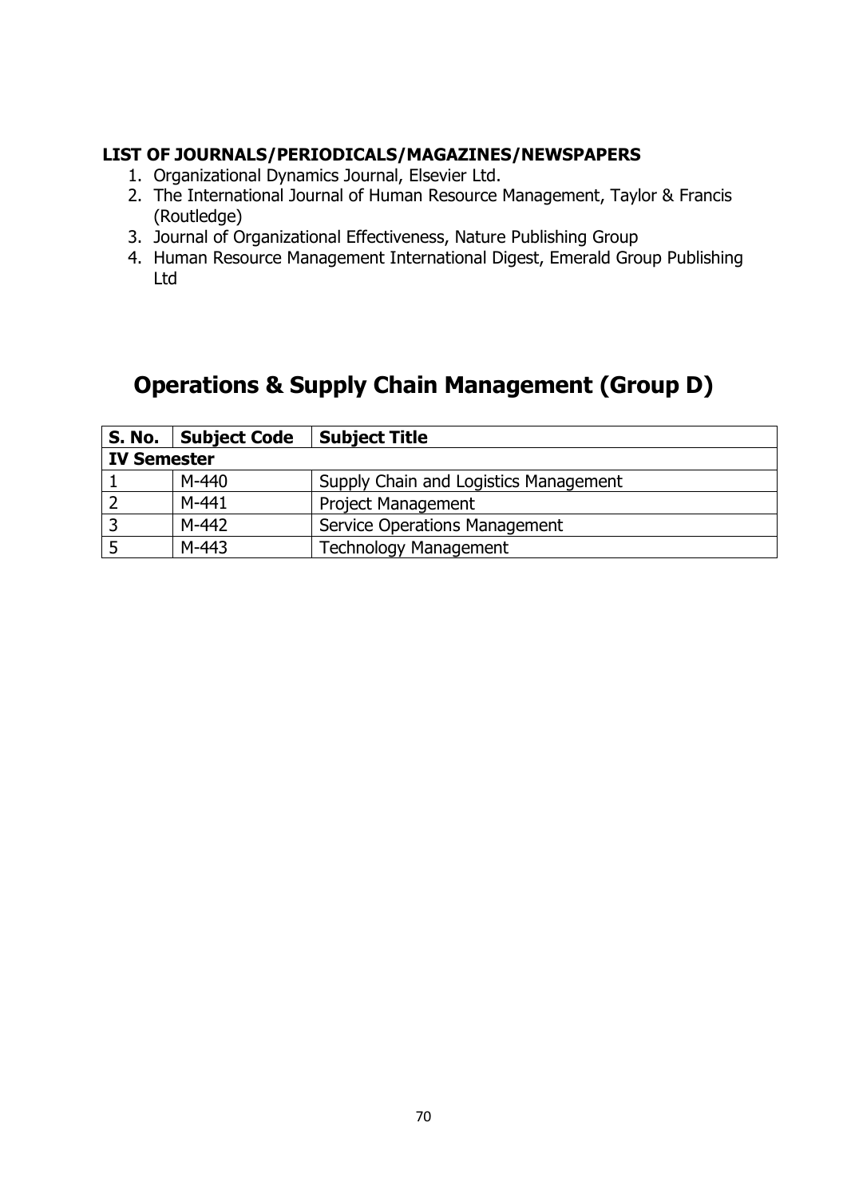**LIST OF JOURNALS/PERIODICALS/MAGAZINES/NEWSPAPERS**

1. Organizational Dynamics Journal, Elsevier Ltd.
2. The International Journal of Human Resource Management, Taylor & Francis (Routledge)
3. Journal of Organizational Effectiveness, Nature Publishing Group
4. Human Resource Management International Digest, Emerald Group Publishing Ltd

# Operations & Supply Chain Management (Group D)

| S. No. | Subject Code | Subject Title |
|---|---|---|
| **IV Semester** | | |
| 1 | M-440 | Supply Chain and Logistics Management |
| 2 | M-441 | Project Management |
| 3 | M-442 | Service Operations Management |
| 5 | M-443 | Technology Management |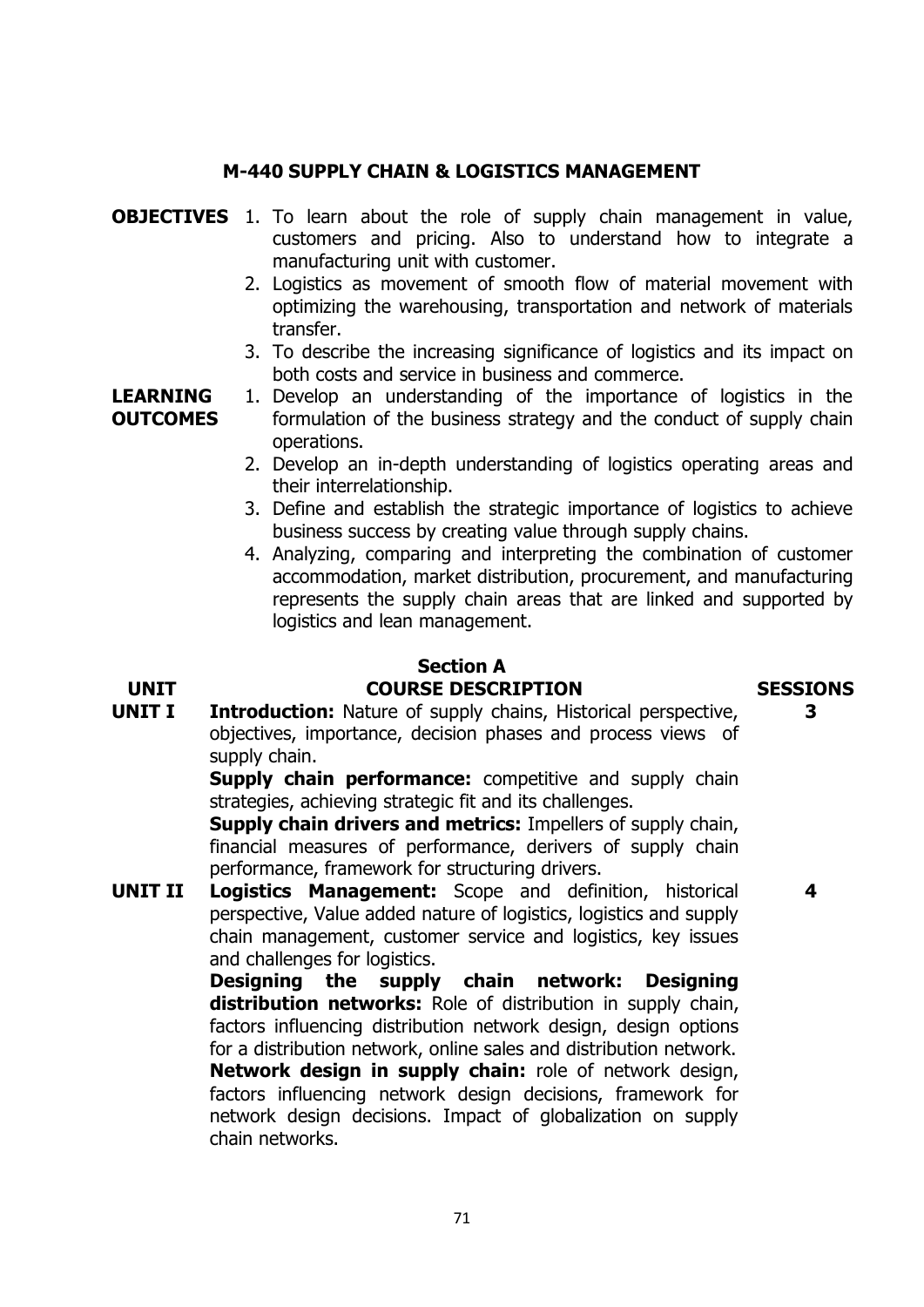## M-440 SUPPLY CHAIN & LOGISTICS MANAGEMENT

**OBJECTIVES**

1. To learn about the role of supply chain management in value, customers and pricing. Also to understand how to integrate a manufacturing unit with customer.
2. Logistics as movement of smooth flow of material movement with optimizing the warehousing, transportation and network of materials transfer.
3. To describe the increasing significance of logistics and its impact on both costs and service in business and commerce.

**LEARNING OUTCOMES**

1. Develop an understanding of the importance of logistics in the formulation of the business strategy and the conduct of supply chain operations.
2. Develop an in-depth understanding of logistics operating areas and their interrelationship.
3. Define and establish the strategic importance of logistics to achieve business success by creating value through supply chains.
4. Analyzing, comparing and interpreting the combination of customer accommodation, market distribution, procurement, and manufacturing represents the supply chain areas that are linked and supported by logistics and lean management.

### Section A

| UNIT | COURSE DESCRIPTION | SESSIONS |
| --- | --- | --- |
| **UNIT I** | **Introduction:** Nature of supply chains, Historical perspective, objectives, importance, decision phases and process views of supply chain. **Supply chain performance:** competitive and supply chain strategies, achieving strategic fit and its challenges. **Supply chain drivers and metrics:** Impellers of supply chain, financial measures of performance, derivers of supply chain performance, framework for structuring drivers. | **3** |
| **UNIT II** | **Logistics Management:** Scope and definition, historical perspective, Value added nature of logistics, logistics and supply chain management, customer service and logistics, key issues and challenges for logistics. **Designing the supply chain network: Designing distribution networks:** Role of distribution in supply chain, factors influencing distribution network design, design options for a distribution network, online sales and distribution network. **Network design in supply chain:** role of network design, factors influencing network design decisions, framework for network design decisions. Impact of globalization on supply chain networks. | **4** |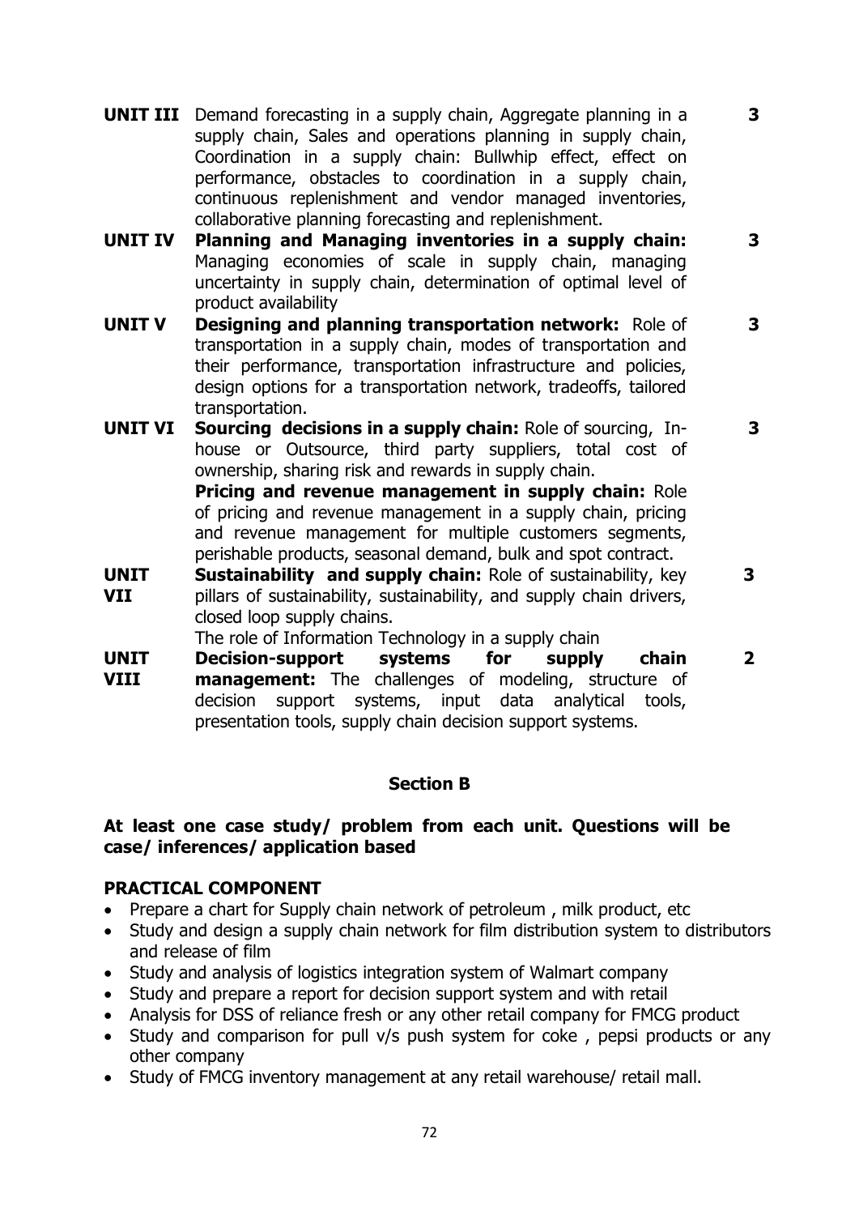| | | |
|---|---|---|
| **UNIT III** | Demand forecasting in a supply chain, Aggregate planning in a supply chain, Sales and operations planning in supply chain, Coordination in a supply chain: Bullwhip effect, effect on performance, obstacles to coordination in a supply chain, continuous replenishment and vendor managed inventories, collaborative planning forecasting and replenishment. | **3** |
| **UNIT IV** | **Planning and Managing inventories in a supply chain:** Managing economies of scale in supply chain, managing uncertainty in supply chain, determination of optimal level of product availability | **3** |
| **UNIT V** | **Designing and planning transportation network:** Role of transportation in a supply chain, modes of transportation and their performance, transportation infrastructure and policies, design options for a transportation network, tradeoffs, tailored transportation. | **3** |
| **UNIT VI** | **Sourcing decisions in a supply chain:** Role of sourcing, In-house or Outsource, third party suppliers, total cost of ownership, sharing risk and rewards in supply chain. **Pricing and revenue management in supply chain:** Role of pricing and revenue management in a supply chain, pricing and revenue management for multiple customers segments, perishable products, seasonal demand, bulk and spot contract. | **3** |
| **UNIT VII** | **Sustainability and supply chain:** Role of sustainability, key pillars of sustainability, sustainability, and supply chain drivers, closed loop supply chains. The role of Information Technology in a supply chain | **3** |
| **UNIT VIII** | **Decision-support systems for supply chain management:** The challenges of modeling, structure of decision support systems, input data analytical tools, presentation tools, supply chain decision support systems. | **2** |

## Section B

**At least one case study/ problem from each unit. Questions will be case/ inferences/ application based**

**PRACTICAL COMPONENT**

- Prepare a chart for Supply chain network of petroleum , milk product, etc
- Study and design a supply chain network for film distribution system to distributors and release of film
- Study and analysis of logistics integration system of Walmart company
- Study and prepare a report for decision support system and with retail
- Analysis for DSS of reliance fresh or any other retail company for FMCG product
- Study and comparison for pull v/s push system for coke , pepsi products or any other company
- Study of FMCG inventory management at any retail warehouse/ retail mall.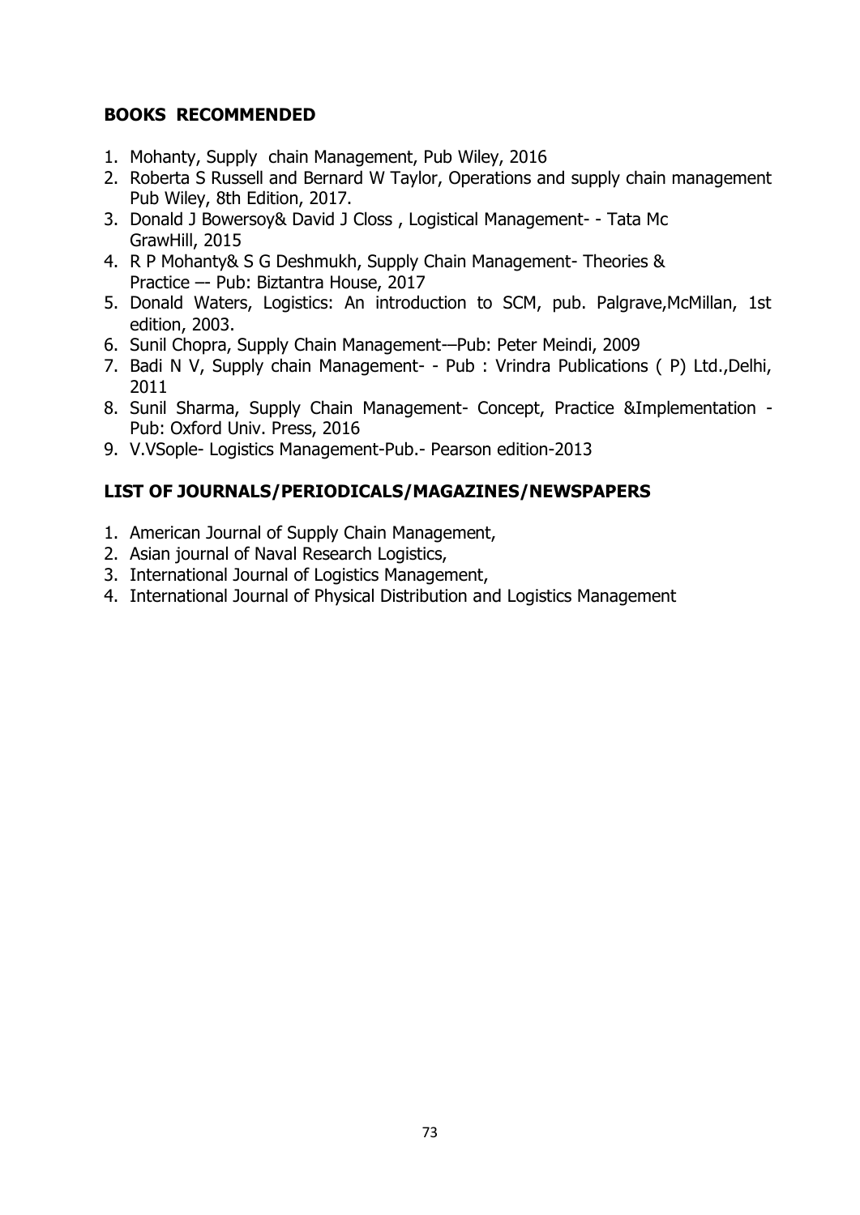## **BOOKS RECOMMENDED**

1. Mohanty, Supply chain Management, Pub Wiley, 2016
2. Roberta S Russell and Bernard W Taylor, Operations and supply chain management Pub Wiley, 8th Edition, 2017.
3. Donald J Bowersoy& David J Closs , Logistical Management- - Tata Mc GrawHill, 2015
4. R P Mohanty& S G Deshmukh, Supply Chain Management- Theories & Practice –- Pub: Biztantra House, 2017
5. Donald Waters, Logistics: An introduction to SCM, pub. Palgrave,McMillan, 1st edition, 2003.
6. Sunil Chopra, Supply Chain Management-–Pub: Peter Meindi, 2009
7. Badi N V, Supply chain Management- - Pub : Vrindra Publications ( P) Ltd.,Delhi, 2011
8. Sunil Sharma, Supply Chain Management- Concept, Practice &Implementation - Pub: Oxford Univ. Press, 2016
9. V.VSople- Logistics Management-Pub.- Pearson edition-2013

## **LIST OF JOURNALS/PERIODICALS/MAGAZINES/NEWSPAPERS**

1. American Journal of Supply Chain Management,
2. Asian journal of Naval Research Logistics,
3. International Journal of Logistics Management,
4. International Journal of Physical Distribution and Logistics Management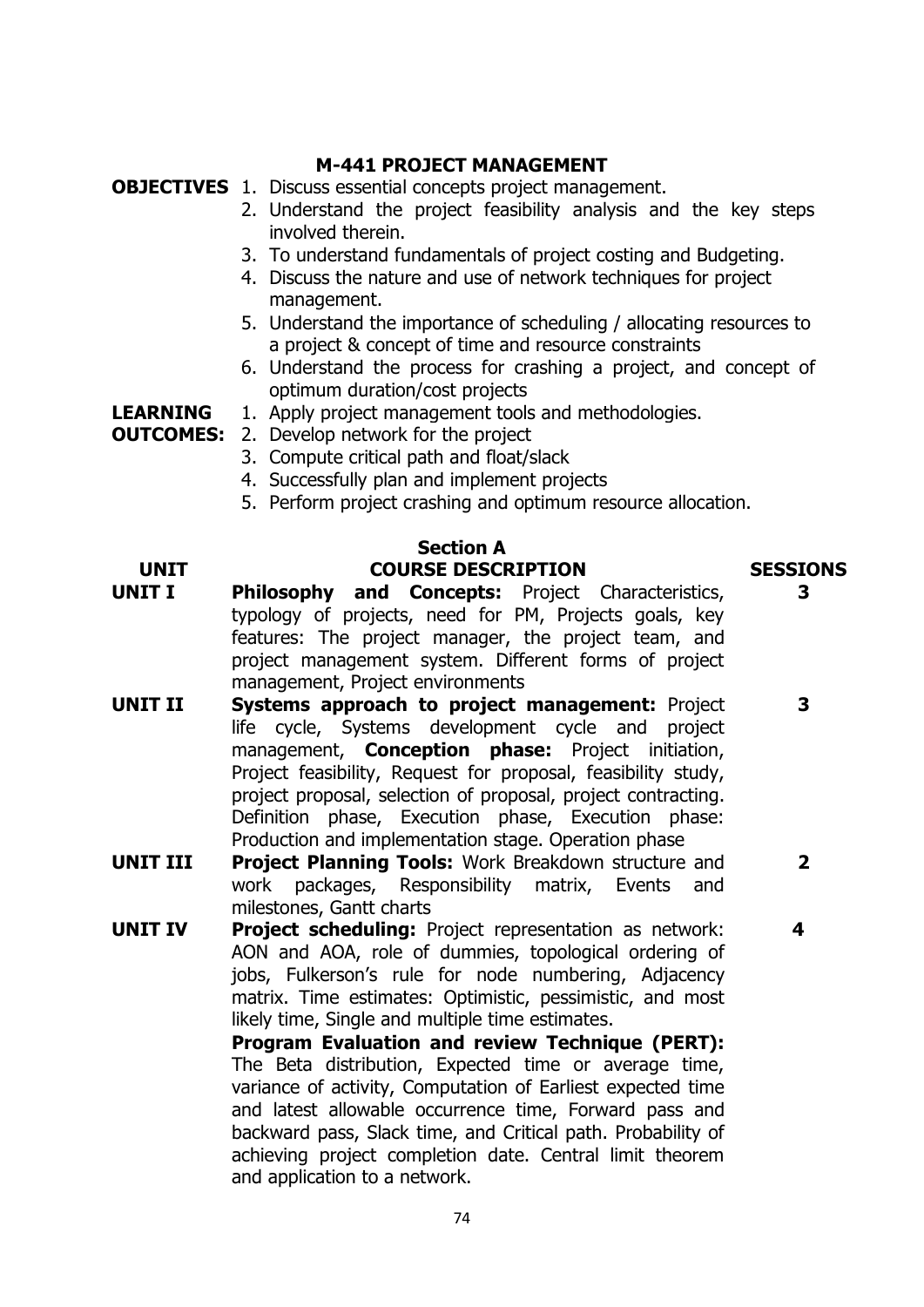## M-441 PROJECT MANAGEMENT

**OBJECTIVES**

1. Discuss essential concepts project management.
2. Understand the project feasibility analysis and the key steps involved therein.
3. To understand fundamentals of project costing and Budgeting.
4. Discuss the nature and use of network techniques for project management.
5. Understand the importance of scheduling / allocating resources to a project & concept of time and resource constraints
6. Understand the process for crashing a project, and concept of optimum duration/cost projects

**LEARNING OUTCOMES:**

1. Apply project management tools and methodologies.
2. Develop network for the project
3. Compute critical path and float/slack
4. Successfully plan and implement projects
5. Perform project crashing and optimum resource allocation.

### Section A

| UNIT | COURSE DESCRIPTION | SESSIONS |
|---|---|---|
| **UNIT I** | **Philosophy and Concepts:** Project Characteristics, typology of projects, need for PM, Projects goals, key features: The project manager, the project team, and project management system. Different forms of project management, Project environments | 3 |
| **UNIT II** | **Systems approach to project management:** Project life cycle, Systems development cycle and project management, **Conception phase:** Project initiation, Project feasibility, Request for proposal, feasibility study, project proposal, selection of proposal, project contracting. Definition phase, Execution phase, Execution phase: Production and implementation stage. Operation phase | 3 |
| **UNIT III** | **Project Planning Tools:** Work Breakdown structure and work packages, Responsibility matrix, Events and milestones, Gantt charts | 2 |
| **UNIT IV** | **Project scheduling:** Project representation as network: AON and AOA, role of dummies, topological ordering of jobs, Fulkerson's rule for node numbering, Adjacency matrix. Time estimates: Optimistic, pessimistic, and most likely time, Single and multiple time estimates. **Program Evaluation and review Technique (PERT):** The Beta distribution, Expected time or average time, variance of activity, Computation of Earliest expected time and latest allowable occurrence time, Forward pass and backward pass, Slack time, and Critical path. Probability of achieving project completion date. Central limit theorem and application to a network. | 4 |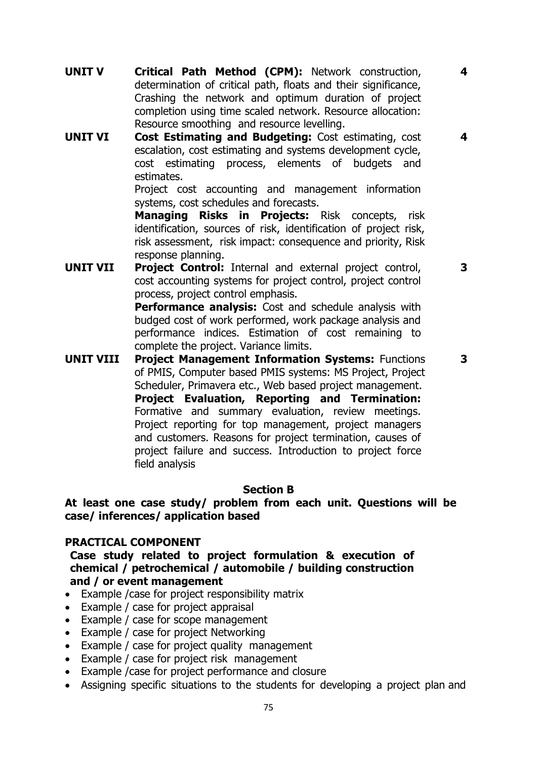| | | |
|---|---|---|
| **UNIT V** | **Critical Path Method (CPM):** Network construction, determination of critical path, floats and their significance, Crashing the network and optimum duration of project completion using time scaled network. Resource allocation: Resource smoothing and resource levelling. | **4** |
| **UNIT VI** | **Cost Estimating and Budgeting:** Cost estimating, cost escalation, cost estimating and systems development cycle, cost estimating process, elements of budgets and estimates.<br>Project cost accounting and management information systems, cost schedules and forecasts.<br>**Managing Risks in Projects:** Risk concepts, risk identification, sources of risk, identification of project risk, risk assessment, risk impact: consequence and priority, Risk response planning. | **4** |
| **UNIT VII** | **Project Control:** Internal and external project control, cost accounting systems for project control, project control process, project control emphasis.<br>**Performance analysis:** Cost and schedule analysis with budged cost of work performed, work package analysis and performance indices. Estimation of cost remaining to complete the project. Variance limits. | **3** |
| **UNIT VIII** | **Project Management Information Systems:** Functions of PMIS, Computer based PMIS systems: MS Project, Project Scheduler, Primavera etc., Web based project management.<br>**Project Evaluation, Reporting and Termination:** Formative and summary evaluation, review meetings. Project reporting for top management, project managers and customers. Reasons for project termination, causes of project failure and success. Introduction to project force field analysis | **3** |

## Section B

**At least one case study/ problem from each unit. Questions will be case/ inferences/ application based**

**PRACTICAL COMPONENT**

**Case study related to project formulation & execution of chemical / petrochemical / automobile / building construction and / or event management**

- Example /case for project responsibility matrix
- Example / case for project appraisal
- Example / case for scope management
- Example / case for project Networking
- Example / case for project quality management
- Example / case for project risk management
- Example /case for project performance and closure
- Assigning specific situations to the students for developing a project plan and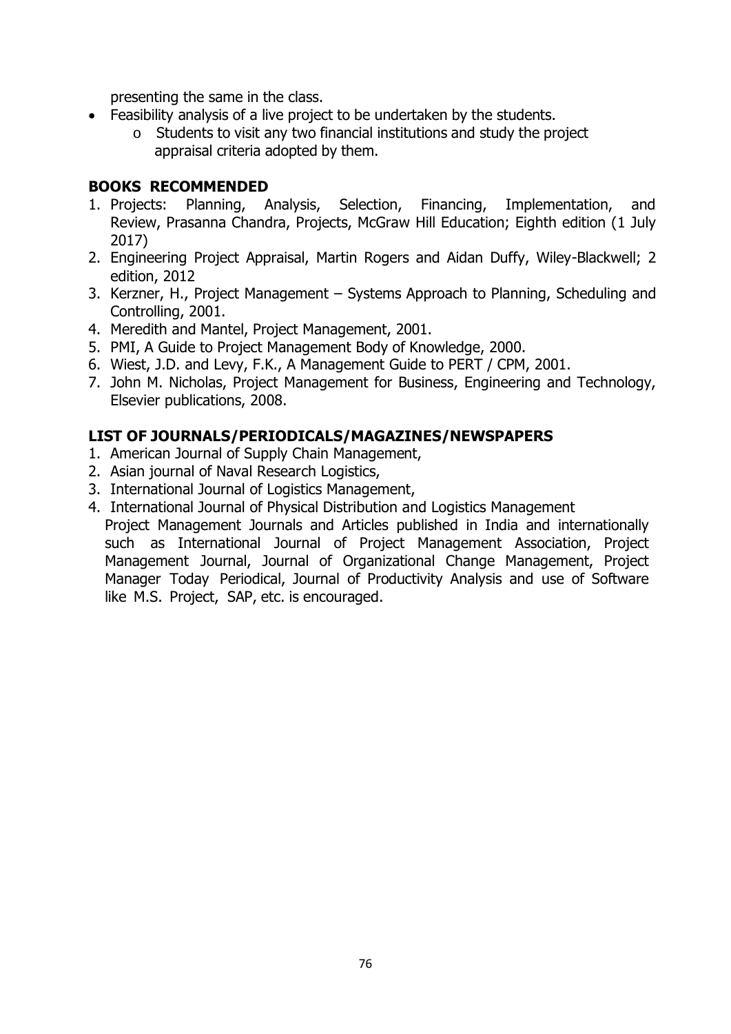presenting the same in the class.

- Feasibility analysis of a live project to be undertaken by the students.
  - Students to visit any two financial institutions and study the project appraisal criteria adopted by them.

**BOOKS RECOMMENDED**

1. Projects: Planning, Analysis, Selection, Financing, Implementation, and Review, Prasanna Chandra, Projects, McGraw Hill Education; Eighth edition (1 July 2017)
2. Engineering Project Appraisal, Martin Rogers and Aidan Duffy, Wiley-Blackwell; 2 edition, 2012
3. Kerzner, H., Project Management – Systems Approach to Planning, Scheduling and Controlling, 2001.
4. Meredith and Mantel, Project Management, 2001.
5. PMI, A Guide to Project Management Body of Knowledge, 2000.
6. Wiest, J.D. and Levy, F.K., A Management Guide to PERT / CPM, 2001.
7. John M. Nicholas, Project Management for Business, Engineering and Technology, Elsevier publications, 2008.

**LIST OF JOURNALS/PERIODICALS/MAGAZINES/NEWSPAPERS**

1. American Journal of Supply Chain Management,
2. Asian journal of Naval Research Logistics,
3. International Journal of Logistics Management,
4. International Journal of Physical Distribution and Logistics Management

Project Management Journals and Articles published in India and internationally such as International Journal of Project Management Association, Project Management Journal, Journal of Organizational Change Management, Project Manager Today Periodical, Journal of Productivity Analysis and use of Software like M.S. Project, SAP, etc. is encouraged.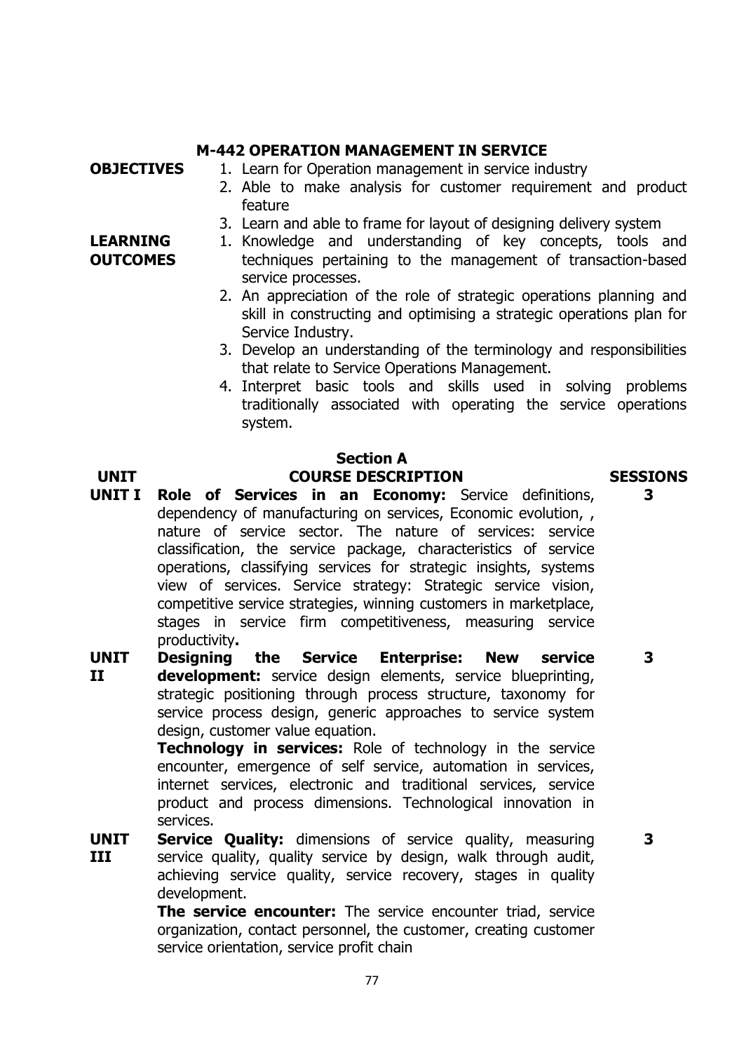## M-442 OPERATION MANAGEMENT IN SERVICE

**OBJECTIVES**

1. Learn for Operation management in service industry
2. Able to make analysis for customer requirement and product feature
3. Learn and able to frame for layout of designing delivery system

**LEARNING OUTCOMES**

1. Knowledge and understanding of key concepts, tools and techniques pertaining to the management of transaction-based service processes.
2. An appreciation of the role of strategic operations planning and skill in constructing and optimising a strategic operations plan for Service Industry.
3. Develop an understanding of the terminology and responsibilities that relate to Service Operations Management.
4. Interpret basic tools and skills used in solving problems traditionally associated with operating the service operations system.

### Section A

| UNIT | COURSE DESCRIPTION | SESSIONS |
|---|---|---|
| UNIT I | **Role of Services in an Economy:** Service definitions, dependency of manufacturing on services, Economic evolution, , nature of service sector. The nature of services: service classification, the service package, characteristics of service operations, classifying services for strategic insights, systems view of services. Service strategy: Strategic service vision, competitive service strategies, winning customers in marketplace, stages in service firm competitiveness, measuring service productivity**.** | 3 |
| UNIT II | **Designing the Service Enterprise: New service development:** service design elements, service blueprinting, strategic positioning through process structure, taxonomy for service process design, generic approaches to service system design, customer value equation. **Technology in services:** Role of technology in the service encounter, emergence of self service, automation in services, internet services, electronic and traditional services, service product and process dimensions. Technological innovation in services. | 3 |
| UNIT III | **Service Quality:** dimensions of service quality, measuring service quality, quality service by design, walk through audit, achieving service quality, service recovery, stages in quality development. **The service encounter:** The service encounter triad, service organization, contact personnel, the customer, creating customer service orientation, service profit chain | 3 |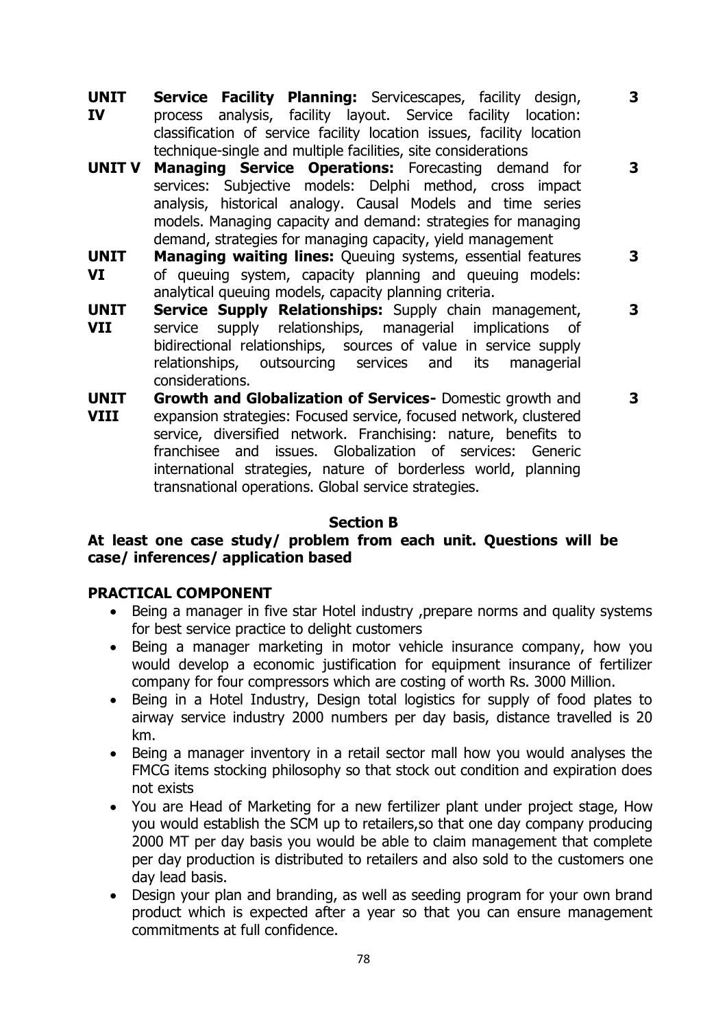| | | |
|---|---|---|
| **UNIT IV** | **Service Facility Planning:** Servicescapes, facility design, process analysis, facility layout. Service facility location: classification of service facility location issues, facility location technique-single and multiple facilities, site considerations | **3** |
| **UNIT V** | **Managing Service Operations:** Forecasting demand for services: Subjective models: Delphi method, cross impact analysis, historical analogy. Causal Models and time series models. Managing capacity and demand: strategies for managing demand, strategies for managing capacity, yield management | **3** |
| **UNIT VI** | **Managing waiting lines:** Queuing systems, essential features of queuing system, capacity planning and queuing models: analytical queuing models, capacity planning criteria. | **3** |
| **UNIT VII** | **Service Supply Relationships:** Supply chain management, service supply relationships, managerial implications of bidirectional relationships, sources of value in service supply relationships, outsourcing services and its managerial considerations. | **3** |
| **UNIT VIII** | **Growth and Globalization of Services-** Domestic growth and expansion strategies: Focused service, focused network, clustered service, diversified network. Franchising: nature, benefits to franchisee and issues. Globalization of services: Generic international strategies, nature of borderless world, planning transnational operations. Global service strategies. | **3** |

## Section B

**At least one case study/ problem from each unit. Questions will be case/ inferences/ application based**

**PRACTICAL COMPONENT**

- Being a manager in five star Hotel industry ,prepare norms and quality systems for best service practice to delight customers
- Being a manager marketing in motor vehicle insurance company, how you would develop a economic justification for equipment insurance of fertilizer company for four compressors which are costing of worth Rs. 3000 Million.
- Being in a Hotel Industry, Design total logistics for supply of food plates to airway service industry 2000 numbers per day basis, distance travelled is 20 km.
- Being a manager inventory in a retail sector mall how you would analyses the FMCG items stocking philosophy so that stock out condition and expiration does not exists
- You are Head of Marketing for a new fertilizer plant under project stage, How you would establish the SCM up to retailers,so that one day company producing 2000 MT per day basis you would be able to claim management that complete per day production is distributed to retailers and also sold to the customers one day lead basis.
- Design your plan and branding, as well as seeding program for your own brand product which is expected after a year so that you can ensure management commitments at full confidence.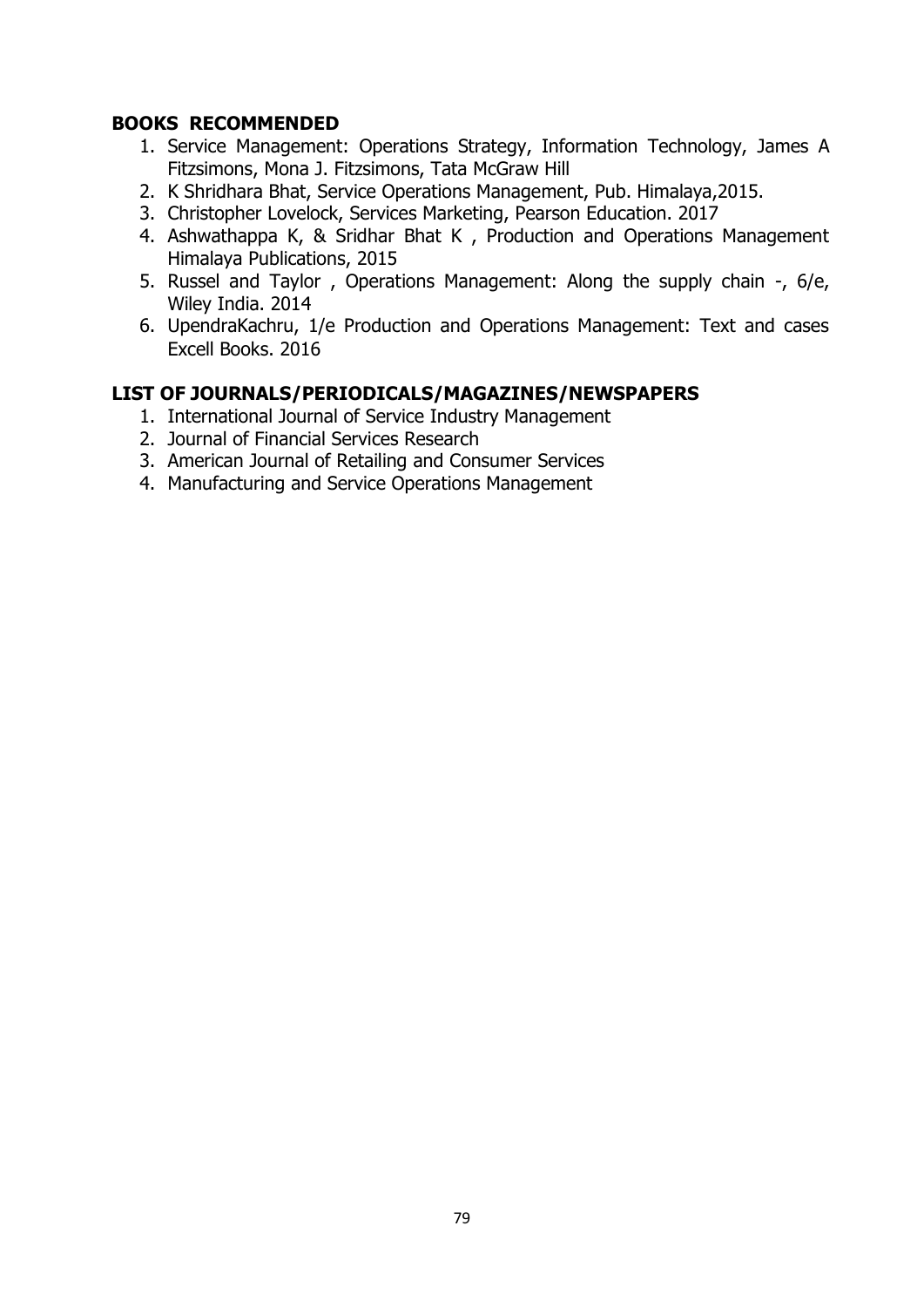## BOOKS RECOMMENDED

1. Service Management: Operations Strategy, Information Technology, James A Fitzsimons, Mona J. Fitzsimons, Tata McGraw Hill
2. K Shridhara Bhat, Service Operations Management, Pub. Himalaya,2015.
3. Christopher Lovelock, Services Marketing, Pearson Education. 2017
4. Ashwathappa K, & Sridhar Bhat K , Production and Operations Management Himalaya Publications, 2015
5. Russel and Taylor , Operations Management: Along the supply chain -, 6/e, Wiley India. 2014
6. UpendraKachru, 1/e Production and Operations Management: Text and cases Excell Books. 2016

## LIST OF JOURNALS/PERIODICALS/MAGAZINES/NEWSPAPERS

1. International Journal of Service Industry Management
2. Journal of Financial Services Research
3. American Journal of Retailing and Consumer Services
4. Manufacturing and Service Operations Management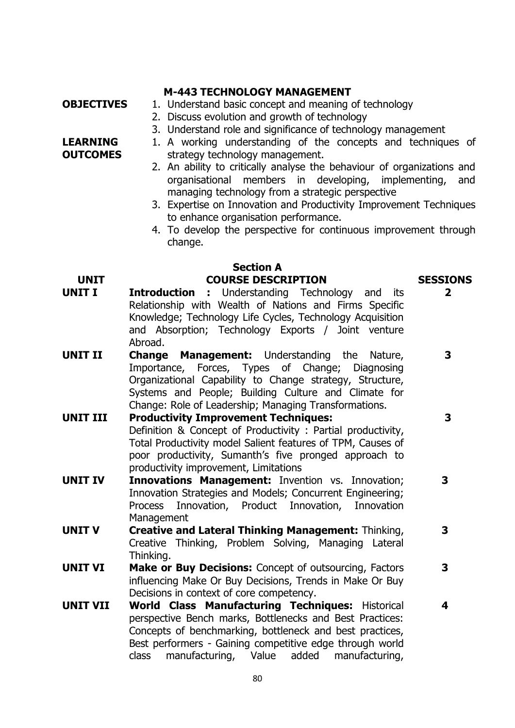## M-443 TECHNOLOGY MANAGEMENT

**OBJECTIVES**

1. Understand basic concept and meaning of technology
2. Discuss evolution and growth of technology
3. Understand role and significance of technology management

**LEARNING OUTCOMES**

1. A working understanding of the concepts and techniques of strategy technology management.
2. An ability to critically analyse the behaviour of organizations and organisational members in developing, implementing, and managing technology from a strategic perspective
3. Expertise on Innovation and Productivity Improvement Techniques to enhance organisation performance.
4. To develop the perspective for continuous improvement through change.

### Section A

| UNIT | COURSE DESCRIPTION | SESSIONS |
|---|---|---|
| **UNIT I** | **Introduction :** Understanding Technology and its Relationship with Wealth of Nations and Firms Specific Knowledge; Technology Life Cycles, Technology Acquisition and Absorption; Technology Exports / Joint venture Abroad. | **2** |
| **UNIT II** | **Change Management:** Understanding the Nature, Importance, Forces, Types of Change; Diagnosing Organizational Capability to Change strategy, Structure, Systems and People; Building Culture and Climate for Change: Role of Leadership; Managing Transformations. | **3** |
| **UNIT III** | **Productivity Improvement Techniques:** Definition & Concept of Productivity : Partial productivity, Total Productivity model Salient features of TPM, Causes of poor productivity, Sumanth's five pronged approach to productivity improvement, Limitations | **3** |
| **UNIT IV** | **Innovations Management:** Invention vs. Innovation; Innovation Strategies and Models; Concurrent Engineering; Process Innovation, Product Innovation, Innovation Management | **3** |
| **UNIT V** | **Creative and Lateral Thinking Management:** Thinking, Creative Thinking, Problem Solving, Managing Lateral Thinking. | **3** |
| **UNIT VI** | **Make or Buy Decisions:** Concept of outsourcing, Factors influencing Make Or Buy Decisions, Trends in Make Or Buy Decisions in context of core competency. | **3** |
| **UNIT VII** | **World Class Manufacturing Techniques:** Historical perspective Bench marks, Bottlenecks and Best Practices: Concepts of benchmarking, bottleneck and best practices, Best performers - Gaining competitive edge through world class manufacturing, Value added manufacturing, | **4** |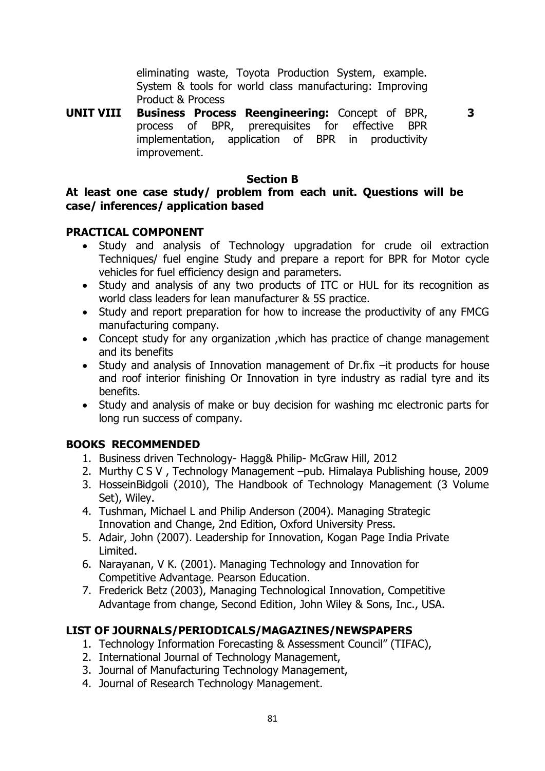eliminating waste, Toyota Production System, example. System & tools for world class manufacturing: Improving Product & Process

| | | |
|---|---|---|
| **UNIT VIII** | **Business Process Reengineering:** Concept of BPR, process of BPR, prerequisites for effective BPR implementation, application of BPR in productivity improvement. | **3** |

**Section B**

**At least one case study/ problem from each unit. Questions will be case/ inferences/ application based**

**PRACTICAL COMPONENT**

- Study and analysis of Technology upgradation for crude oil extraction Techniques/ fuel engine Study and prepare a report for BPR for Motor cycle vehicles for fuel efficiency design and parameters.
- Study and analysis of any two products of ITC or HUL for its recognition as world class leaders for lean manufacturer & 5S practice.
- Study and report preparation for how to increase the productivity of any FMCG manufacturing company.
- Concept study for any organization ,which has practice of change management and its benefits
- Study and analysis of Innovation management of Dr.fix –it products for house and roof interior finishing Or Innovation in tyre industry as radial tyre and its benefits.
- Study and analysis of make or buy decision for washing mc electronic parts for long run success of company.

**BOOKS RECOMMENDED**

1. Business driven Technology- Hagg& Philip- McGraw Hill, 2012
2. Murthy C S V , Technology Management –pub. Himalaya Publishing house, 2009
3. HosseinBidgoli (2010), The Handbook of Technology Management (3 Volume Set), Wiley.
4. Tushman, Michael L and Philip Anderson (2004). Managing Strategic Innovation and Change, 2nd Edition, Oxford University Press.
5. Adair, John (2007). Leadership for Innovation, Kogan Page India Private Limited.
6. Narayanan, V K. (2001). Managing Technology and Innovation for Competitive Advantage. Pearson Education.
7. Frederick Betz (2003), Managing Technological Innovation, Competitive Advantage from change, Second Edition, John Wiley & Sons, Inc., USA.

**LIST OF JOURNALS/PERIODICALS/MAGAZINES/NEWSPAPERS**

1. Technology Information Forecasting & Assessment Council" (TIFAC),
2. International Journal of Technology Management,
3. Journal of Manufacturing Technology Management,
4. Journal of Research Technology Management.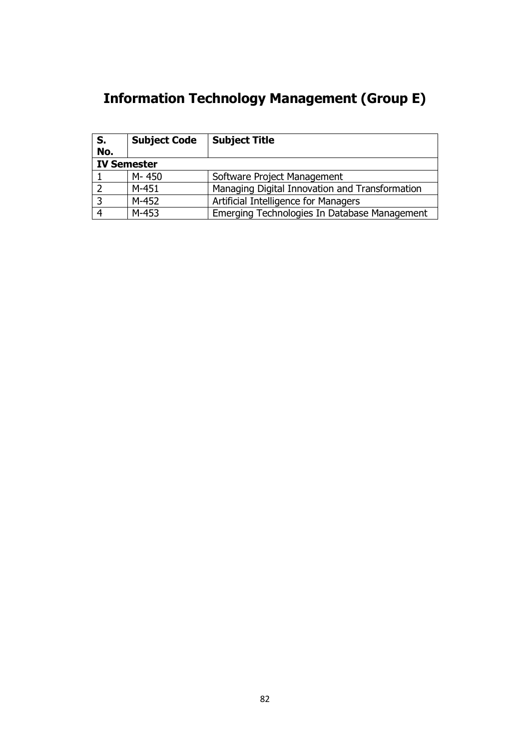# Information Technology Management (Group E)

| S. No. | Subject Code | Subject Title |
|---|---|---|
| **IV Semester** | | |
| 1 | M- 450 | Software Project Management |
| 2 | M-451 | Managing Digital Innovation and Transformation |
| 3 | M-452 | Artificial Intelligence for Managers |
| 4 | M-453 | Emerging Technologies In Database Management |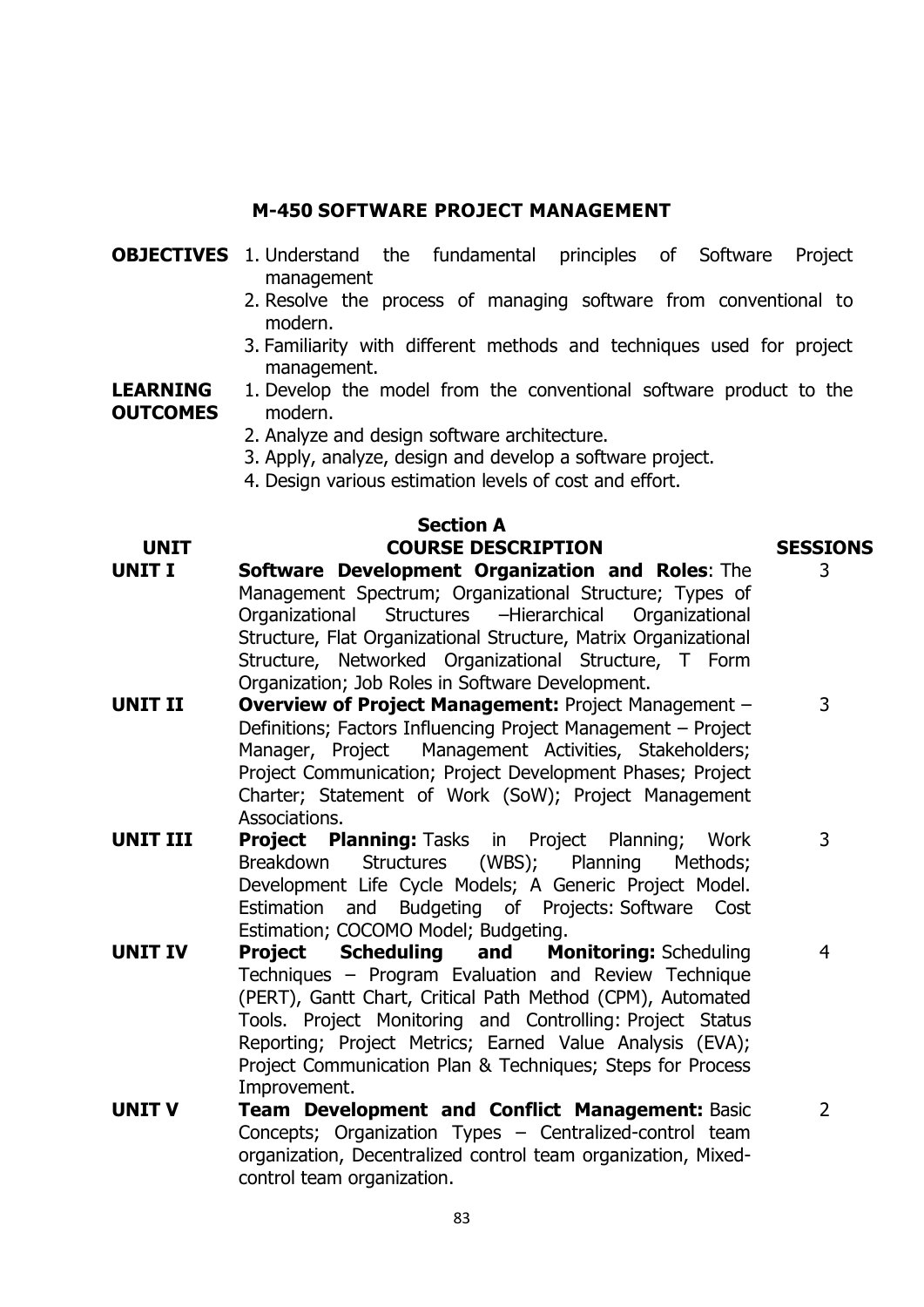## M-450 SOFTWARE PROJECT MANAGEMENT

**OBJECTIVES**

1. Understand the fundamental principles of Software Project management
2. Resolve the process of managing software from conventional to modern.
3. Familiarity with different methods and techniques used for project management.

**LEARNING OUTCOMES**

1. Develop the model from the conventional software product to the modern.
2. Analyze and design software architecture.
3. Apply, analyze, design and develop a software project.
4. Design various estimation levels of cost and effort.

### Section A

| UNIT | COURSE DESCRIPTION | SESSIONS |
|---|---|---|
| **UNIT I** | **Software Development Organization and Roles**: The Management Spectrum; Organizational Structure; Types of Organizational Structures –Hierarchical Organizational Structure, Flat Organizational Structure, Matrix Organizational Structure, Networked Organizational Structure, T Form Organization; Job Roles in Software Development. | 3 |
| **UNIT II** | **Overview of Project Management:** Project Management – Definitions; Factors Influencing Project Management – Project Manager, Project Management Activities, Stakeholders; Project Communication; Project Development Phases; Project Charter; Statement of Work (SoW); Project Management Associations. | 3 |
| **UNIT III** | **Project Planning:** Tasks in Project Planning; Work Breakdown Structures (WBS); Planning Methods; Development Life Cycle Models; A Generic Project Model. Estimation and Budgeting of Projects: Software Cost Estimation; COCOMO Model; Budgeting. | 3 |
| **UNIT IV** | **Project Scheduling and Monitoring:** Scheduling Techniques – Program Evaluation and Review Technique (PERT), Gantt Chart, Critical Path Method (CPM), Automated Tools. Project Monitoring and Controlling: Project Status Reporting; Project Metrics; Earned Value Analysis (EVA); Project Communication Plan & Techniques; Steps for Process Improvement. | 4 |
| **UNIT V** | **Team Development and Conflict Management:** Basic Concepts; Organization Types – Centralized-control team organization, Decentralized control team organization, Mixed-control team organization. | 2 |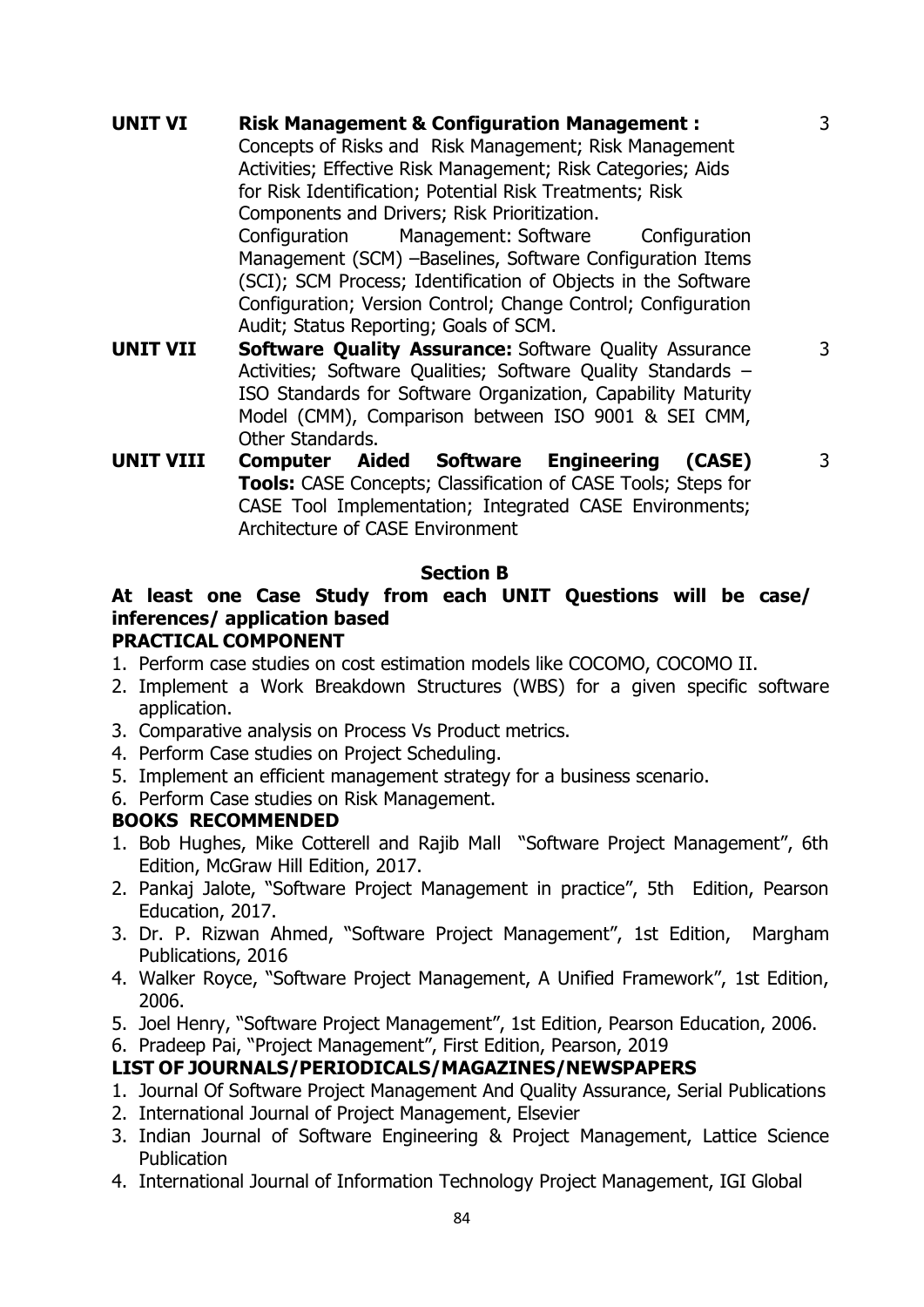| | | |
|---|---|---|
| **UNIT VI** | **Risk Management & Configuration Management :** Concepts of Risks and Risk Management; Risk Management Activities; Effective Risk Management; Risk Categories; Aids for Risk Identification; Potential Risk Treatments; Risk Components and Drivers; Risk Prioritization. Configuration Management: Software Configuration Management (SCM) –Baselines, Software Configuration Items (SCI); SCM Process; Identification of Objects in the Software Configuration; Version Control; Change Control; Configuration Audit; Status Reporting; Goals of SCM. | 3 |
| **UNIT VII** | **Software Quality Assurance:** Software Quality Assurance Activities; Software Qualities; Software Quality Standards – ISO Standards for Software Organization, Capability Maturity Model (CMM), Comparison between ISO 9001 & SEI CMM, Other Standards. | 3 |
| **UNIT VIII** | **Computer Aided Software Engineering (CASE) Tools:** CASE Concepts; Classification of CASE Tools; Steps for CASE Tool Implementation; Integrated CASE Environments; Architecture of CASE Environment | 3 |

## Section B

**At least one Case Study from each UNIT Questions will be case/ inferences/ application based**

**PRACTICAL COMPONENT**

1. Perform case studies on cost estimation models like COCOMO, COCOMO II.
2. Implement a Work Breakdown Structures (WBS) for a given specific software application.
3. Comparative analysis on Process Vs Product metrics.
4. Perform Case studies on Project Scheduling.
5. Implement an efficient management strategy for a business scenario.
6. Perform Case studies on Risk Management.

**BOOKS RECOMMENDED**

1. Bob Hughes, Mike Cotterell and Rajib Mall "Software Project Management", 6th Edition, McGraw Hill Edition, 2017.
2. Pankaj Jalote, "Software Project Management in practice", 5th Edition, Pearson Education, 2017.
3. Dr. P. Rizwan Ahmed, "Software Project Management", 1st Edition, Margham Publications, 2016
4. Walker Royce, "Software Project Management, A Unified Framework", 1st Edition, 2006.
5. Joel Henry, "Software Project Management", 1st Edition, Pearson Education, 2006.
6. Pradeep Pai, "Project Management", First Edition, Pearson, 2019

**LIST OF JOURNALS/PERIODICALS/MAGAZINES/NEWSPAPERS**

1. Journal Of Software Project Management And Quality Assurance, Serial Publications
2. International Journal of Project Management, Elsevier
3. Indian Journal of Software Engineering & Project Management, Lattice Science Publication
4. International Journal of Information Technology Project Management, IGI Global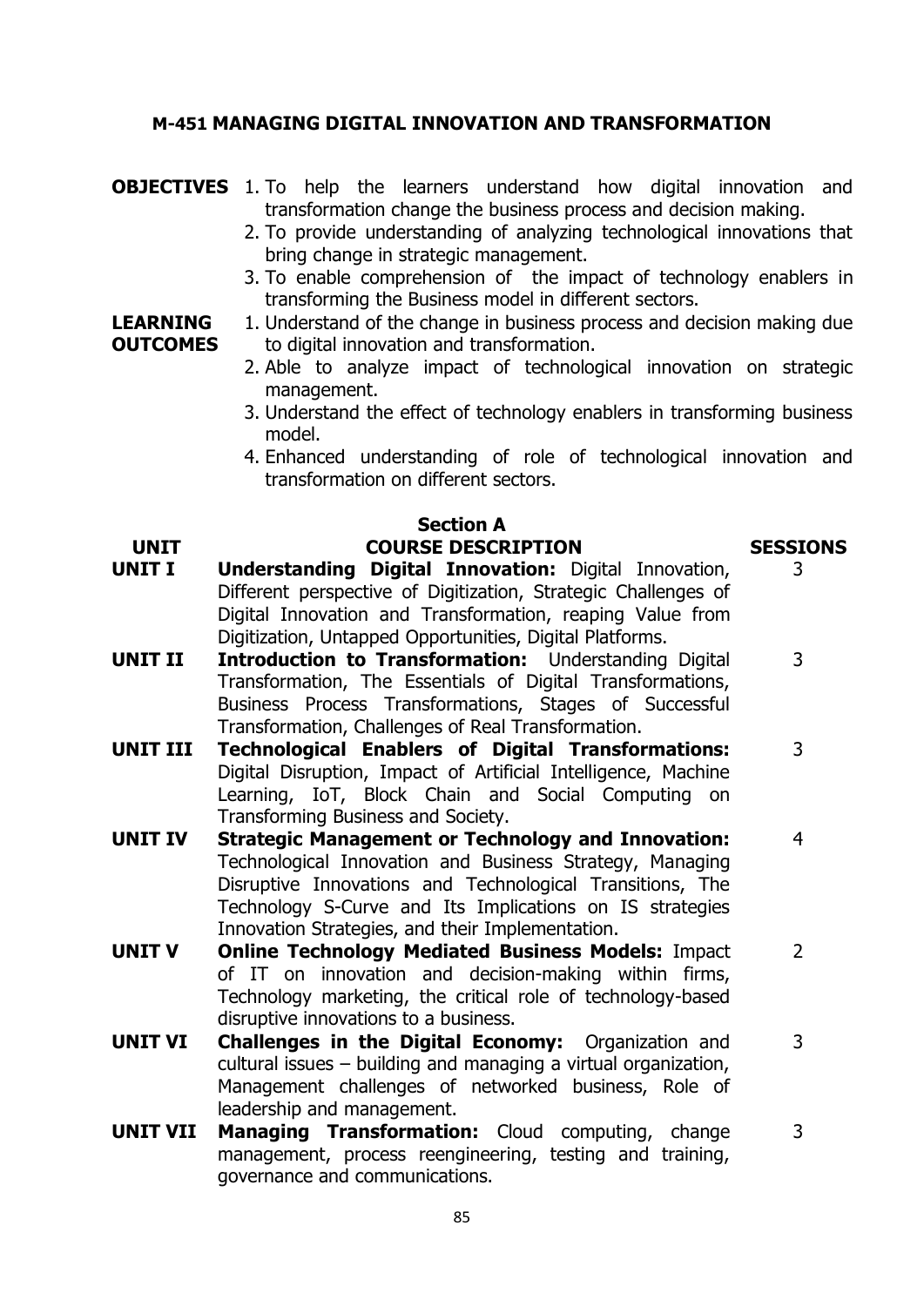## M-451 MANAGING DIGITAL INNOVATION AND TRANSFORMATION

**OBJECTIVES**

1. To help the learners understand how digital innovation and transformation change the business process and decision making.
2. To provide understanding of analyzing technological innovations that bring change in strategic management.
3. To enable comprehension of the impact of technology enablers in transforming the Business model in different sectors.

**LEARNING OUTCOMES**

1. Understand of the change in business process and decision making due to digital innovation and transformation.
2. Able to analyze impact of technological innovation on strategic management.
3. Understand the effect of technology enablers in transforming business model.
4. Enhanced understanding of role of technological innovation and transformation on different sectors.

### Section A

| UNIT | COURSE DESCRIPTION | SESSIONS |
|---|---|---|
| **UNIT I** | **Understanding Digital Innovation:** Digital Innovation, Different perspective of Digitization, Strategic Challenges of Digital Innovation and Transformation, reaping Value from Digitization, Untapped Opportunities, Digital Platforms. | 3 |
| **UNIT II** | **Introduction to Transformation:** Understanding Digital Transformation, The Essentials of Digital Transformations, Business Process Transformations, Stages of Successful Transformation, Challenges of Real Transformation. | 3 |
| **UNIT III** | **Technological Enablers of Digital Transformations:** Digital Disruption, Impact of Artificial Intelligence, Machine Learning, IoT, Block Chain and Social Computing on Transforming Business and Society. | 3 |
| **UNIT IV** | **Strategic Management or Technology and Innovation:** Technological Innovation and Business Strategy, Managing Disruptive Innovations and Technological Transitions, The Technology S-Curve and Its Implications on IS strategies Innovation Strategies, and their Implementation. | 4 |
| **UNIT V** | **Online Technology Mediated Business Models:** Impact of IT on innovation and decision-making within firms, Technology marketing, the critical role of technology-based disruptive innovations to a business. | 2 |
| **UNIT VI** | **Challenges in the Digital Economy:** Organization and cultural issues – building and managing a virtual organization, Management challenges of networked business, Role of leadership and management. | 3 |
| **UNIT VII** | **Managing Transformation:** Cloud computing, change management, process reengineering, testing and training, governance and communications. | 3 |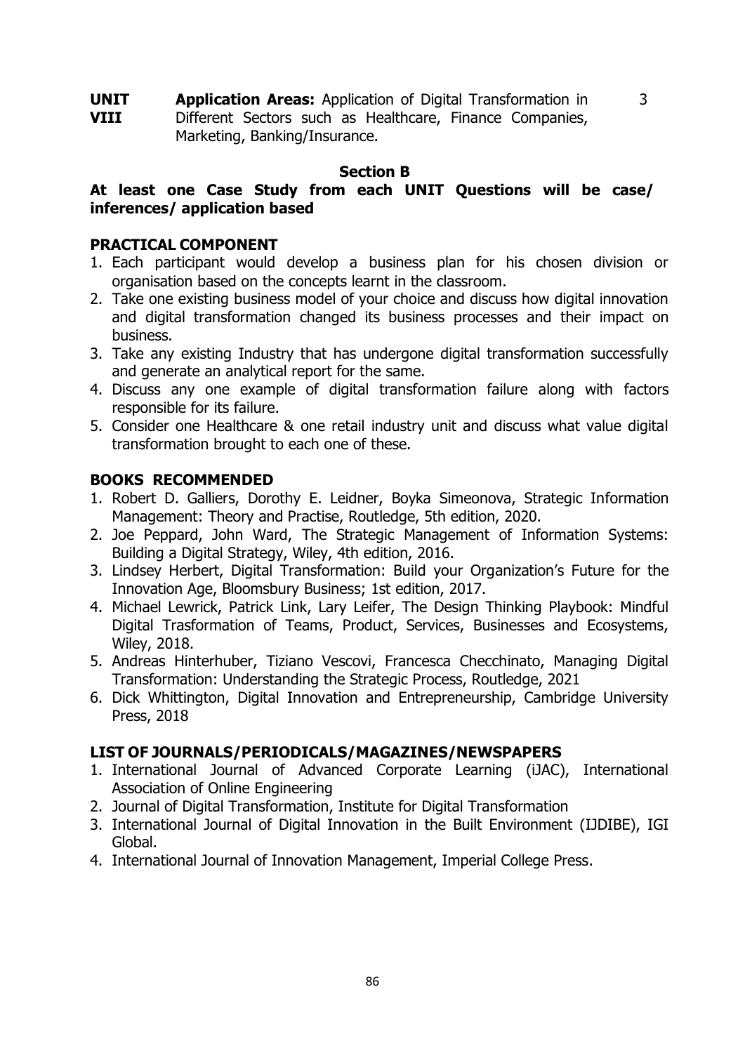| | | |
|---|---|---|
| **UNIT VIII** | **Application Areas:** Application of Digital Transformation in Different Sectors such as Healthcare, Finance Companies, Marketing, Banking/Insurance. | 3 |

**Section B**

**At least one Case Study from each UNIT Questions will be case/ inferences/ application based**

**PRACTICAL COMPONENT**

1. Each participant would develop a business plan for his chosen division or organisation based on the concepts learnt in the classroom.
2. Take one existing business model of your choice and discuss how digital innovation and digital transformation changed its business processes and their impact on business.
3. Take any existing Industry that has undergone digital transformation successfully and generate an analytical report for the same.
4. Discuss any one example of digital transformation failure along with factors responsible for its failure.
5. Consider one Healthcare & one retail industry unit and discuss what value digital transformation brought to each one of these.

**BOOKS RECOMMENDED**

1. Robert D. Galliers, Dorothy E. Leidner, Boyka Simeonova, Strategic Information Management: Theory and Practise, Routledge, 5th edition, 2020.
2. Joe Peppard, John Ward, The Strategic Management of Information Systems: Building a Digital Strategy, Wiley, 4th edition, 2016.
3. Lindsey Herbert, Digital Transformation: Build your Organization's Future for the Innovation Age, Bloomsbury Business; 1st edition, 2017.
4. Michael Lewrick, Patrick Link, Lary Leifer, The Design Thinking Playbook: Mindful Digital Trasformation of Teams, Product, Services, Businesses and Ecosystems, Wiley, 2018.
5. Andreas Hinterhuber, Tiziano Vescovi, Francesca Checchinato, Managing Digital Transformation: Understanding the Strategic Process, Routledge, 2021
6. Dick Whittington, Digital Innovation and Entrepreneurship, Cambridge University Press, 2018

**LIST OF JOURNALS/PERIODICALS/MAGAZINES/NEWSPAPERS**

1. International Journal of Advanced Corporate Learning (iJAC), International Association of Online Engineering
2. Journal of Digital Transformation, Institute for Digital Transformation
3. International Journal of Digital Innovation in the Built Environment (IJDIBE), IGI Global.
4. International Journal of Innovation Management, Imperial College Press.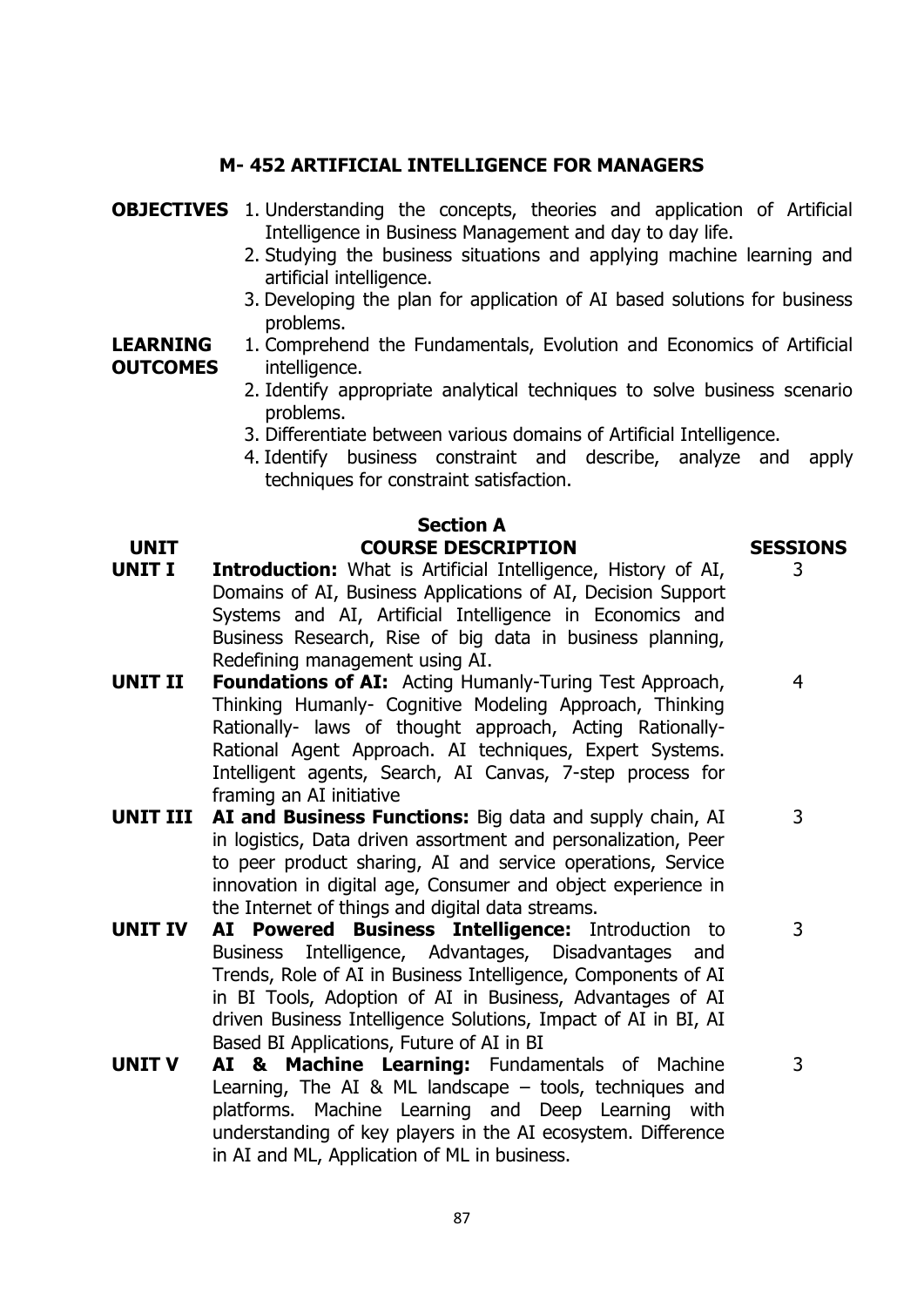## M- 452 ARTIFICIAL INTELLIGENCE FOR MANAGERS

**OBJECTIVES**

1. Understanding the concepts, theories and application of Artificial Intelligence in Business Management and day to day life.
2. Studying the business situations and applying machine learning and artificial intelligence.
3. Developing the plan for application of AI based solutions for business problems.

**LEARNING OUTCOMES**

1. Comprehend the Fundamentals, Evolution and Economics of Artificial intelligence.
2. Identify appropriate analytical techniques to solve business scenario problems.
3. Differentiate between various domains of Artificial Intelligence.
4. Identify business constraint and describe, analyze and apply techniques for constraint satisfaction.

### Section A

| UNIT | COURSE DESCRIPTION | SESSIONS |
|---|---|---|
| **UNIT I** | **Introduction:** What is Artificial Intelligence, History of AI, Domains of AI, Business Applications of AI, Decision Support Systems and AI, Artificial Intelligence in Economics and Business Research, Rise of big data in business planning, Redefining management using AI. | 3 |
| **UNIT II** | **Foundations of AI:** Acting Humanly-Turing Test Approach, Thinking Humanly- Cognitive Modeling Approach, Thinking Rationally- laws of thought approach, Acting Rationally-Rational Agent Approach. AI techniques, Expert Systems. Intelligent agents, Search, AI Canvas, 7-step process for framing an AI initiative | 4 |
| **UNIT III** | **AI and Business Functions:** Big data and supply chain, AI in logistics, Data driven assortment and personalization, Peer to peer product sharing, AI and service operations, Service innovation in digital age, Consumer and object experience in the Internet of things and digital data streams. | 3 |
| **UNIT IV** | **AI Powered Business Intelligence:** Introduction to Business Intelligence, Advantages, Disadvantages and Trends, Role of AI in Business Intelligence, Components of AI in BI Tools, Adoption of AI in Business, Advantages of AI driven Business Intelligence Solutions, Impact of AI in BI, AI Based BI Applications, Future of AI in BI | 3 |
| **UNIT V** | **AI & Machine Learning:** Fundamentals of Machine Learning, The AI & ML landscape – tools, techniques and platforms. Machine Learning and Deep Learning with understanding of key players in the AI ecosystem. Difference in AI and ML, Application of ML in business. | 3 |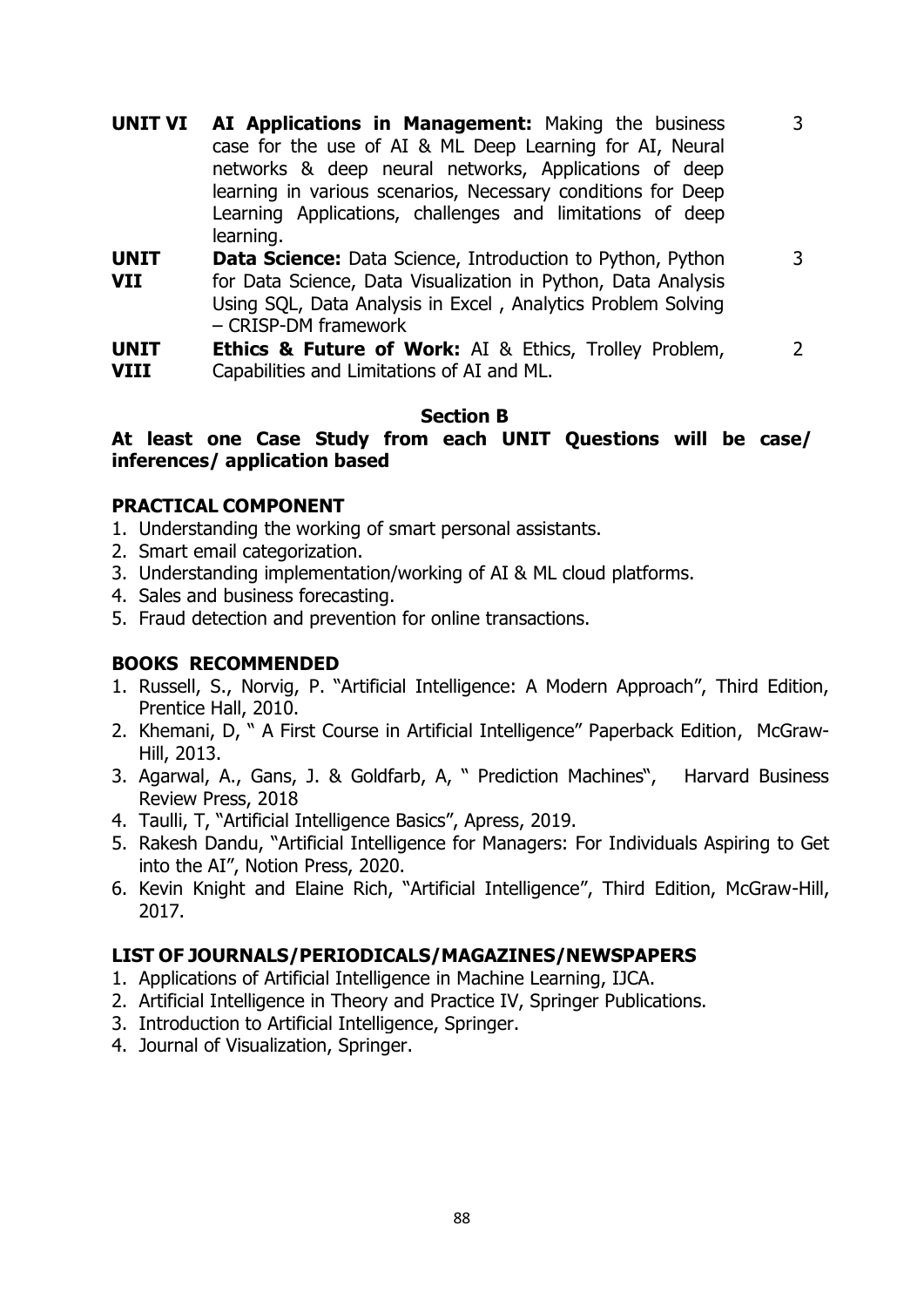| | | |
|---|---|---|
| **UNIT VI** | **AI Applications in Management:** Making the business case for the use of AI & ML Deep Learning for AI, Neural networks & deep neural networks, Applications of deep learning in various scenarios, Necessary conditions for Deep Learning Applications, challenges and limitations of deep learning. | 3 |
| **UNIT VII** | **Data Science:** Data Science, Introduction to Python, Python for Data Science, Data Visualization in Python, Data Analysis Using SQL, Data Analysis in Excel , Analytics Problem Solving – CRISP-DM framework | 3 |
| **UNIT VIII** | **Ethics & Future of Work:** AI & Ethics, Trolley Problem, Capabilities and Limitations of AI and ML. | 2 |

**Section B**

**At least one Case Study from each UNIT Questions will be case/ inferences/ application based**

## PRACTICAL COMPONENT

1. Understanding the working of smart personal assistants.
2. Smart email categorization.
3. Understanding implementation/working of AI & ML cloud platforms.
4. Sales and business forecasting.
5. Fraud detection and prevention for online transactions.

## BOOKS RECOMMENDED

1. Russell, S., Norvig, P. "Artificial Intelligence: A Modern Approach", Third Edition, Prentice Hall, 2010.
2. Khemani, D, " A First Course in Artificial Intelligence" Paperback Edition, McGraw-Hill, 2013.
3. Agarwal, A., Gans, J. & Goldfarb, A, " Prediction Machines", Harvard Business Review Press, 2018
4. Taulli, T, "Artificial Intelligence Basics", Apress, 2019.
5. Rakesh Dandu, "Artificial Intelligence for Managers: For Individuals Aspiring to Get into the AI", Notion Press, 2020.
6. Kevin Knight and Elaine Rich, "Artificial Intelligence", Third Edition, McGraw-Hill, 2017.

## LIST OF JOURNALS/PERIODICALS/MAGAZINES/NEWSPAPERS

1. Applications of Artificial Intelligence in Machine Learning, IJCA.
2. Artificial Intelligence in Theory and Practice IV, Springer Publications.
3. Introduction to Artificial Intelligence, Springer.
4. Journal of Visualization, Springer.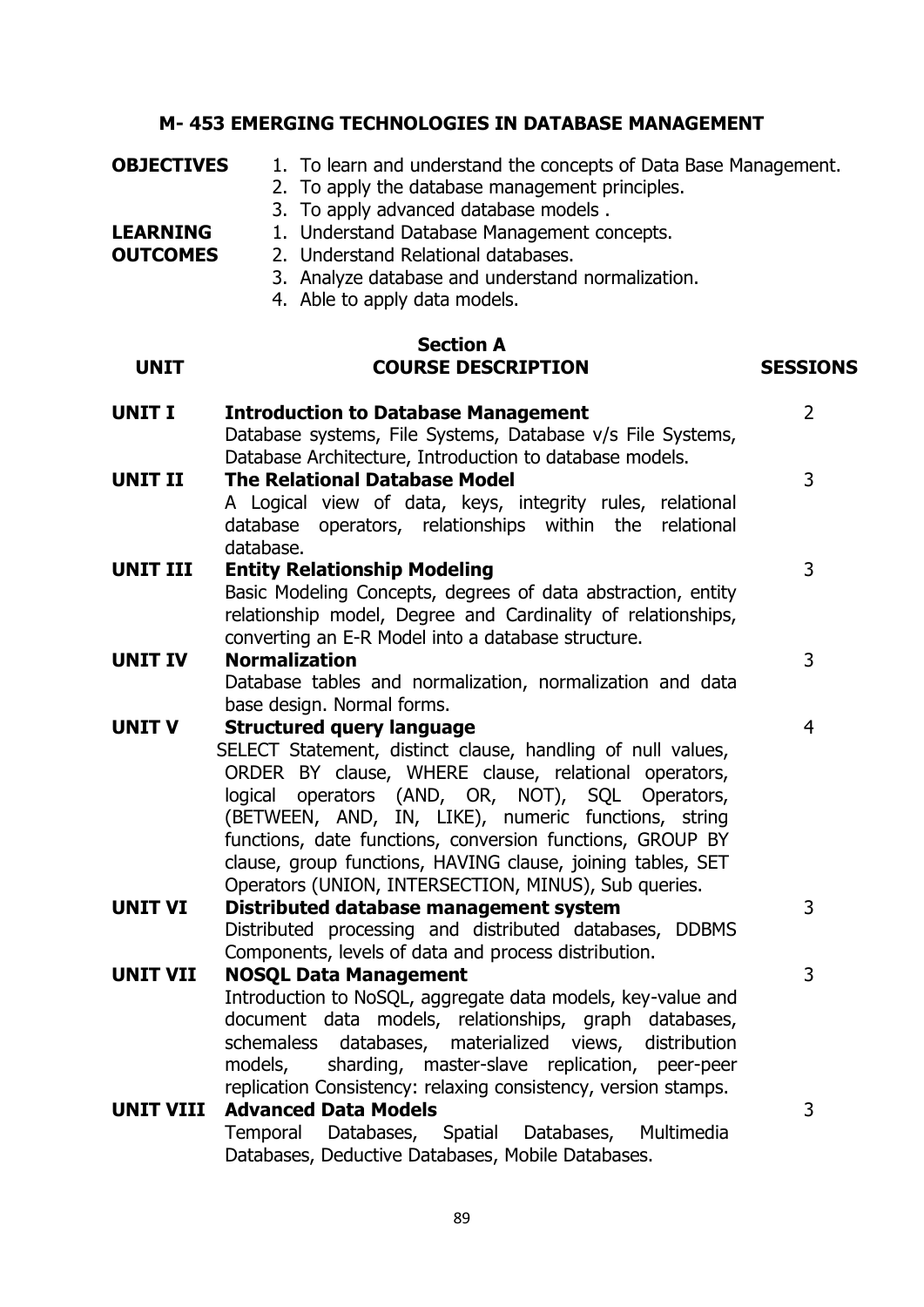## M- 453 EMERGING TECHNOLOGIES IN DATABASE MANAGEMENT

**OBJECTIVES**

1. To learn and understand the concepts of Data Base Management.
2. To apply the database management principles.
3. To apply advanced database models .

**LEARNING OUTCOMES**

1. Understand Database Management concepts.
2. Understand Relational databases.
3. Analyze database and understand normalization.
4. Able to apply data models.

### Section A

| UNIT | COURSE DESCRIPTION | SESSIONS |
|---|---|---|
| **UNIT I** | **Introduction to Database Management**<br>Database systems, File Systems, Database v/s File Systems, Database Architecture, Introduction to database models. | 2 |
| **UNIT II** | **The Relational Database Model**<br>A Logical view of data, keys, integrity rules, relational database operators, relationships within the relational database. | 3 |
| **UNIT III** | **Entity Relationship Modeling**<br>Basic Modeling Concepts, degrees of data abstraction, entity relationship model, Degree and Cardinality of relationships, converting an E-R Model into a database structure. | 3 |
| **UNIT IV** | **Normalization**<br>Database tables and normalization, normalization and data base design. Normal forms. | 3 |
| **UNIT V** | **Structured query language**<br>SELECT Statement, distinct clause, handling of null values, ORDER BY clause, WHERE clause, relational operators, logical operators (AND, OR, NOT), SQL Operators, (BETWEEN, AND, IN, LIKE), numeric functions, string functions, date functions, conversion functions, GROUP BY clause, group functions, HAVING clause, joining tables, SET Operators (UNION, INTERSECTION, MINUS), Sub queries. | 4 |
| **UNIT VI** | **Distributed database management system**<br>Distributed processing and distributed databases, DDBMS Components, levels of data and process distribution. | 3 |
| **UNIT VII** | **NOSQL Data Management**<br>Introduction to NoSQL, aggregate data models, key-value and document data models, relationships, graph databases, schemaless databases, materialized views, distribution models, sharding, master-slave replication, peer-peer replication Consistency: relaxing consistency, version stamps. | 3 |
| **UNIT VIII** | **Advanced Data Models**<br>Temporal Databases, Spatial Databases, Multimedia Databases, Deductive Databases, Mobile Databases. | 3 |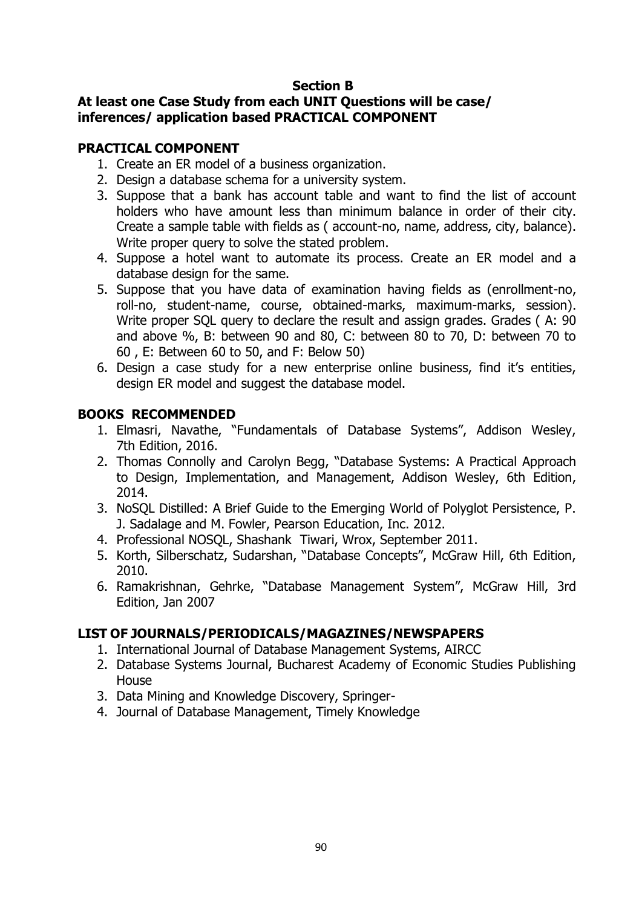**Section B**

**At least one Case Study from each UNIT Questions will be case/ inferences/ application based PRACTICAL COMPONENT**

## PRACTICAL COMPONENT

1. Create an ER model of a business organization.
2. Design a database schema for a university system.
3. Suppose that a bank has account table and want to find the list of account holders who have amount less than minimum balance in order of their city. Create a sample table with fields as ( account-no, name, address, city, balance). Write proper query to solve the stated problem.
4. Suppose a hotel want to automate its process. Create an ER model and a database design for the same.
5. Suppose that you have data of examination having fields as (enrollment-no, roll-no, student-name, course, obtained-marks, maximum-marks, session). Write proper SQL query to declare the result and assign grades. Grades ( A: 90 and above %, B: between 90 and 80, C: between 80 to 70, D: between 70 to 60 , E: Between 60 to 50, and F: Below 50)
6. Design a case study for a new enterprise online business, find it's entities, design ER model and suggest the database model.

## BOOKS RECOMMENDED

1. Elmasri, Navathe, "Fundamentals of Database Systems", Addison Wesley, 7th Edition, 2016.
2. Thomas Connolly and Carolyn Begg, "Database Systems: A Practical Approach to Design, Implementation, and Management, Addison Wesley, 6th Edition, 2014.
3. NoSQL Distilled: A Brief Guide to the Emerging World of Polyglot Persistence, P. J. Sadalage and M. Fowler, Pearson Education, Inc. 2012.
4. Professional NOSQL, Shashank Tiwari, Wrox, September 2011.
5. Korth, Silberschatz, Sudarshan, "Database Concepts", McGraw Hill, 6th Edition, 2010.
6. Ramakrishnan, Gehrke, "Database Management System", McGraw Hill, 3rd Edition, Jan 2007

## LIST OF JOURNALS/PERIODICALS/MAGAZINES/NEWSPAPERS

1. International Journal of Database Management Systems, AIRCC
2. Database Systems Journal, Bucharest Academy of Economic Studies Publishing House
3. Data Mining and Knowledge Discovery, Springer-
4. Journal of Database Management, Timely Knowledge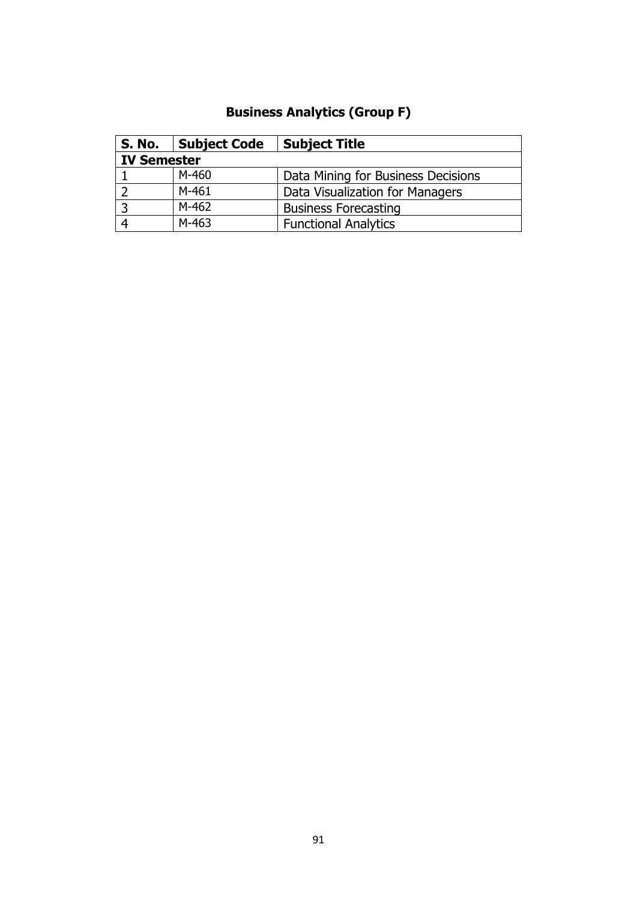## Business Analytics (Group F)

| S. No. | Subject Code | Subject Title |
|---|---|---|
| **IV Semester** | | |
| 1 | M-460 | Data Mining for Business Decisions |
| 2 | M-461 | Data Visualization for Managers |
| 3 | M-462 | Business Forecasting |
| 4 | M-463 | Functional Analytics |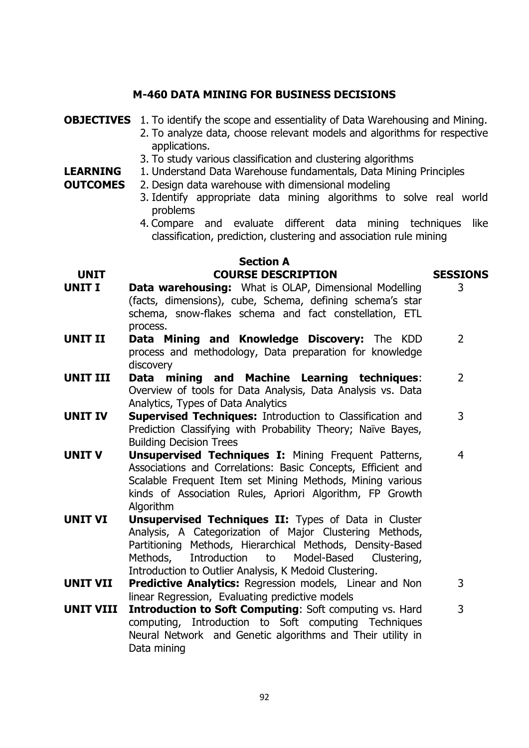## M-460 DATA MINING FOR BUSINESS DECISIONS

**OBJECTIVES**

1. To identify the scope and essentiality of Data Warehousing and Mining.
2. To analyze data, choose relevant models and algorithms for respective applications.
3. To study various classification and clustering algorithms

**LEARNING OUTCOMES**

1. Understand Data Warehouse fundamentals, Data Mining Principles
2. Design data warehouse with dimensional modeling
3. Identify appropriate data mining algorithms to solve real world problems
4. Compare and evaluate different data mining techniques like classification, prediction, clustering and association rule mining

### Section A

| UNIT | COURSE DESCRIPTION | SESSIONS |
|---|---|---|
| **UNIT I** | **Data warehousing:** What is OLAP, Dimensional Modelling (facts, dimensions), cube, Schema, defining schema's star schema, snow-flakes schema and fact constellation, ETL process. | 3 |
| **UNIT II** | **Data Mining and Knowledge Discovery:** The KDD process and methodology, Data preparation for knowledge discovery | 2 |
| **UNIT III** | **Data mining and Machine Learning techniques**: Overview of tools for Data Analysis, Data Analysis vs. Data Analytics, Types of Data Analytics | 2 |
| **UNIT IV** | **Supervised Techniques:** Introduction to Classification and Prediction Classifying with Probability Theory; Naïve Bayes, Building Decision Trees | 3 |
| **UNIT V** | **Unsupervised Techniques I:** Mining Frequent Patterns, Associations and Correlations: Basic Concepts, Efficient and Scalable Frequent Item set Mining Methods, Mining various kinds of Association Rules, Apriori Algorithm, FP Growth Algorithm | 4 |
| **UNIT VI** | **Unsupervised Techniques II:** Types of Data in Cluster Analysis, A Categorization of Major Clustering Methods, Partitioning Methods, Hierarchical Methods, Density-Based Methods, Introduction to Model-Based Clustering, Introduction to Outlier Analysis, K Medoid Clustering. | |
| **UNIT VII** | **Predictive Analytics:** Regression models, Linear and Non linear Regression, Evaluating predictive models | 3 |
| **UNIT VIII** | **Introduction to Soft Computing**: Soft computing vs. Hard computing, Introduction to Soft computing Techniques Neural Network and Genetic algorithms and Their utility in Data mining | 3 |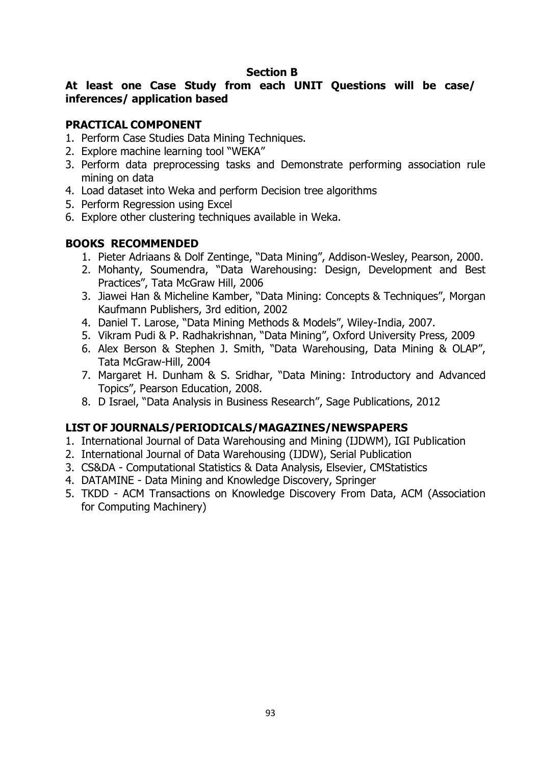**Section B**

**At least one Case Study from each UNIT Questions will be case/ inferences/ application based**

**PRACTICAL COMPONENT**

1. Perform Case Studies Data Mining Techniques.
2. Explore machine learning tool "WEKA"
3. Perform data preprocessing tasks and Demonstrate performing association rule mining on data
4. Load dataset into Weka and perform Decision tree algorithms
5. Perform Regression using Excel
6. Explore other clustering techniques available in Weka.

**BOOKS RECOMMENDED**

1. Pieter Adriaans & Dolf Zentinge, "Data Mining", Addison-Wesley, Pearson, 2000.
2. Mohanty, Soumendra, "Data Warehousing: Design, Development and Best Practices", Tata McGraw Hill, 2006
3. Jiawei Han & Micheline Kamber, "Data Mining: Concepts & Techniques", Morgan Kaufmann Publishers, 3rd edition, 2002
4. Daniel T. Larose, "Data Mining Methods & Models", Wiley-India, 2007.
5. Vikram Pudi & P. Radhakrishnan, "Data Mining", Oxford University Press, 2009
6. Alex Berson & Stephen J. Smith, "Data Warehousing, Data Mining & OLAP", Tata McGraw-Hill, 2004
7. Margaret H. Dunham & S. Sridhar, "Data Mining: Introductory and Advanced Topics", Pearson Education, 2008.
8. D Israel, "Data Analysis in Business Research", Sage Publications, 2012

**LIST OF JOURNALS/PERIODICALS/MAGAZINES/NEWSPAPERS**

1. International Journal of Data Warehousing and Mining (IJDWM), IGI Publication
2. International Journal of Data Warehousing (IJDW), Serial Publication
3. CS&DA - Computational Statistics & Data Analysis, Elsevier, CMStatistics
4. DATAMINE - Data Mining and Knowledge Discovery, Springer
5. TKDD - ACM Transactions on Knowledge Discovery From Data, ACM (Association for Computing Machinery)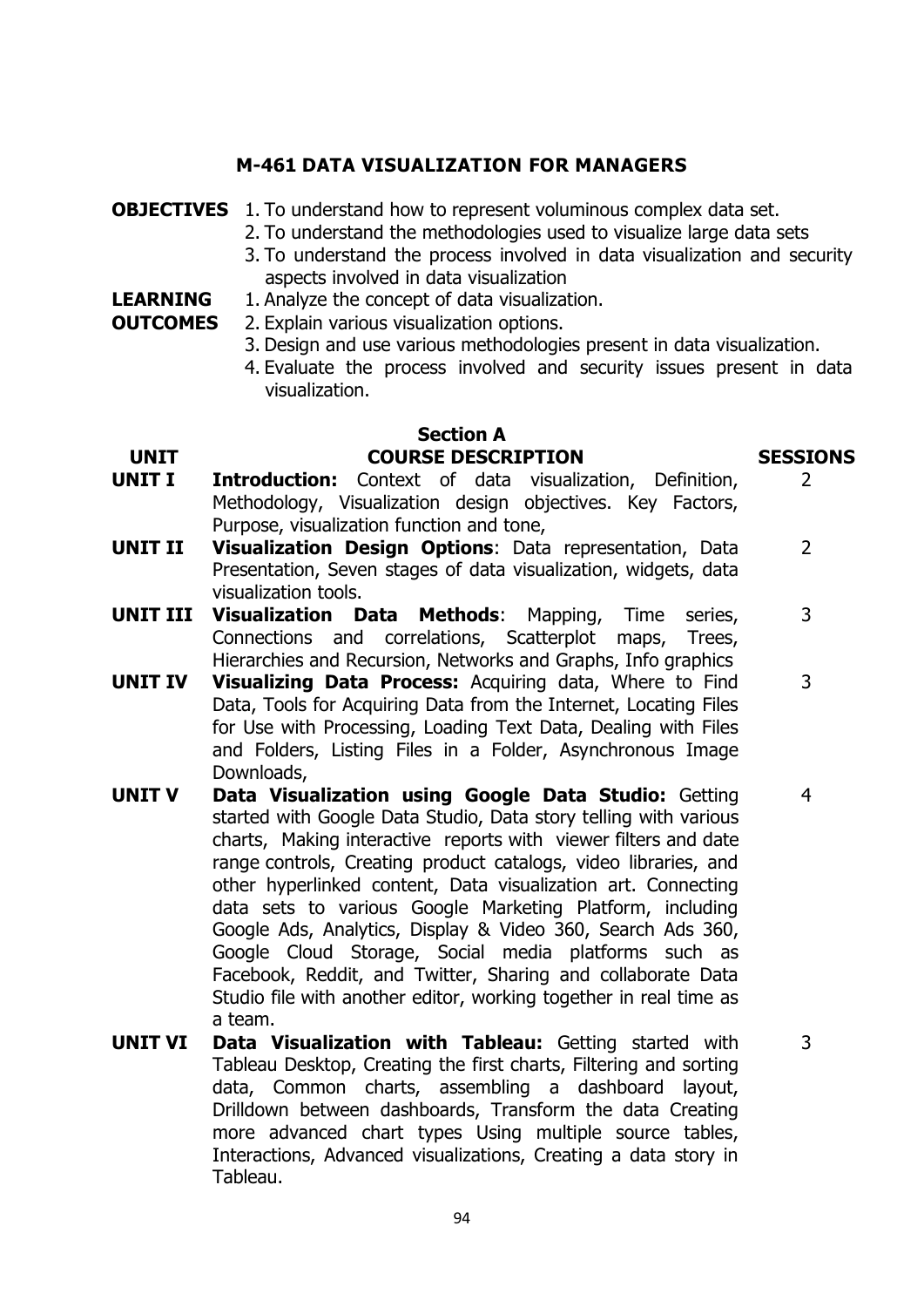## M-461 DATA VISUALIZATION FOR MANAGERS

**OBJECTIVES**

1. To understand how to represent voluminous complex data set.
2. To understand the methodologies used to visualize large data sets
3. To understand the process involved in data visualization and security aspects involved in data visualization

**LEARNING OUTCOMES**

1. Analyze the concept of data visualization.
2. Explain various visualization options.
3. Design and use various methodologies present in data visualization.
4. Evaluate the process involved and security issues present in data visualization.

### Section A

| UNIT | COURSE DESCRIPTION | SESSIONS |
| --- | --- | --- |
| **UNIT I** | **Introduction:** Context of data visualization, Definition, Methodology, Visualization design objectives. Key Factors, Purpose, visualization function and tone, | 2 |
| **UNIT II** | **Visualization Design Options**: Data representation, Data Presentation, Seven stages of data visualization, widgets, data visualization tools. | 2 |
| **UNIT III** | **Visualization Data Methods**: Mapping, Time series, Connections and correlations, Scatterplot maps, Trees, Hierarchies and Recursion, Networks and Graphs, Info graphics | 3 |
| **UNIT IV** | **Visualizing Data Process:** Acquiring data, Where to Find Data, Tools for Acquiring Data from the Internet, Locating Files for Use with Processing, Loading Text Data, Dealing with Files and Folders, Listing Files in a Folder, Asynchronous Image Downloads, | 3 |
| **UNIT V** | **Data Visualization using Google Data Studio:** Getting started with Google Data Studio, Data story telling with various charts, Making interactive reports with viewer filters and date range controls, Creating product catalogs, video libraries, and other hyperlinked content, Data visualization art. Connecting data sets to various Google Marketing Platform, including Google Ads, Analytics, Display & Video 360, Search Ads 360, Google Cloud Storage, Social media platforms such as Facebook, Reddit, and Twitter, Sharing and collaborate Data Studio file with another editor, working together in real time as a team. | 4 |
| **UNIT VI** | **Data Visualization with Tableau:** Getting started with Tableau Desktop, Creating the first charts, Filtering and sorting data, Common charts, assembling a dashboard layout, Drilldown between dashboards, Transform the data Creating more advanced chart types Using multiple source tables, Interactions, Advanced visualizations, Creating a data story in Tableau. | 3 |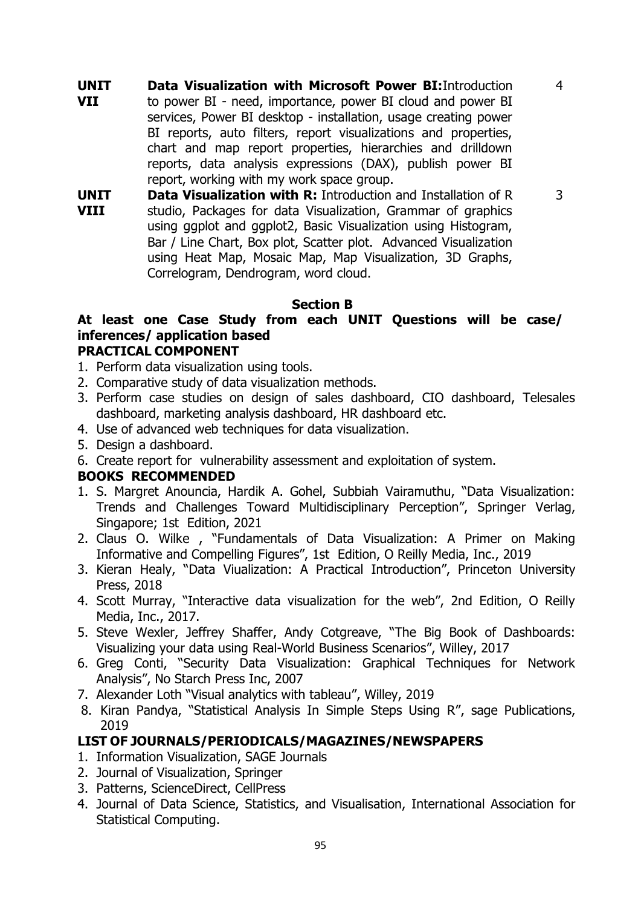| | | |
|---|---|---|
| **UNIT VII** | **Data Visualization with Microsoft Power BI:** Introduction to power BI - need, importance, power BI cloud and power BI services, Power BI desktop - installation, usage creating power BI reports, auto filters, report visualizations and properties, chart and map report properties, hierarchies and drilldown reports, data analysis expressions (DAX), publish power BI report, working with my work space group. | 4 |
| **UNIT VIII** | **Data Visualization with R:** Introduction and Installation of R studio, Packages for data Visualization, Grammar of graphics using ggplot and ggplot2, Basic Visualization using Histogram, Bar / Line Chart, Box plot, Scatter plot. Advanced Visualization using Heat Map, Mosaic Map, Map Visualization, 3D Graphs, Correlogram, Dendrogram, word cloud. | 3 |

**Section B**

**At least one Case Study from each UNIT Questions will be case/ inferences/ application based**

**PRACTICAL COMPONENT**

1. Perform data visualization using tools.
2. Comparative study of data visualization methods.
3. Perform case studies on design of sales dashboard, CIO dashboard, Telesales dashboard, marketing analysis dashboard, HR dashboard etc.
4. Use of advanced web techniques for data visualization.
5. Design a dashboard.
6. Create report for vulnerability assessment and exploitation of system.

**BOOKS RECOMMENDED**

1. S. Margret Anouncia, Hardik A. Gohel, Subbiah Vairamuthu, "Data Visualization: Trends and Challenges Toward Multidisciplinary Perception", Springer Verlag, Singapore; 1st Edition, 2021
2. Claus O. Wilke , "Fundamentals of Data Visualization: A Primer on Making Informative and Compelling Figures", 1st Edition, O Reilly Media, Inc., 2019
3. Kieran Healy, "Data Viualization: A Practical Introduction", Princeton University Press, 2018
4. Scott Murray, "Interactive data visualization for the web", 2nd Edition, O Reilly Media, Inc., 2017.
5. Steve Wexler, Jeffrey Shaffer, Andy Cotgreave, "The Big Book of Dashboards: Visualizing your data using Real-World Business Scenarios", Willey, 2017
6. Greg Conti, "Security Data Visualization: Graphical Techniques for Network Analysis", No Starch Press Inc, 2007
7. Alexander Loth "Visual analytics with tableau", Willey, 2019
8. Kiran Pandya, "Statistical Analysis In Simple Steps Using R", sage Publications, 2019

**LIST OF JOURNALS/PERIODICALS/MAGAZINES/NEWSPAPERS**

1. Information Visualization, SAGE Journals
2. Journal of Visualization, Springer
3. Patterns, ScienceDirect, CellPress
4. Journal of Data Science, Statistics, and Visualisation, International Association for Statistical Computing.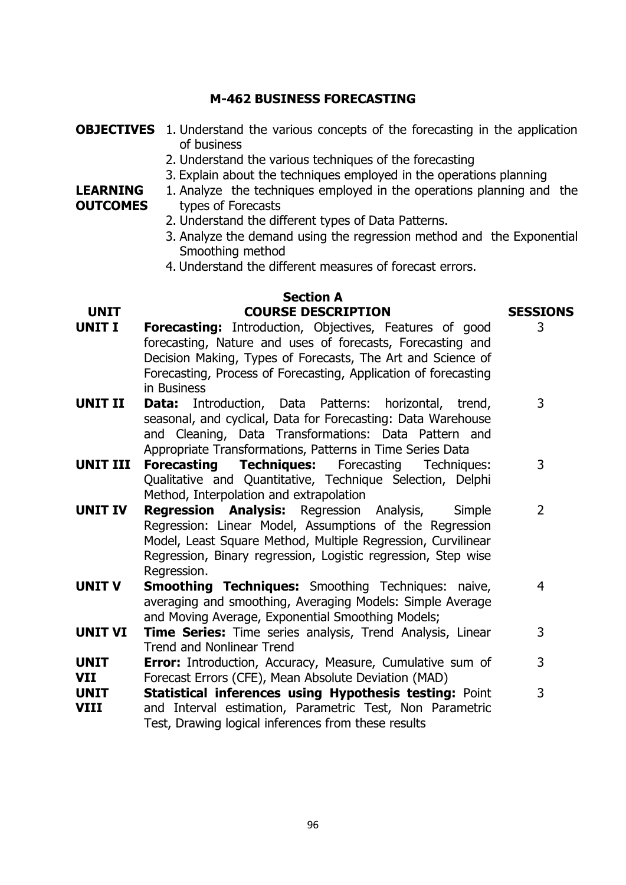# M-462 BUSINESS FORECASTING

**OBJECTIVES**

1. Understand the various concepts of the forecasting in the application of business
2. Understand the various techniques of the forecasting
3. Explain about the techniques employed in the operations planning

**LEARNING OUTCOMES**

1. Analyze the techniques employed in the operations planning and the types of Forecasts
2. Understand the different types of Data Patterns.
3. Analyze the demand using the regression method and the Exponential Smoothing method
4. Understand the different measures of forecast errors.

## Section A

| UNIT | COURSE DESCRIPTION | SESSIONS |
|---|---|---|
| UNIT I | **Forecasting:** Introduction, Objectives, Features of good forecasting, Nature and uses of forecasts, Forecasting and Decision Making, Types of Forecasts, The Art and Science of Forecasting, Process of Forecasting, Application of forecasting in Business | 3 |
| UNIT II | **Data:** Introduction, Data Patterns: horizontal, trend, seasonal, and cyclical, Data for Forecasting: Data Warehouse and Cleaning, Data Transformations: Data Pattern and Appropriate Transformations, Patterns in Time Series Data | 3 |
| UNIT III | **Forecasting Techniques:** Forecasting Techniques: Qualitative and Quantitative, Technique Selection, Delphi Method, Interpolation and extrapolation | 3 |
| UNIT IV | **Regression Analysis:** Regression Analysis, Simple Regression: Linear Model, Assumptions of the Regression Model, Least Square Method, Multiple Regression, Curvilinear Regression, Binary regression, Logistic regression, Step wise Regression. | 2 |
| UNIT V | **Smoothing Techniques:** Smoothing Techniques: naive, averaging and smoothing, Averaging Models: Simple Average and Moving Average, Exponential Smoothing Models; | 4 |
| UNIT VI | **Time Series:** Time series analysis, Trend Analysis, Linear Trend and Nonlinear Trend | 3 |
| UNIT VII | **Error:** Introduction, Accuracy, Measure, Cumulative sum of Forecast Errors (CFE), Mean Absolute Deviation (MAD) | 3 |
| UNIT VIII | **Statistical inferences using Hypothesis testing:** Point and Interval estimation, Parametric Test, Non Parametric Test, Drawing logical inferences from these results | 3 |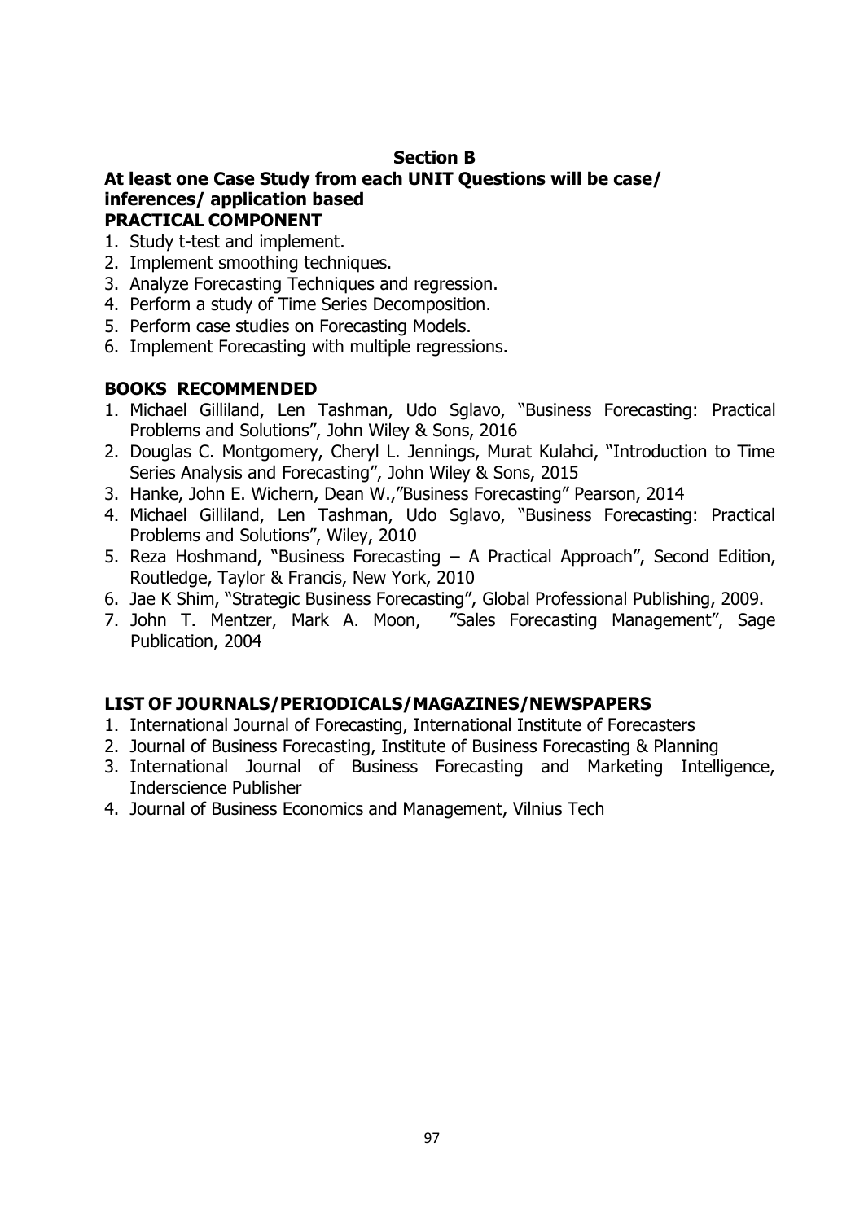**Section B**

**At least one Case Study from each UNIT Questions will be case/ inferences/ application based**

**PRACTICAL COMPONENT**

1. Study t-test and implement.
2. Implement smoothing techniques.
3. Analyze Forecasting Techniques and regression.
4. Perform a study of Time Series Decomposition.
5. Perform case studies on Forecasting Models.
6. Implement Forecasting with multiple regressions.

**BOOKS RECOMMENDED**

1. Michael Gilliland, Len Tashman, Udo Sglavo, "Business Forecasting: Practical Problems and Solutions", John Wiley & Sons, 2016
2. Douglas C. Montgomery, Cheryl L. Jennings, Murat Kulahci, "Introduction to Time Series Analysis and Forecasting", John Wiley & Sons, 2015
3. Hanke, John E. Wichern, Dean W.,"Business Forecasting" Pearson, 2014
4. Michael Gilliland, Len Tashman, Udo Sglavo, "Business Forecasting: Practical Problems and Solutions", Wiley, 2010
5. Reza Hoshmand, "Business Forecasting – A Practical Approach", Second Edition, Routledge, Taylor & Francis, New York, 2010
6. Jae K Shim, "Strategic Business Forecasting", Global Professional Publishing, 2009.
7. John T. Mentzer, Mark A. Moon, "Sales Forecasting Management", Sage Publication, 2004

**LIST OF JOURNALS/PERIODICALS/MAGAZINES/NEWSPAPERS**

1. International Journal of Forecasting, International Institute of Forecasters
2. Journal of Business Forecasting, Institute of Business Forecasting & Planning
3. International Journal of Business Forecasting and Marketing Intelligence, Inderscience Publisher
4. Journal of Business Economics and Management, Vilnius Tech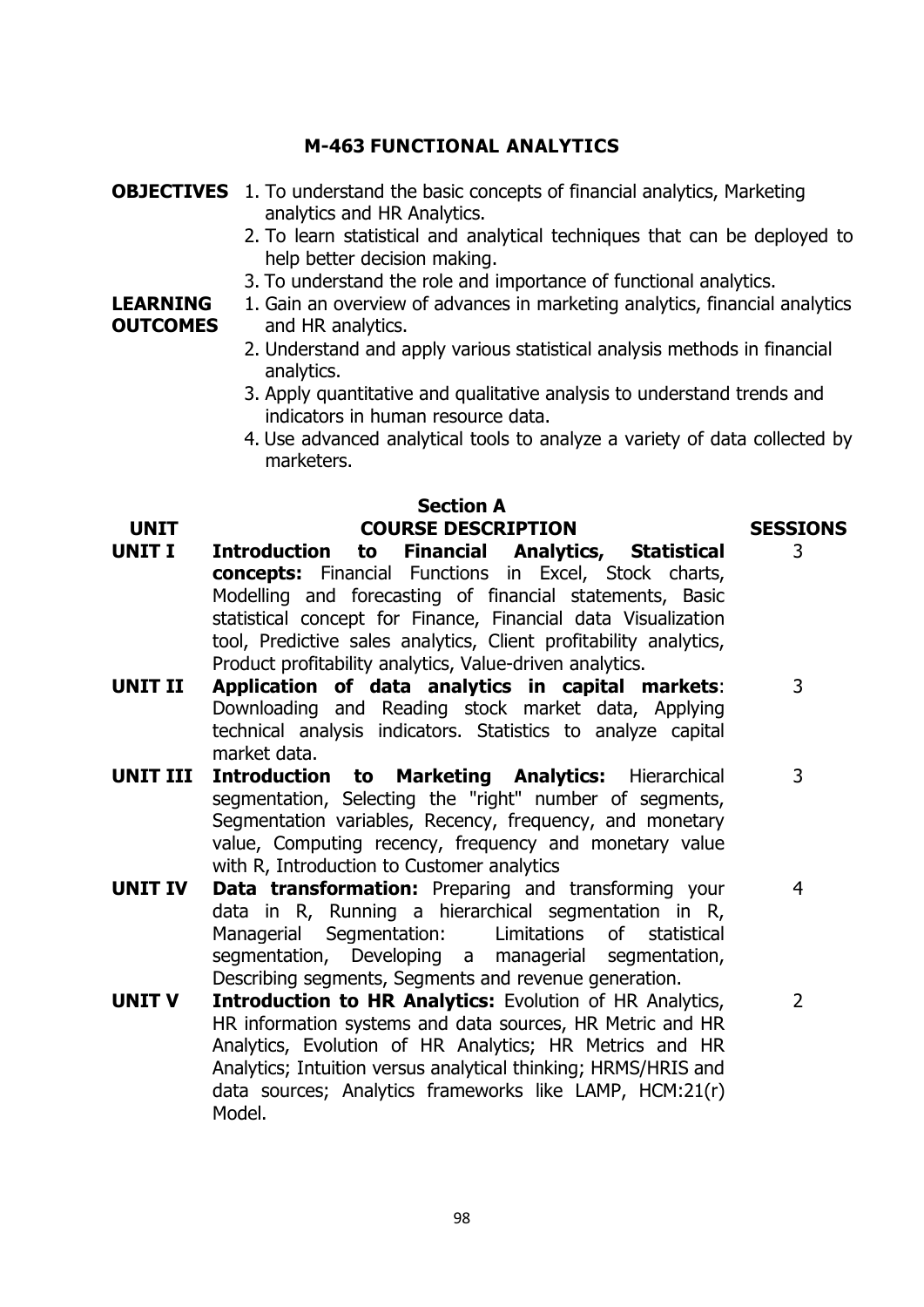# M-463 FUNCTIONAL ANALYTICS

**OBJECTIVES**

1. To understand the basic concepts of financial analytics, Marketing analytics and HR Analytics.
2. To learn statistical and analytical techniques that can be deployed to help better decision making.
3. To understand the role and importance of functional analytics.

**LEARNING OUTCOMES**

1. Gain an overview of advances in marketing analytics, financial analytics and HR analytics.
2. Understand and apply various statistical analysis methods in financial analytics.
3. Apply quantitative and qualitative analysis to understand trends and indicators in human resource data.
4. Use advanced analytical tools to analyze a variety of data collected by marketers.

## Section A

| UNIT | COURSE DESCRIPTION | SESSIONS |
|---|---|---|
| **UNIT I** | **Introduction to Financial Analytics, Statistical concepts:** Financial Functions in Excel, Stock charts, Modelling and forecasting of financial statements, Basic statistical concept for Finance, Financial data Visualization tool, Predictive sales analytics, Client profitability analytics, Product profitability analytics, Value-driven analytics. | 3 |
| **UNIT II** | **Application of data analytics in capital markets**: Downloading and Reading stock market data, Applying technical analysis indicators. Statistics to analyze capital market data. | 3 |
| **UNIT III** | **Introduction to Marketing Analytics:** Hierarchical segmentation, Selecting the "right" number of segments, Segmentation variables, Recency, frequency, and monetary value, Computing recency, frequency and monetary value with R, Introduction to Customer analytics | 3 |
| **UNIT IV** | **Data transformation:** Preparing and transforming your data in R, Running a hierarchical segmentation in R, Managerial Segmentation: Limitations of statistical segmentation, Developing a managerial segmentation, Describing segments, Segments and revenue generation. | 4 |
| **UNIT V** | **Introduction to HR Analytics:** Evolution of HR Analytics, HR information systems and data sources, HR Metric and HR Analytics, Evolution of HR Analytics; HR Metrics and HR Analytics; Intuition versus analytical thinking; HRMS/HRIS and data sources; Analytics frameworks like LAMP, HCM:21(r) Model. | 2 |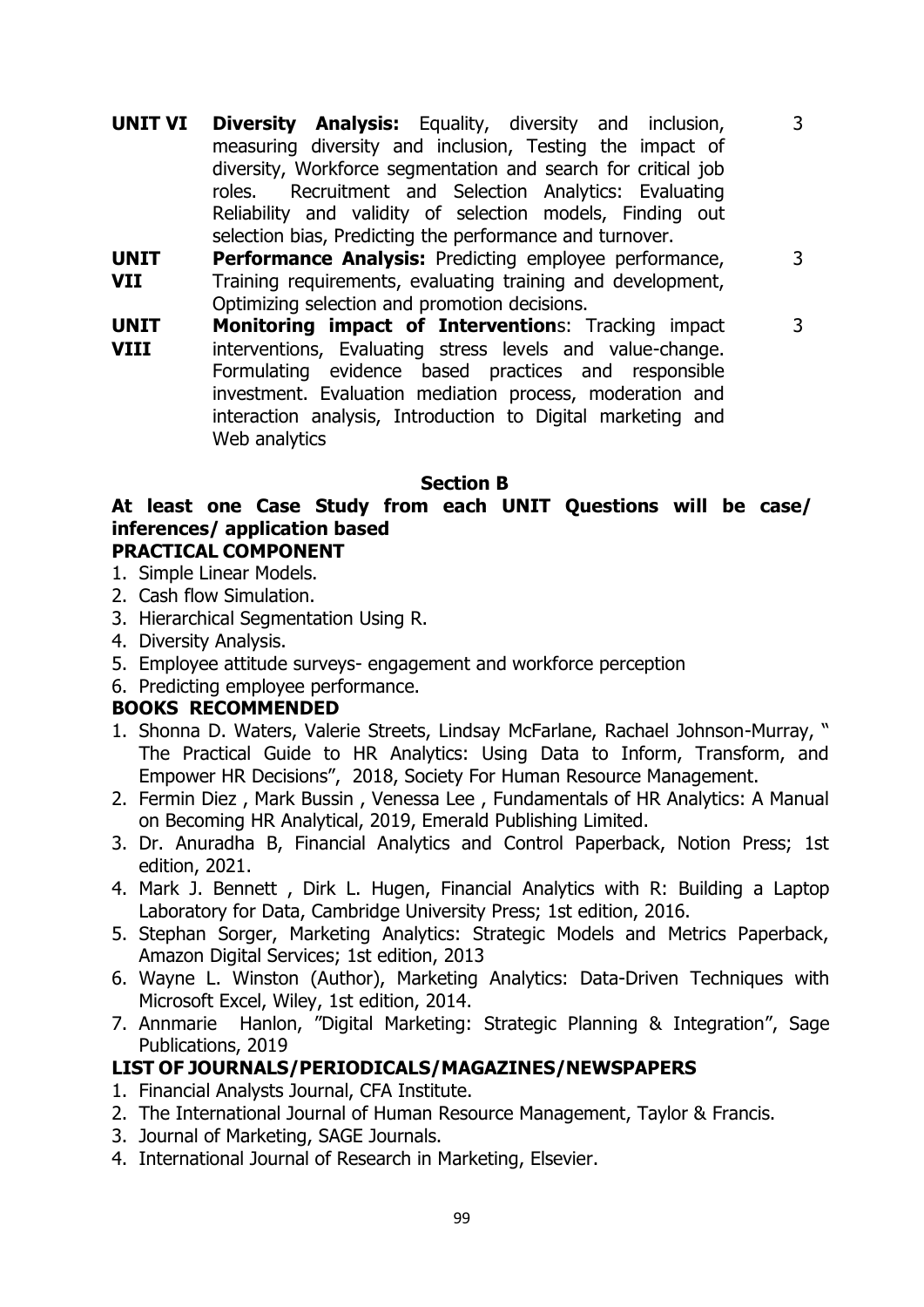| | | |
|---|---|---|
| **UNIT VI** | **Diversity Analysis:** Equality, diversity and inclusion, measuring diversity and inclusion, Testing the impact of diversity, Workforce segmentation and search for critical job roles. Recruitment and Selection Analytics: Evaluating Reliability and validity of selection models, Finding out selection bias, Predicting the performance and turnover. | 3 |
| **UNIT VII** | **Performance Analysis:** Predicting employee performance, Training requirements, evaluating training and development, Optimizing selection and promotion decisions. | 3 |
| **UNIT VIII** | **Monitoring impact of Interventions**: Tracking impact interventions, Evaluating stress levels and value-change. Formulating evidence based practices and responsible investment. Evaluation mediation process, moderation and interaction analysis, Introduction to Digital marketing and Web analytics | 3 |

**Section B**

**At least one Case Study from each UNIT Questions will be case/ inferences/ application based**

**PRACTICAL COMPONENT**

1. Simple Linear Models.
2. Cash flow Simulation.
3. Hierarchical Segmentation Using R.
4. Diversity Analysis.
5. Employee attitude surveys- engagement and workforce perception
6. Predicting employee performance.

**BOOKS RECOMMENDED**

1. Shonna D. Waters, Valerie Streets, Lindsay McFarlane, Rachael Johnson-Murray, " The Practical Guide to HR Analytics: Using Data to Inform, Transform, and Empower HR Decisions", 2018, Society For Human Resource Management.
2. Fermin Diez , Mark Bussin , Venessa Lee , Fundamentals of HR Analytics: A Manual on Becoming HR Analytical, 2019, Emerald Publishing Limited.
3. Dr. Anuradha B, Financial Analytics and Control Paperback, Notion Press; 1st edition, 2021.
4. Mark J. Bennett , Dirk L. Hugen, Financial Analytics with R: Building a Laptop Laboratory for Data, Cambridge University Press; 1st edition, 2016.
5. Stephan Sorger, Marketing Analytics: Strategic Models and Metrics Paperback, Amazon Digital Services; 1st edition, 2013
6. Wayne L. Winston (Author), Marketing Analytics: Data-Driven Techniques with Microsoft Excel, Wiley, 1st edition, 2014.
7. Annmarie Hanlon, "Digital Marketing: Strategic Planning & Integration", Sage Publications, 2019

**LIST OF JOURNALS/PERIODICALS/MAGAZINES/NEWSPAPERS**

1. Financial Analysts Journal, CFA Institute.
2. The International Journal of Human Resource Management, Taylor & Francis.
3. Journal of Marketing, SAGE Journals.
4. International Journal of Research in Marketing, Elsevier.